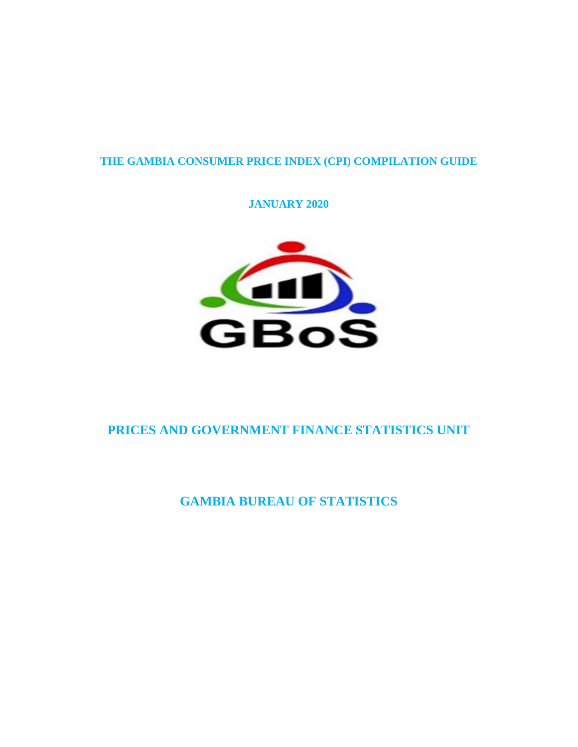# THE GAMBIA CONSUMER PRICE INDEX (CPI) COMPILATION GUIDE

**JANUARY 2020**

GBoS

## PRICES AND GOVERNMENT FINANCE STATISTICS UNIT

## GAMBIA BUREAU OF STATISTICS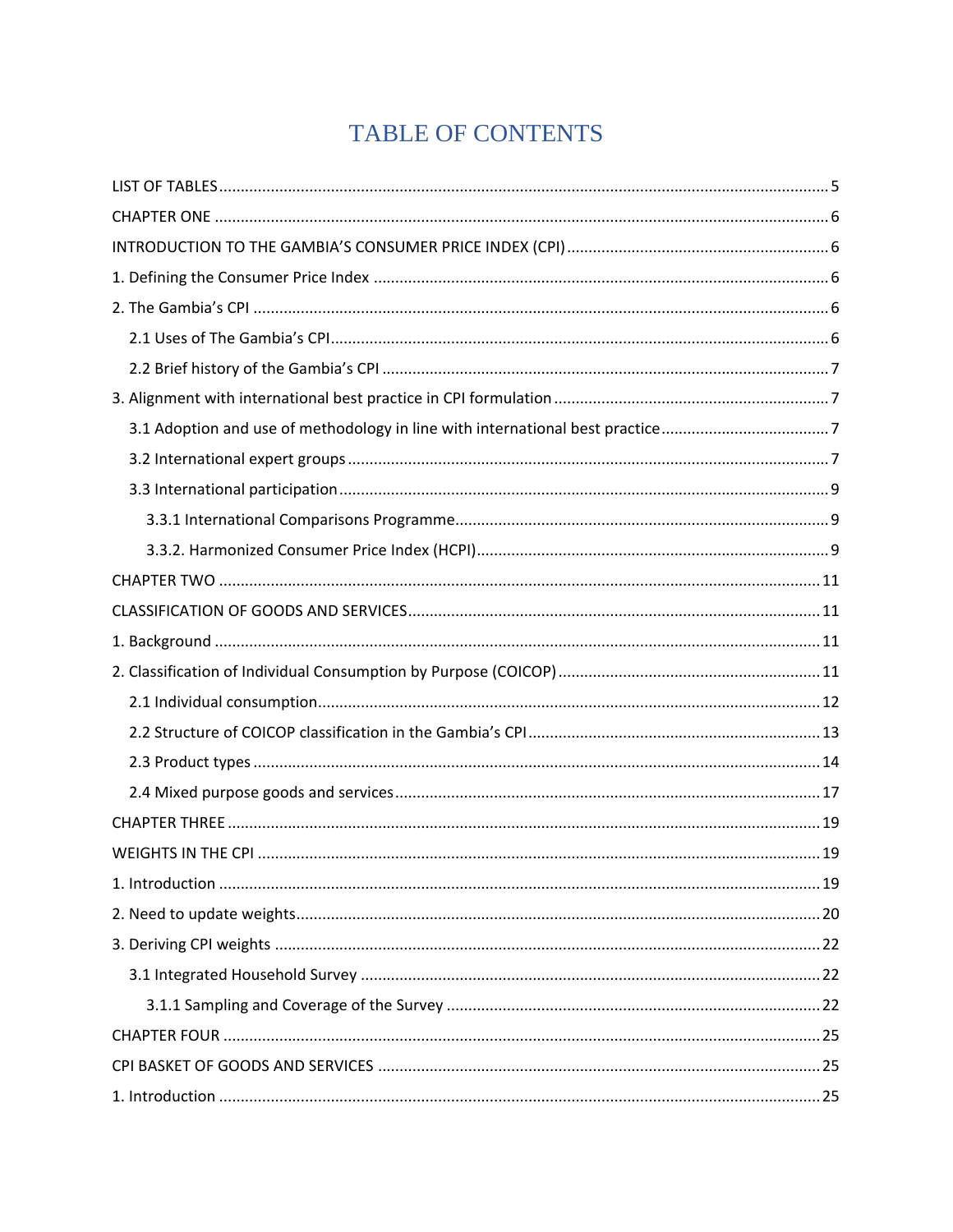# TABLE OF CONTENTS

LIST OF TABLES ........................................................................................................................... 5

CHAPTER ONE ............................................................................................................................ 6

INTRODUCTION TO THE GAMBIA'S CONSUMER PRICE INDEX (CPI) ............................................................ 6

1. Defining the Consumer Price Index ........................................................................................ 6

2. The Gambia's CPI .................................................................................................................... 6

  2.1 Uses of The Gambia's CPI .................................................................................................. 6

  2.2 Brief history of the Gambia's CPI ...................................................................................... 7

3. Alignment with international best practice in CPI formulation ................................................ 7

  3.1 Adoption and use of methodology in line with international best practice ....................................... 7

  3.2 International expert groups .............................................................................................. 7

  3.3 International participation ................................................................................................ 9

    3.3.1 International Comparisons Programme ...................................................................... 9

    3.3.2. Harmonized Consumer Price Index (HCPI) ................................................................. 9

CHAPTER TWO ......................................................................................................................... 11

CLASSIFICATION OF GOODS AND SERVICES .............................................................................. 11

1. Background .......................................................................................................................... 11

2. Classification of Individual Consumption by Purpose (COICOP) ............................................ 11

  2.1 Individual consumption ................................................................................................... 12

  2.2 Structure of COICOP classification in the Gambia's CPI .................................................... 13

  2.3 Product types .................................................................................................................. 14

  2.4 Mixed purpose goods and services ................................................................................. 17

CHAPTER THREE ....................................................................................................................... 19

WEIGHTS IN THE CPI ................................................................................................................ 19

1. Introduction ......................................................................................................................... 19

2. Need to update weights ......................................................................................................... 20

3. Deriving CPI weights ............................................................................................................ 22

  3.1 Integrated Household Survey .......................................................................................... 22

    3.1.1 Sampling and Coverage of the Survey ...................................................................... 22

CHAPTER FOUR ........................................................................................................................ 25

CPI BASKET OF GOODS AND SERVICES ...................................................................................... 25

1. Introduction ......................................................................................................................... 25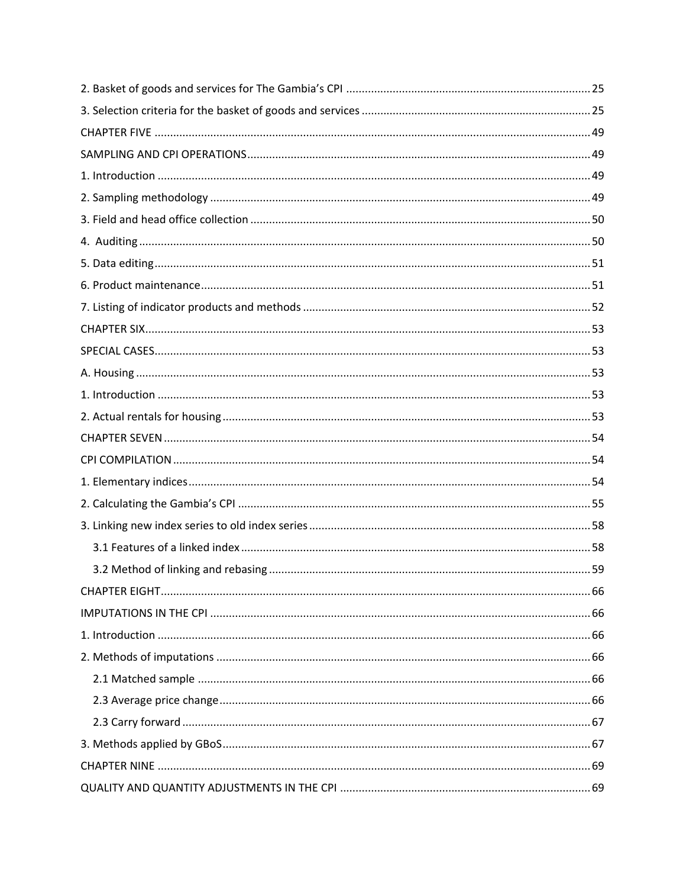2. Basket of goods and services for The Gambia's CPI ..... 25

3. Selection criteria for the basket of goods and services ..... 25

CHAPTER FIVE ..... 49

SAMPLING AND CPI OPERATIONS ..... 49

1. Introduction ..... 49

2. Sampling methodology ..... 49

3. Field and head office collection ..... 50

4. Auditing ..... 50

5. Data editing ..... 51

6. Product maintenance ..... 51

7. Listing of indicator products and methods ..... 52

CHAPTER SIX ..... 53

SPECIAL CASES ..... 53

A. Housing ..... 53

1. Introduction ..... 53

2. Actual rentals for housing ..... 53

CHAPTER SEVEN ..... 54

CPI COMPILATION ..... 54

1. Elementary indices ..... 54

2. Calculating the Gambia's CPI ..... 55

3. Linking new index series to old index series ..... 58

- 3.1 Features of a linked index ..... 58
- 3.2 Method of linking and rebasing ..... 59

CHAPTER EIGHT ..... 66

IMPUTATIONS IN THE CPI ..... 66

1. Introduction ..... 66

2. Methods of imputations ..... 66

- 2.1 Matched sample ..... 66
- 2.3 Average price change ..... 66
- 2.3 Carry forward ..... 67

3. Methods applied by GBoS ..... 67

CHAPTER NINE ..... 69

QUALITY AND QUANTITY ADJUSTMENTS IN THE CPI ..... 69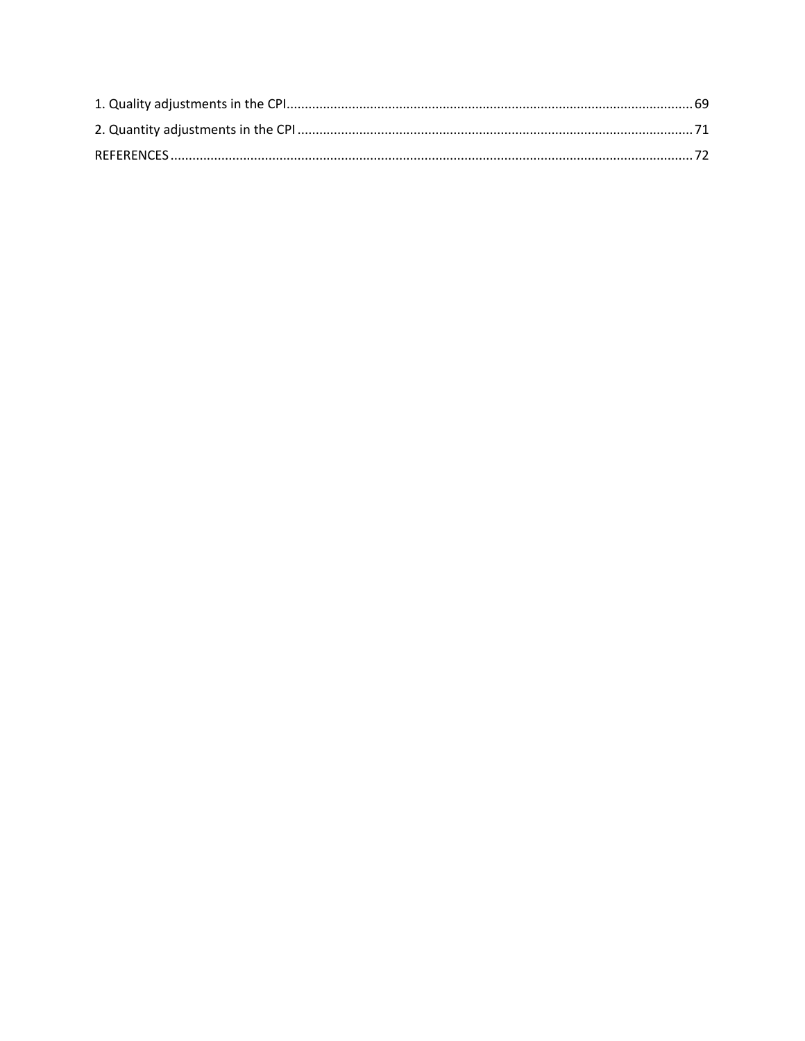1. Quality adjustments in the CPI ........................................................................................................ 69

2. Quantity adjustments in the CPI ...................................................................................................... 71

REFERENCES ......................................................................................................................................... 72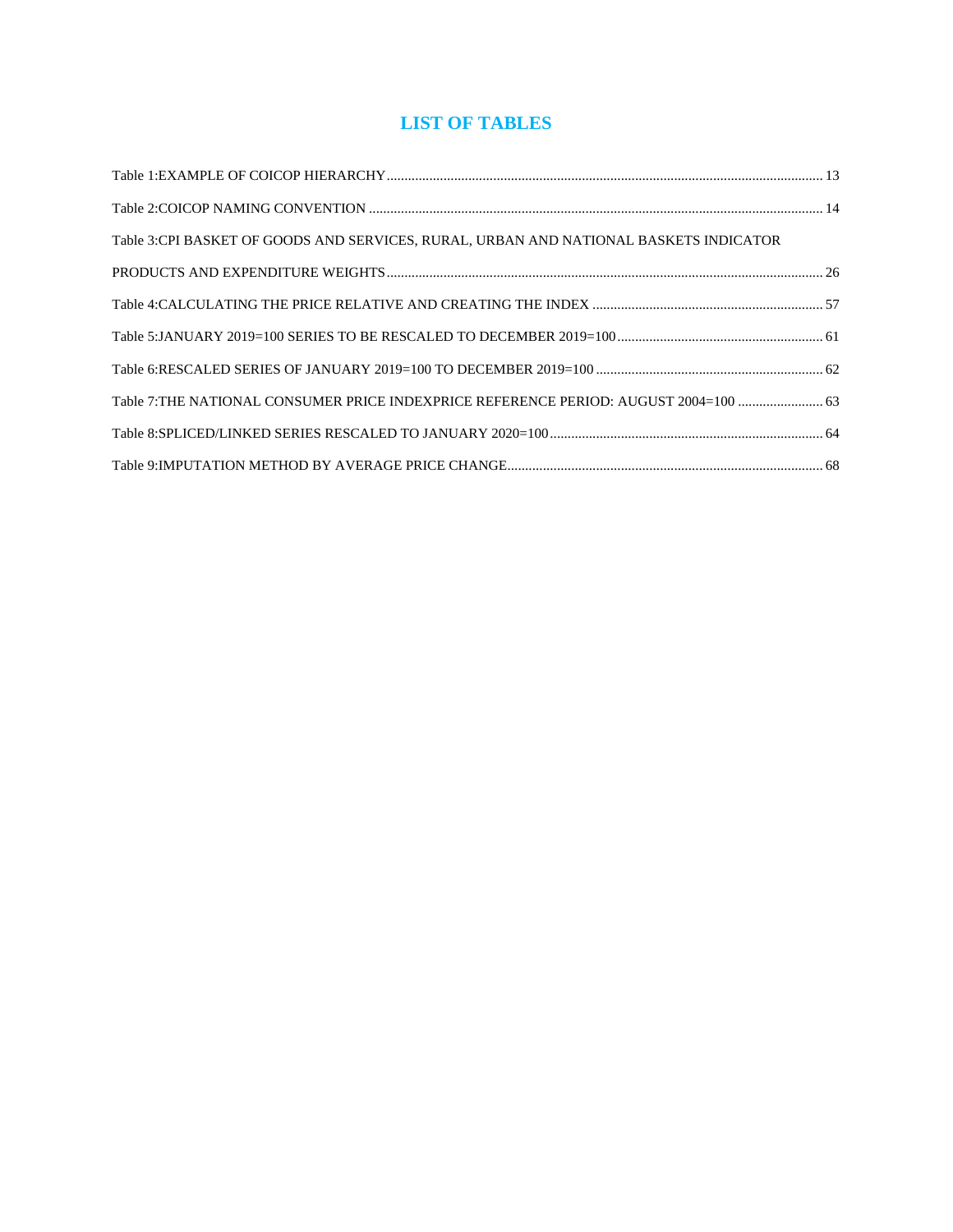# LIST OF TABLES

Table 1:EXAMPLE OF COICOP HIERARCHY ........................................................................................................................ 13

Table 2:COICOP NAMING CONVENTION ............................................................................................................................ 14

Table 3:CPI BASKET OF GOODS AND SERVICES, RURAL, URBAN AND NATIONAL BASKETS INDICATOR PRODUCTS AND EXPENDITURE WEIGHTS ........................................................................................................................ 26

Table 4:CALCULATING THE PRICE RELATIVE AND CREATING THE INDEX ................................................................ 57

Table 5:JANUARY 2019=100 SERIES TO BE RESCALED TO DECEMBER 2019=100 ......................................................... 61

Table 6:RESCALED SERIES OF JANUARY 2019=100 TO DECEMBER 2019=100 ................................................................ 62

Table 7:THE NATIONAL CONSUMER PRICE INDEXPRICE REFERENCE PERIOD: AUGUST 2004=100 ........................ 63

Table 8:SPLICED/LINKED SERIES RESCALED TO JANUARY 2020=100 ............................................................................ 64

Table 9:IMPUTATION METHOD BY AVERAGE PRICE CHANGE ........................................................................................ 68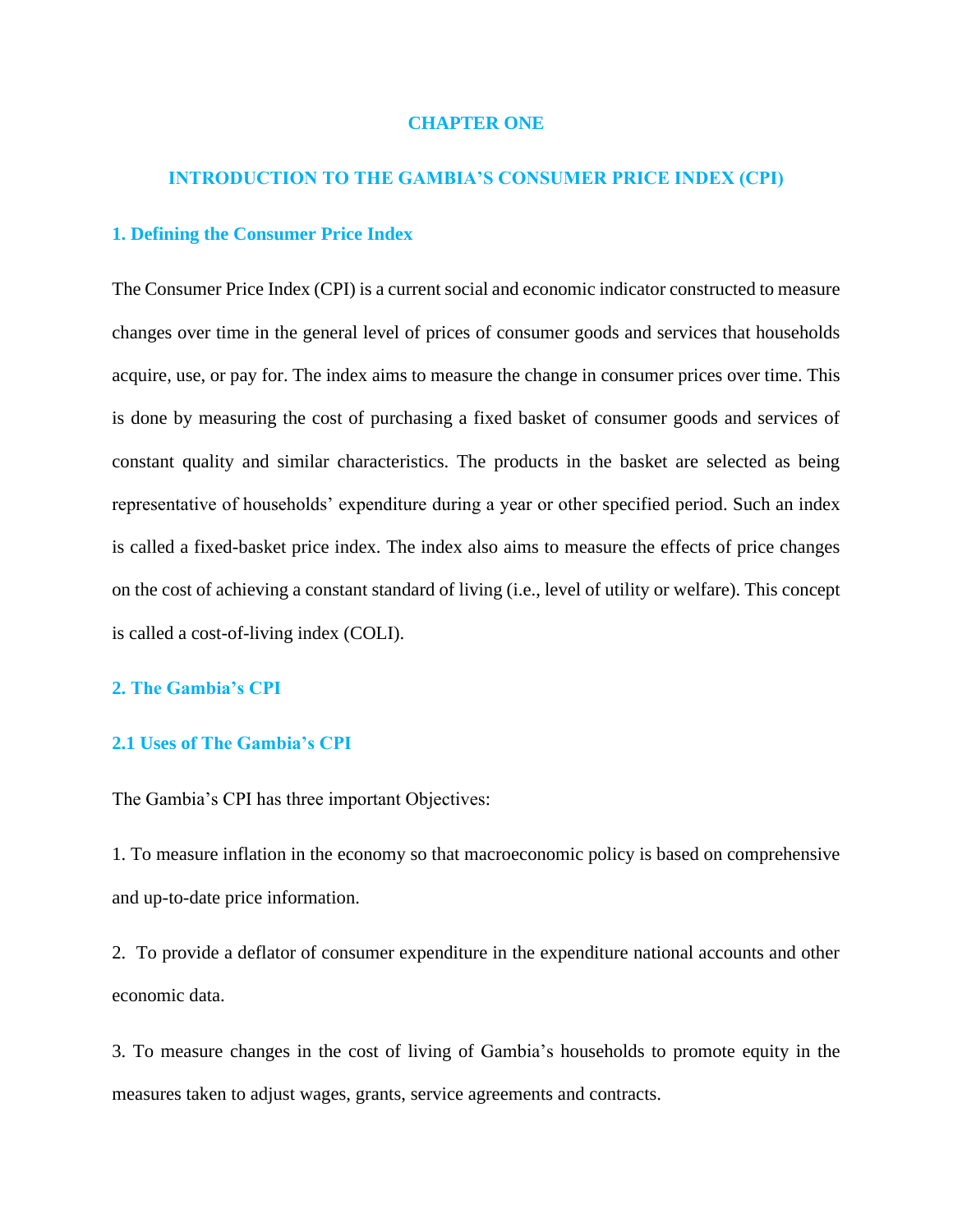# CHAPTER ONE

# INTRODUCTION TO THE GAMBIA'S CONSUMER PRICE INDEX (CPI)

## 1. Defining the Consumer Price Index

The Consumer Price Index (CPI) is a current social and economic indicator constructed to measure changes over time in the general level of prices of consumer goods and services that households acquire, use, or pay for. The index aims to measure the change in consumer prices over time. This is done by measuring the cost of purchasing a fixed basket of consumer goods and services of constant quality and similar characteristics. The products in the basket are selected as being representative of households' expenditure during a year or other specified period. Such an index is called a fixed-basket price index. The index also aims to measure the effects of price changes on the cost of achieving a constant standard of living (i.e., level of utility or welfare). This concept is called a cost-of-living index (COLI).

## 2. The Gambia's CPI

### 2.1 Uses of The Gambia's CPI

The Gambia's CPI has three important Objectives:

1. To measure inflation in the economy so that macroeconomic policy is based on comprehensive and up-to-date price information.

2. To provide a deflator of consumer expenditure in the expenditure national accounts and other economic data.

3. To measure changes in the cost of living of Gambia's households to promote equity in the measures taken to adjust wages, grants, service agreements and contracts.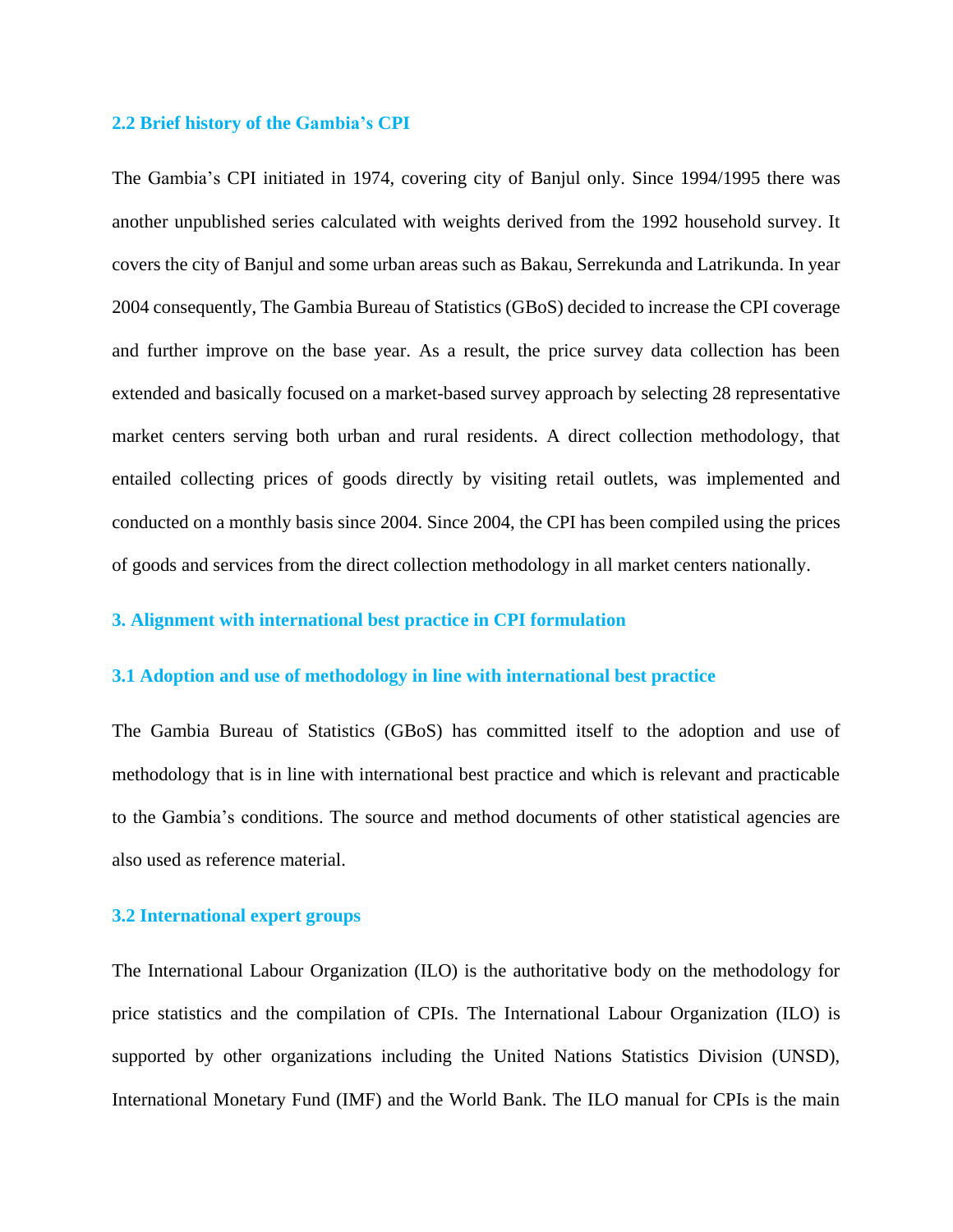### 2.2 Brief history of the Gambia's CPI

The Gambia's CPI initiated in 1974, covering city of Banjul only. Since 1994/1995 there was another unpublished series calculated with weights derived from the 1992 household survey. It covers the city of Banjul and some urban areas such as Bakau, Serrekunda and Latrikunda. In year 2004 consequently, The Gambia Bureau of Statistics (GBoS) decided to increase the CPI coverage and further improve on the base year. As a result, the price survey data collection has been extended and basically focused on a market-based survey approach by selecting 28 representative market centers serving both urban and rural residents. A direct collection methodology, that entailed collecting prices of goods directly by visiting retail outlets, was implemented and conducted on a monthly basis since 2004. Since 2004, the CPI has been compiled using the prices of goods and services from the direct collection methodology in all market centers nationally.

## 3. Alignment with international best practice in CPI formulation

### 3.1 Adoption and use of methodology in line with international best practice

The Gambia Bureau of Statistics (GBoS) has committed itself to the adoption and use of methodology that is in line with international best practice and which is relevant and practicable to the Gambia's conditions. The source and method documents of other statistical agencies are also used as reference material.

### 3.2 International expert groups

The International Labour Organization (ILO) is the authoritative body on the methodology for price statistics and the compilation of CPIs. The International Labour Organization (ILO) is supported by other organizations including the United Nations Statistics Division (UNSD), International Monetary Fund (IMF) and the World Bank. The ILO manual for CPIs is the main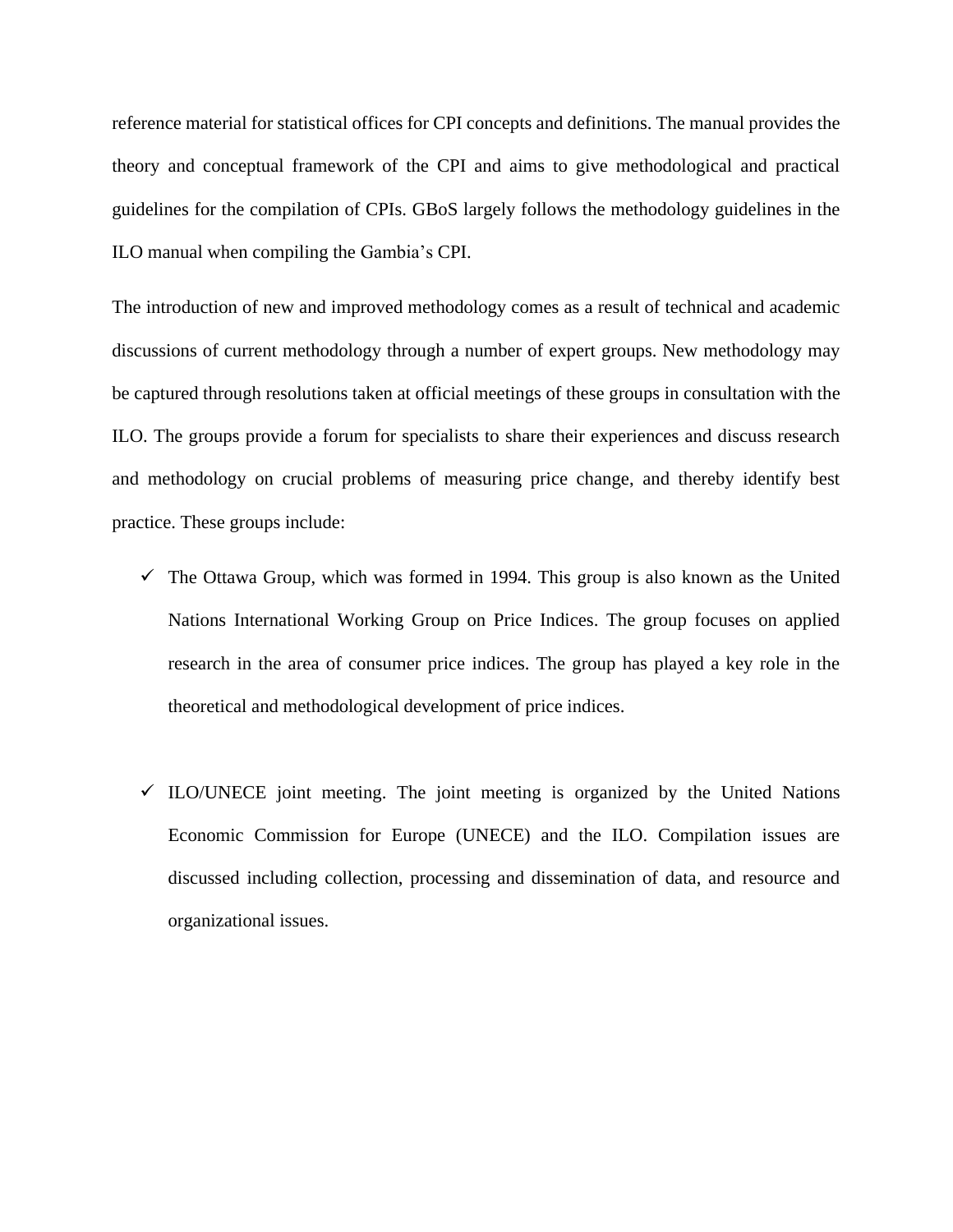reference material for statistical offices for CPI concepts and definitions. The manual provides the theory and conceptual framework of the CPI and aims to give methodological and practical guidelines for the compilation of CPIs. GBoS largely follows the methodology guidelines in the ILO manual when compiling the Gambia's CPI.

The introduction of new and improved methodology comes as a result of technical and academic discussions of current methodology through a number of expert groups. New methodology may be captured through resolutions taken at official meetings of these groups in consultation with the ILO. The groups provide a forum for specialists to share their experiences and discuss research and methodology on crucial problems of measuring price change, and thereby identify best practice. These groups include:

- ✓ The Ottawa Group, which was formed in 1994. This group is also known as the United Nations International Working Group on Price Indices. The group focuses on applied research in the area of consumer price indices. The group has played a key role in the theoretical and methodological development of price indices.

- ✓ ILO/UNECE joint meeting. The joint meeting is organized by the United Nations Economic Commission for Europe (UNECE) and the ILO. Compilation issues are discussed including collection, processing and dissemination of data, and resource and organizational issues.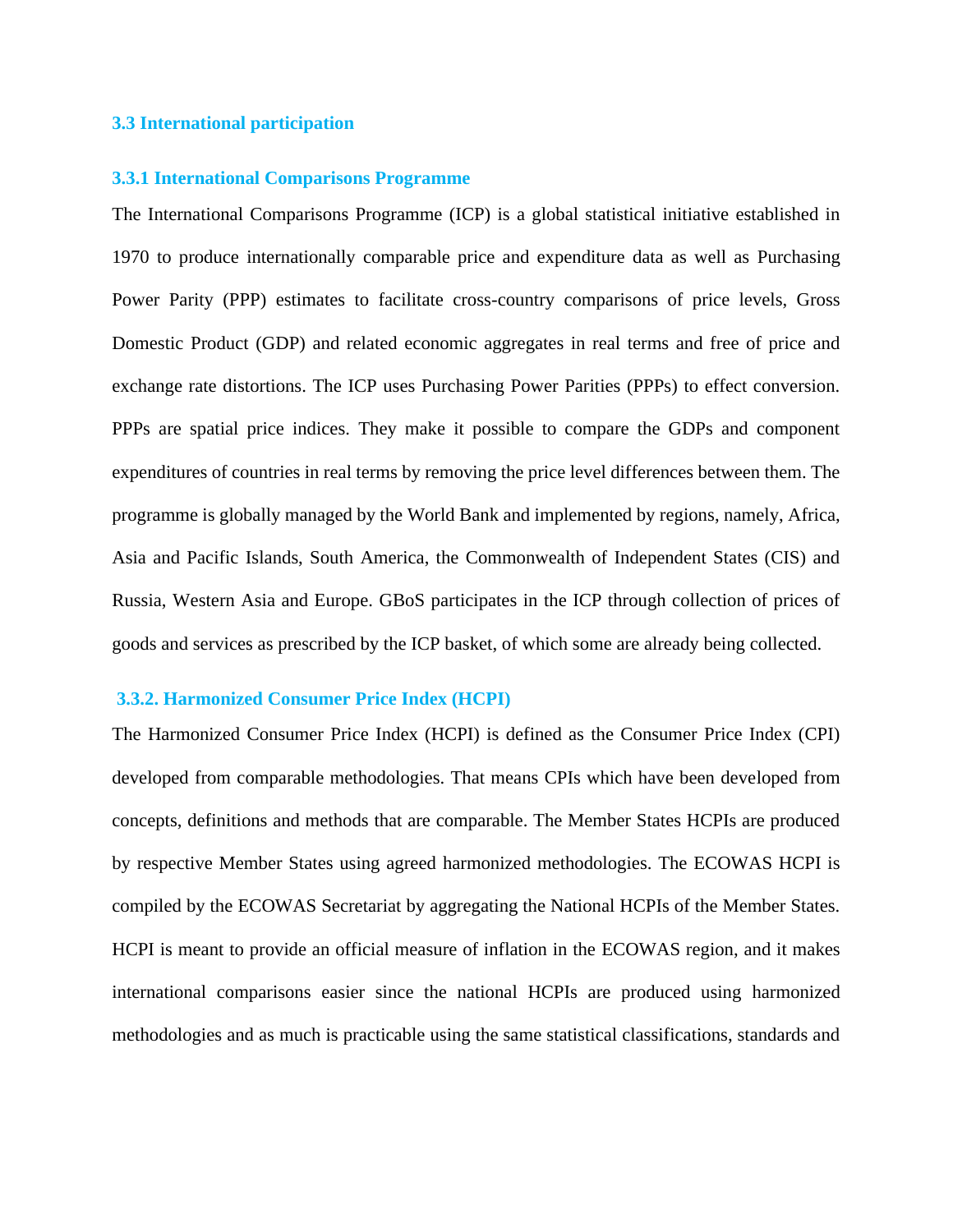## 3.3 International participation

### 3.3.1 International Comparisons Programme

The International Comparisons Programme (ICP) is a global statistical initiative established in 1970 to produce internationally comparable price and expenditure data as well as Purchasing Power Parity (PPP) estimates to facilitate cross-country comparisons of price levels, Gross Domestic Product (GDP) and related economic aggregates in real terms and free of price and exchange rate distortions. The ICP uses Purchasing Power Parities (PPPs) to effect conversion. PPPs are spatial price indices. They make it possible to compare the GDPs and component expenditures of countries in real terms by removing the price level differences between them. The programme is globally managed by the World Bank and implemented by regions, namely, Africa, Asia and Pacific Islands, South America, the Commonwealth of Independent States (CIS) and Russia, Western Asia and Europe. GBoS participates in the ICP through collection of prices of goods and services as prescribed by the ICP basket, of which some are already being collected.

### 3.3.2. Harmonized Consumer Price Index (HCPI)

The Harmonized Consumer Price Index (HCPI) is defined as the Consumer Price Index (CPI) developed from comparable methodologies. That means CPIs which have been developed from concepts, definitions and methods that are comparable. The Member States HCPIs are produced by respective Member States using agreed harmonized methodologies. The ECOWAS HCPI is compiled by the ECOWAS Secretariat by aggregating the National HCPIs of the Member States. HCPI is meant to provide an official measure of inflation in the ECOWAS region, and it makes international comparisons easier since the national HCPIs are produced using harmonized methodologies and as much is practicable using the same statistical classifications, standards and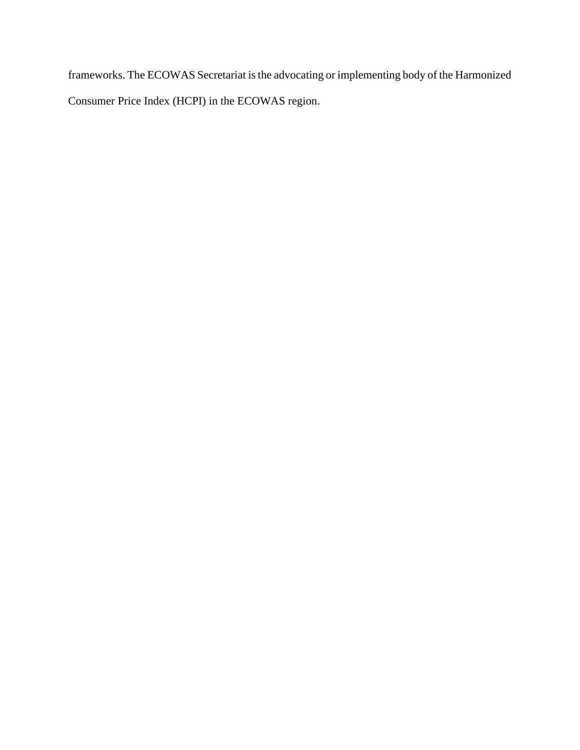frameworks. The ECOWAS Secretariat is the advocating or implementing body of the Harmonized Consumer Price Index (HCPI) in the ECOWAS region.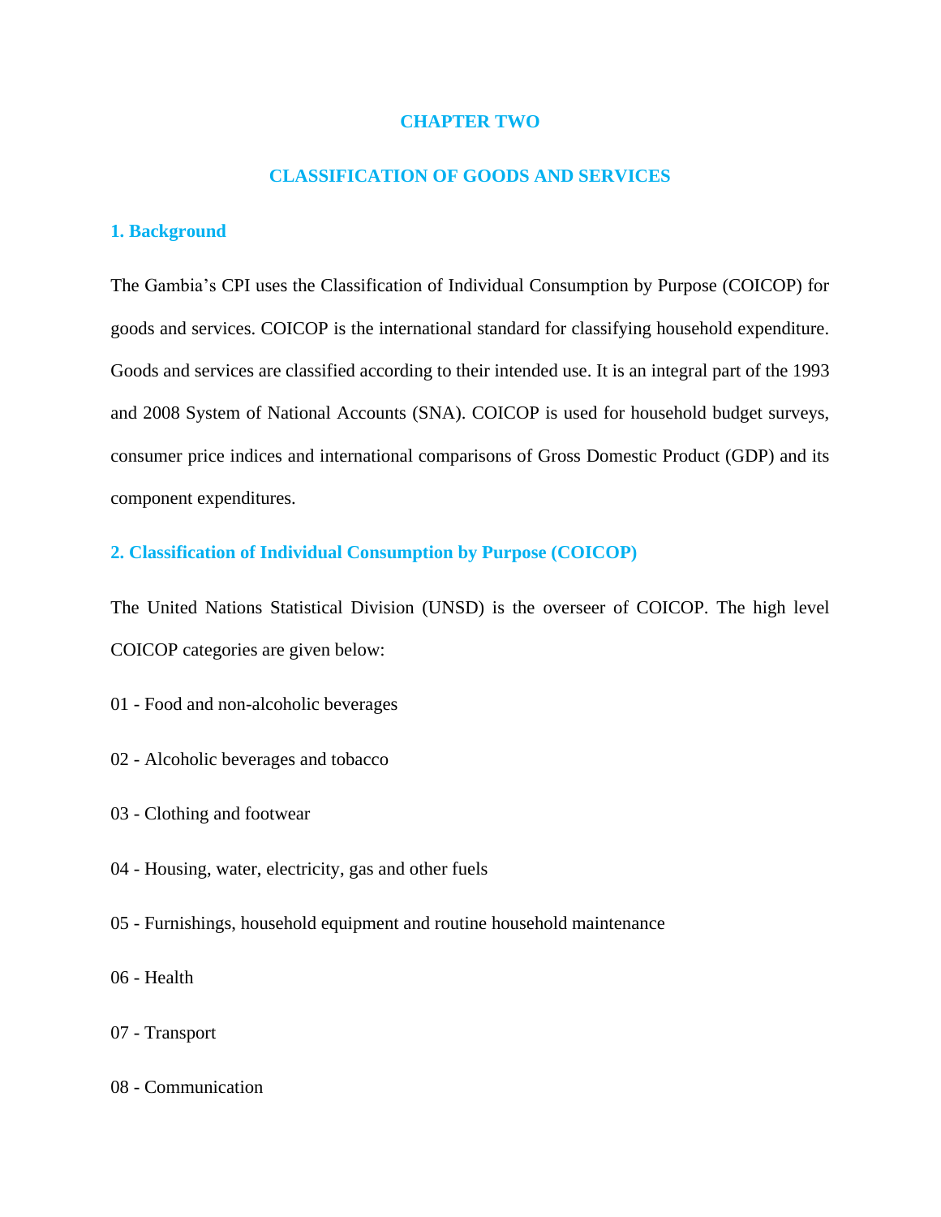# CHAPTER TWO

# CLASSIFICATION OF GOODS AND SERVICES

## 1. Background

The Gambia's CPI uses the Classification of Individual Consumption by Purpose (COICOP) for goods and services. COICOP is the international standard for classifying household expenditure. Goods and services are classified according to their intended use. It is an integral part of the 1993 and 2008 System of National Accounts (SNA). COICOP is used for household budget surveys, consumer price indices and international comparisons of Gross Domestic Product (GDP) and its component expenditures.

## 2. Classification of Individual Consumption by Purpose (COICOP)

The United Nations Statistical Division (UNSD) is the overseer of COICOP. The high level COICOP categories are given below:

01 - Food and non-alcoholic beverages

02 - Alcoholic beverages and tobacco

03 - Clothing and footwear

04 - Housing, water, electricity, gas and other fuels

05 - Furnishings, household equipment and routine household maintenance

06 - Health

07 - Transport

08 - Communication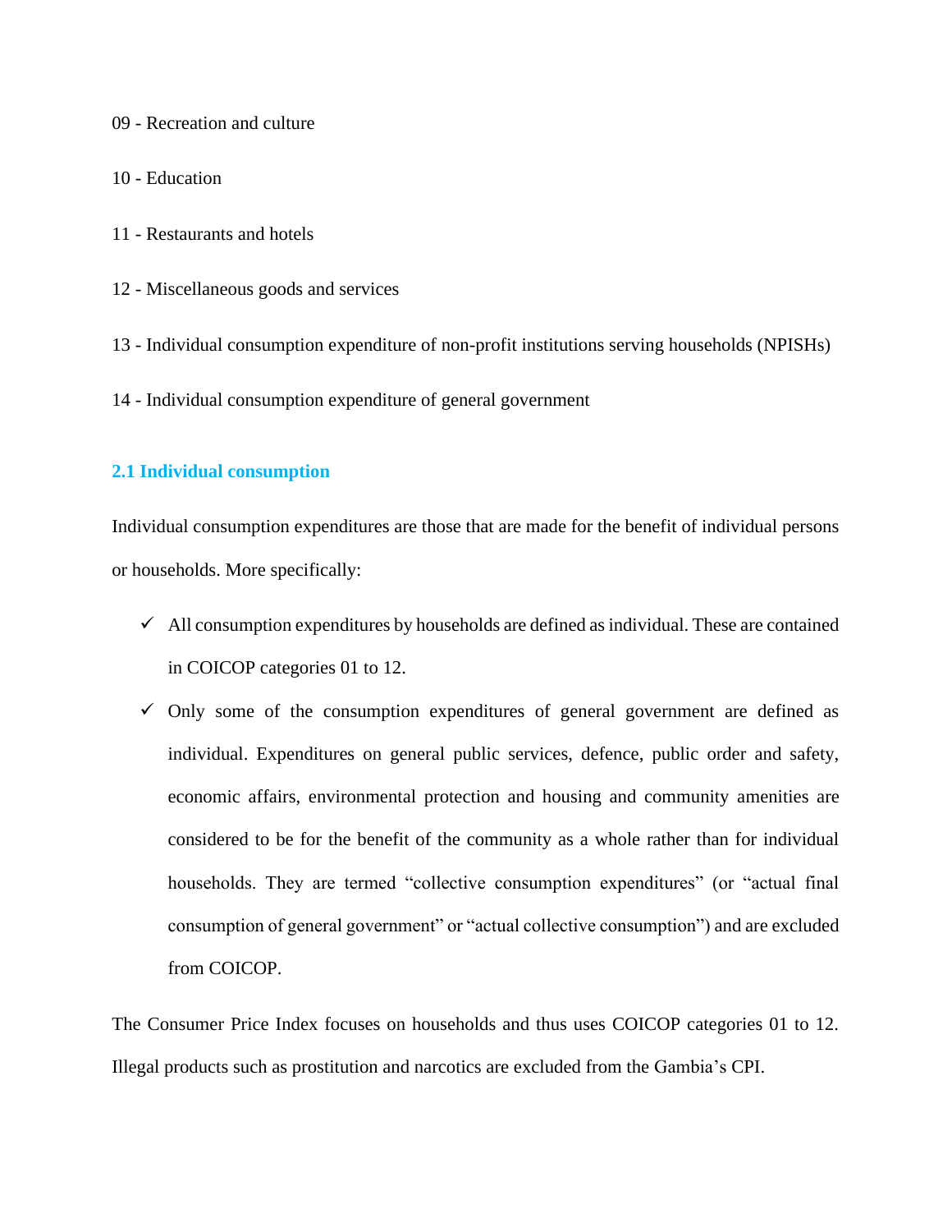09 - Recreation and culture

10 - Education

11 - Restaurants and hotels

12 - Miscellaneous goods and services

13 - Individual consumption expenditure of non-profit institutions serving households (NPISHs)

14 - Individual consumption expenditure of general government

### 2.1 Individual consumption

Individual consumption expenditures are those that are made for the benefit of individual persons or households. More specifically:

- ✓ All consumption expenditures by households are defined as individual. These are contained in COICOP categories 01 to 12.
- ✓ Only some of the consumption expenditures of general government are defined as individual. Expenditures on general public services, defence, public order and safety, economic affairs, environmental protection and housing and community amenities are considered to be for the benefit of the community as a whole rather than for individual households. They are termed "collective consumption expenditures" (or "actual final consumption of general government" or "actual collective consumption") and are excluded from COICOP.

The Consumer Price Index focuses on households and thus uses COICOP categories 01 to 12. Illegal products such as prostitution and narcotics are excluded from the Gambia's CPI.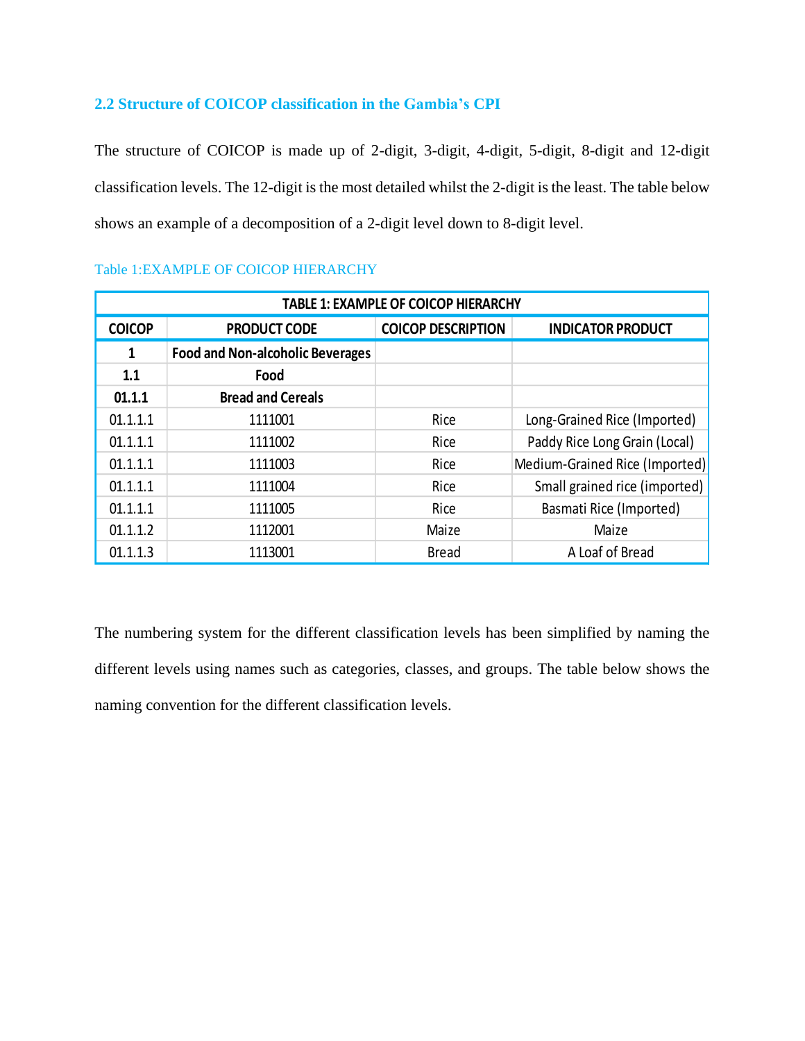## 2.2 Structure of COICOP classification in the Gambia's CPI

The structure of COICOP is made up of 2-digit, 3-digit, 4-digit, 5-digit, 8-digit and 12-digit classification levels. The 12-digit is the most detailed whilst the 2-digit is the least. The table below shows an example of a decomposition of a 2-digit level down to 8-digit level.

Table 1:EXAMPLE OF COICOP HIERARCHY

| TABLE 1: EXAMPLE OF COICOP HIERARCHY | | | |
|---|---|---|---|
| **COICOP** | **PRODUCT CODE** | **COICOP DESCRIPTION** | **INDICATOR PRODUCT** |
| **1** | **Food and Non-alcoholic Beverages** | | |
| **1.1** | **Food** | | |
| **01.1.1** | **Bread and Cereals** | | |
| 01.1.1.1 | 1111001 | Rice | Long-Grained Rice (Imported) |
| 01.1.1.1 | 1111002 | Rice | Paddy Rice Long Grain (Local) |
| 01.1.1.1 | 1111003 | Rice | Medium-Grained Rice (Imported) |
| 01.1.1.1 | 1111004 | Rice | Small grained rice (imported) |
| 01.1.1.1 | 1111005 | Rice | Basmati Rice (Imported) |
| 01.1.1.2 | 1112001 | Maize | Maize |
| 01.1.1.3 | 1113001 | Bread | A Loaf of Bread |

The numbering system for the different classification levels has been simplified by naming the different levels using names such as categories, classes, and groups. The table below shows the naming convention for the different classification levels.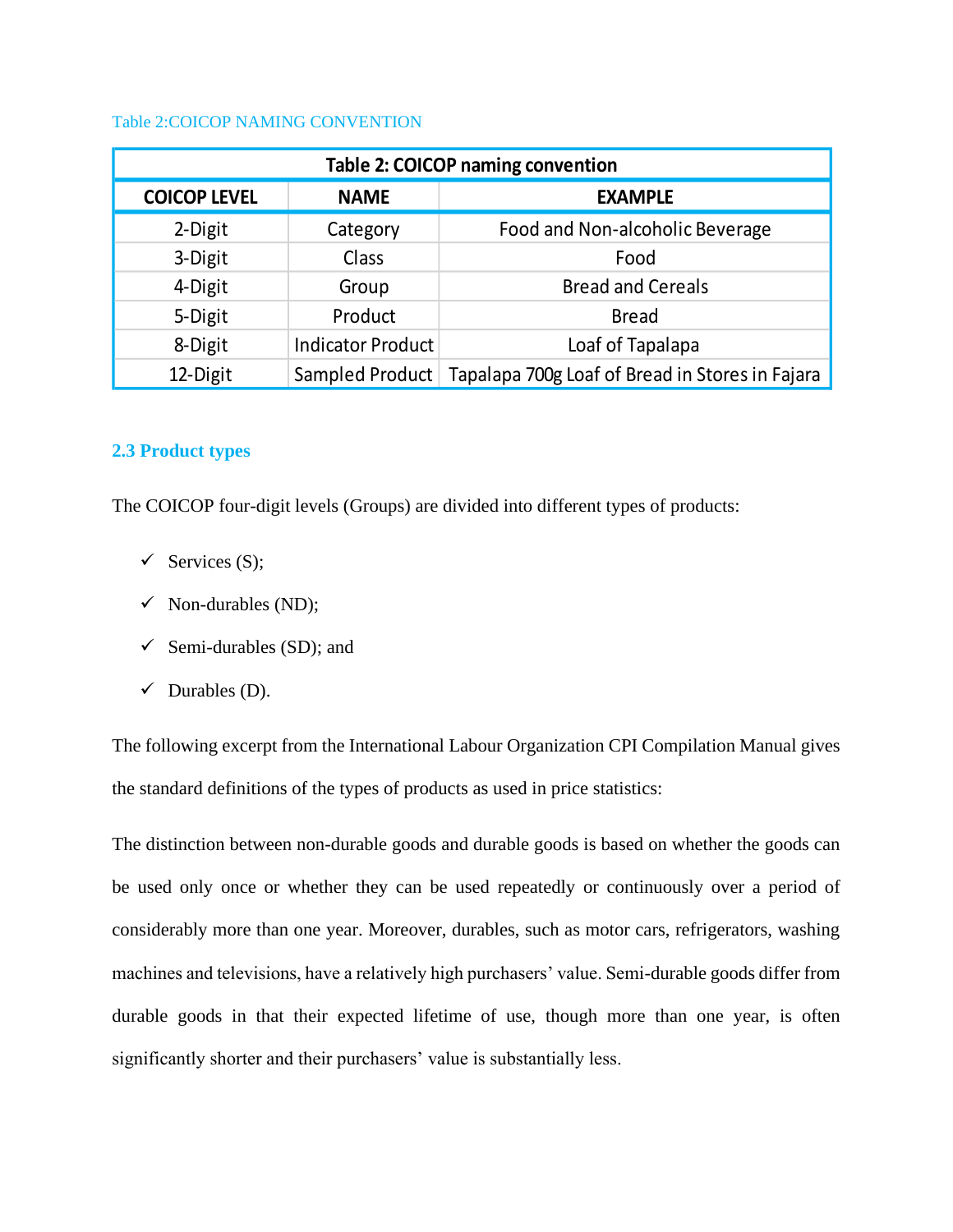Table 2:COICOP NAMING CONVENTION

| Table 2: COICOP naming convention | | |
|---|---|---|
| **COICOP LEVEL** | **NAME** | **EXAMPLE** |
| 2-Digit | Category | Food and Non-alcoholic Beverage |
| 3-Digit | Class | Food |
| 4-Digit | Group | Bread and Cereals |
| 5-Digit | Product | Bread |
| 8-Digit | Indicator Product | Loaf of Tapalapa |
| 12-Digit | Sampled Product | Tapalapa 700g Loaf of Bread in Stores in Fajara |

## 2.3 Product types

The COICOP four-digit levels (Groups) are divided into different types of products:

- ✓ Services (S);
- ✓ Non-durables (ND);
- ✓ Semi-durables (SD); and
- ✓ Durables (D).

The following excerpt from the International Labour Organization CPI Compilation Manual gives the standard definitions of the types of products as used in price statistics:

The distinction between non-durable goods and durable goods is based on whether the goods can be used only once or whether they can be used repeatedly or continuously over a period of considerably more than one year. Moreover, durables, such as motor cars, refrigerators, washing machines and televisions, have a relatively high purchasers' value. Semi-durable goods differ from durable goods in that their expected lifetime of use, though more than one year, is often significantly shorter and their purchasers' value is substantially less.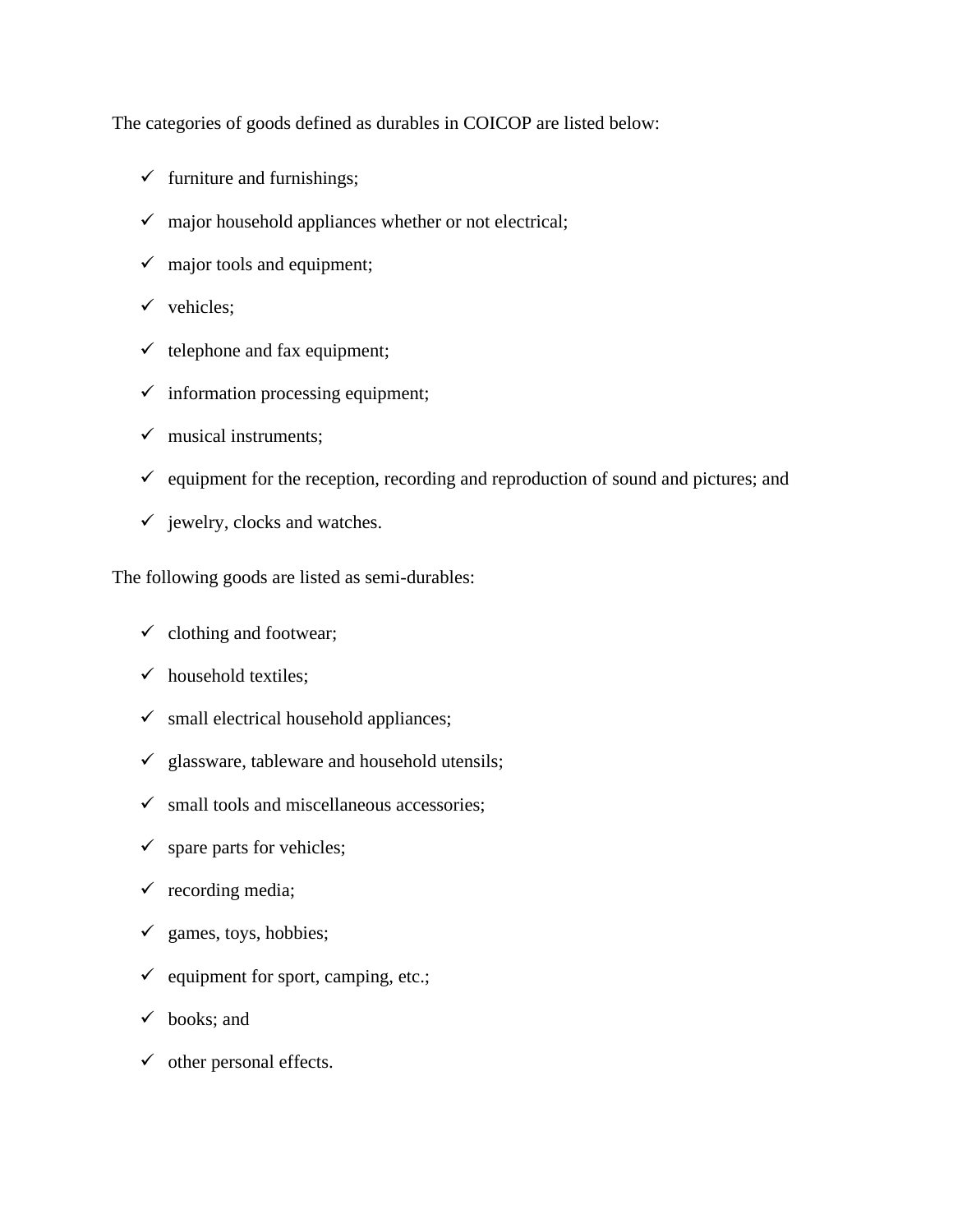The categories of goods defined as durables in COICOP are listed below:

- ✓ furniture and furnishings;
- ✓ major household appliances whether or not electrical;
- ✓ major tools and equipment;
- ✓ vehicles;
- ✓ telephone and fax equipment;
- ✓ information processing equipment;
- ✓ musical instruments;
- ✓ equipment for the reception, recording and reproduction of sound and pictures; and
- ✓ jewelry, clocks and watches.

The following goods are listed as semi-durables:

- ✓ clothing and footwear;
- ✓ household textiles;
- ✓ small electrical household appliances;
- ✓ glassware, tableware and household utensils;
- ✓ small tools and miscellaneous accessories;
- ✓ spare parts for vehicles;
- ✓ recording media;
- ✓ games, toys, hobbies;
- ✓ equipment for sport, camping, etc.;
- ✓ books; and
- ✓ other personal effects.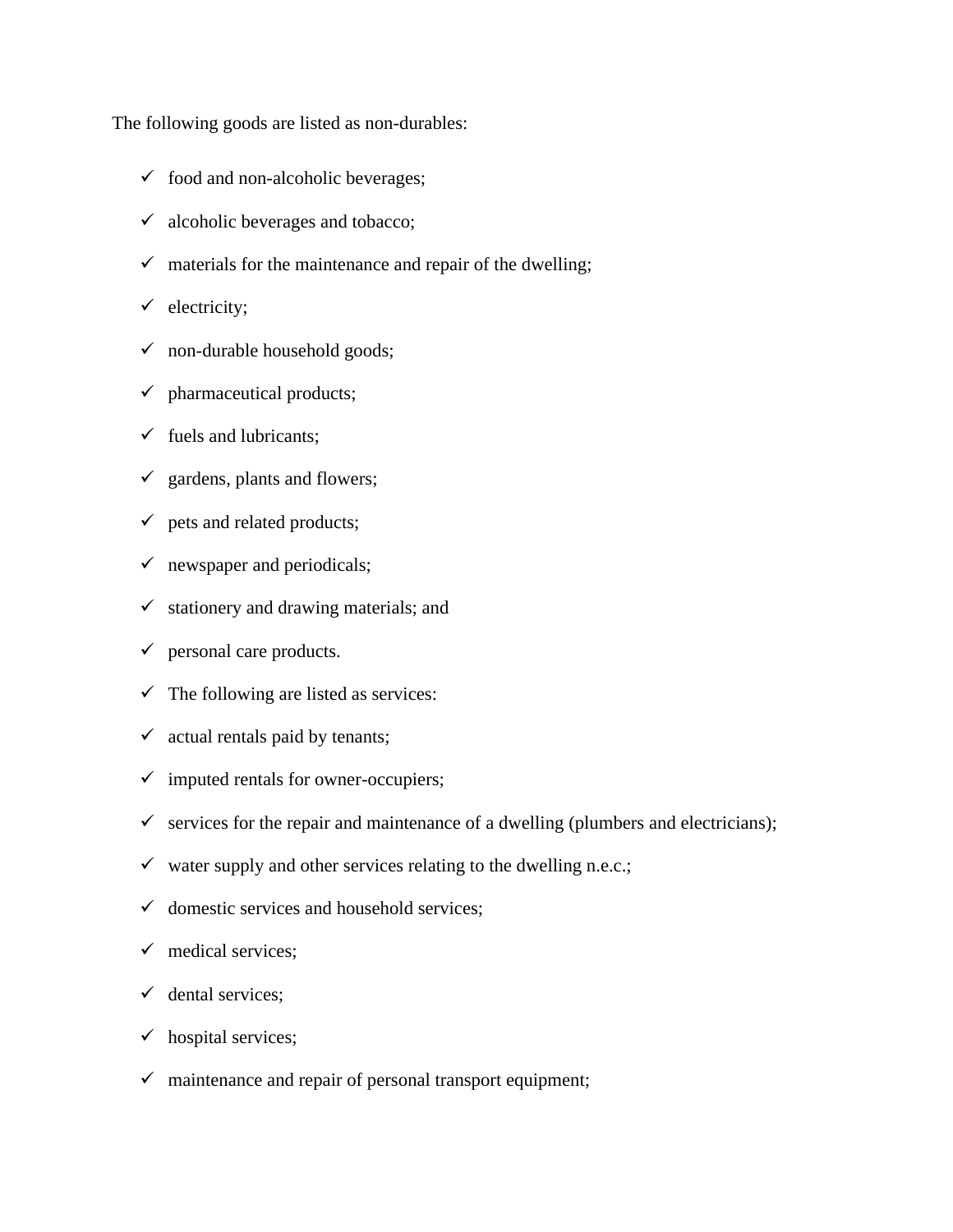The following goods are listed as non-durables:

- ✓ food and non-alcoholic beverages;
- ✓ alcoholic beverages and tobacco;
- ✓ materials for the maintenance and repair of the dwelling;
- ✓ electricity;
- ✓ non-durable household goods;
- ✓ pharmaceutical products;
- ✓ fuels and lubricants;
- ✓ gardens, plants and flowers;
- ✓ pets and related products;
- ✓ newspaper and periodicals;
- ✓ stationery and drawing materials; and
- ✓ personal care products.
- ✓ The following are listed as services:
- ✓ actual rentals paid by tenants;
- ✓ imputed rentals for owner-occupiers;
- ✓ services for the repair and maintenance of a dwelling (plumbers and electricians);
- ✓ water supply and other services relating to the dwelling n.e.c.;
- ✓ domestic services and household services;
- ✓ medical services;
- ✓ dental services;
- ✓ hospital services;
- ✓ maintenance and repair of personal transport equipment;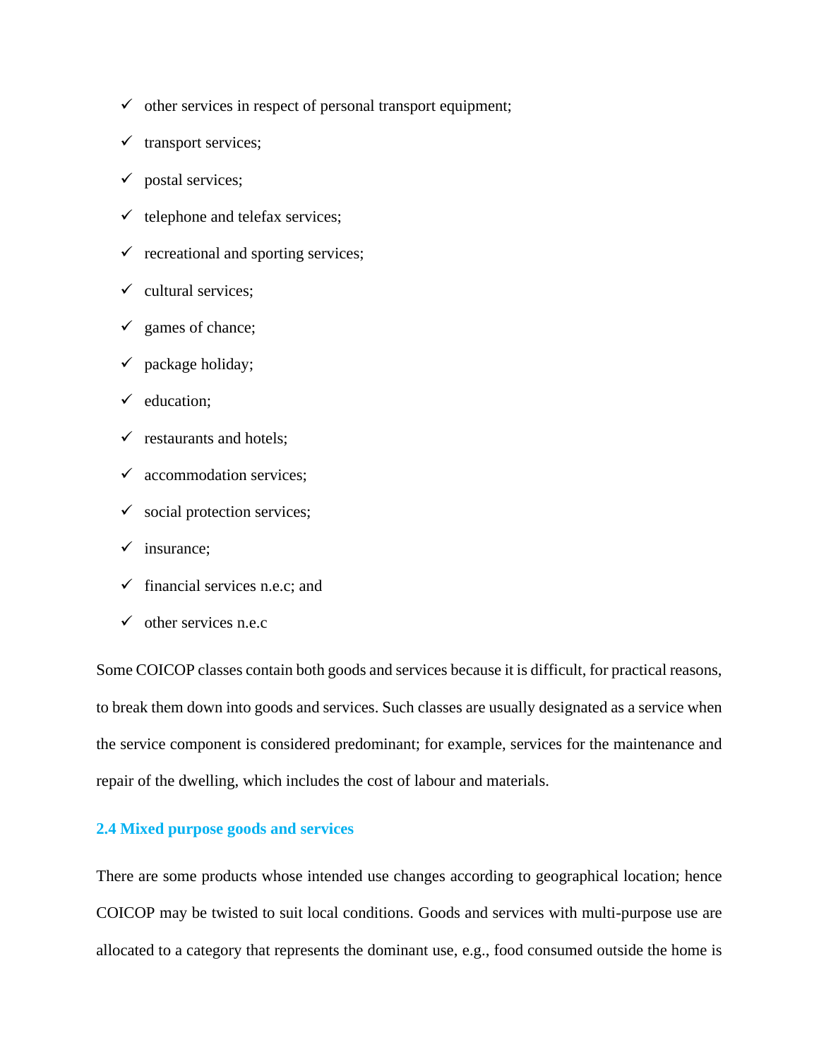- other services in respect of personal transport equipment;
- transport services;
- postal services;
- telephone and telefax services;
- recreational and sporting services;
- cultural services;
- games of chance;
- package holiday;
- education;
- restaurants and hotels;
- accommodation services;
- social protection services;
- insurance;
- financial services n.e.c; and
- other services n.e.c

Some COICOP classes contain both goods and services because it is difficult, for practical reasons, to break them down into goods and services. Such classes are usually designated as a service when the service component is considered predominant; for example, services for the maintenance and repair of the dwelling, which includes the cost of labour and materials.

### 2.4 Mixed purpose goods and services

There are some products whose intended use changes according to geographical location; hence COICOP may be twisted to suit local conditions. Goods and services with multi-purpose use are allocated to a category that represents the dominant use, e.g., food consumed outside the home is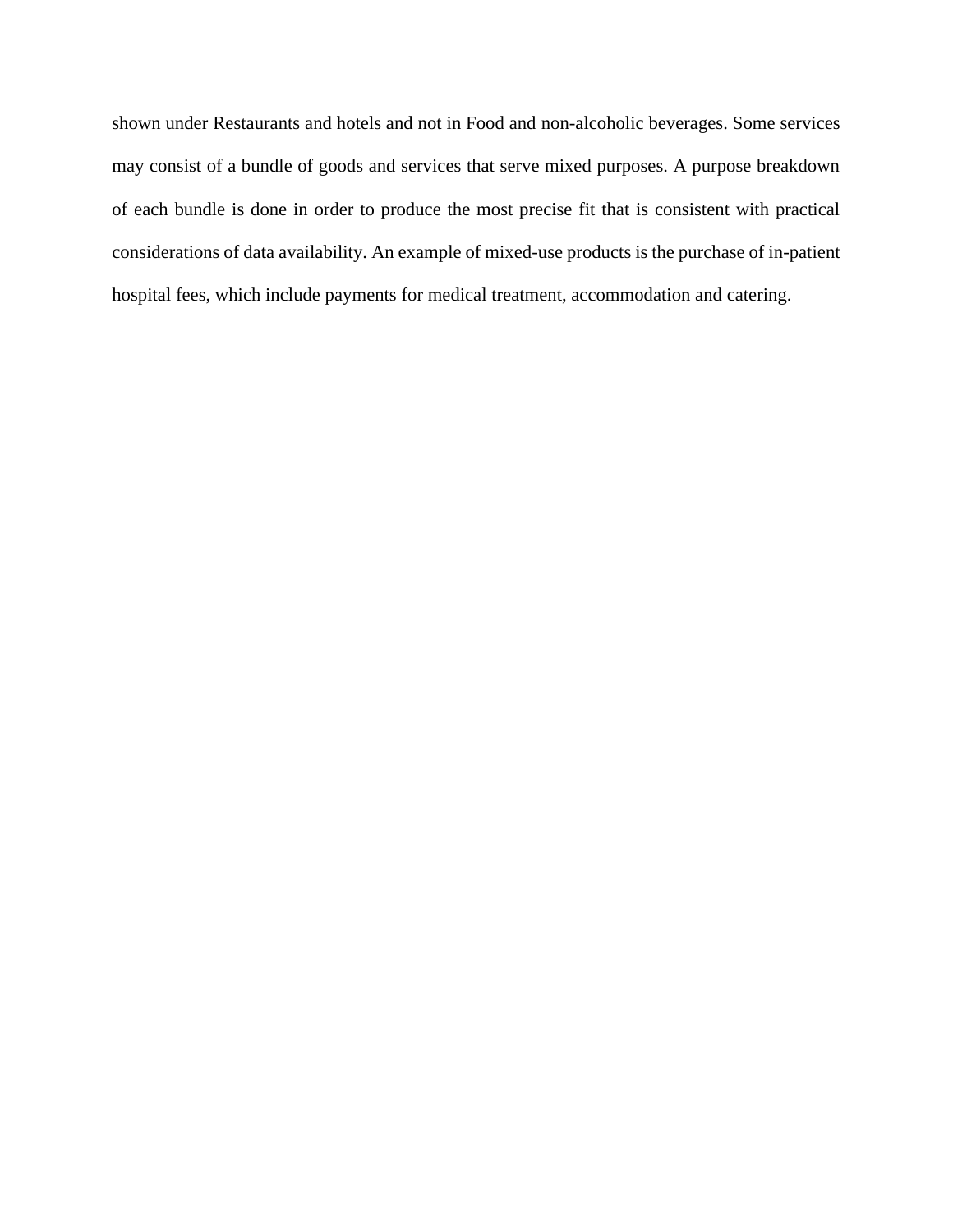shown under Restaurants and hotels and not in Food and non-alcoholic beverages. Some services may consist of a bundle of goods and services that serve mixed purposes. A purpose breakdown of each bundle is done in order to produce the most precise fit that is consistent with practical considerations of data availability. An example of mixed-use products is the purchase of in-patient hospital fees, which include payments for medical treatment, accommodation and catering.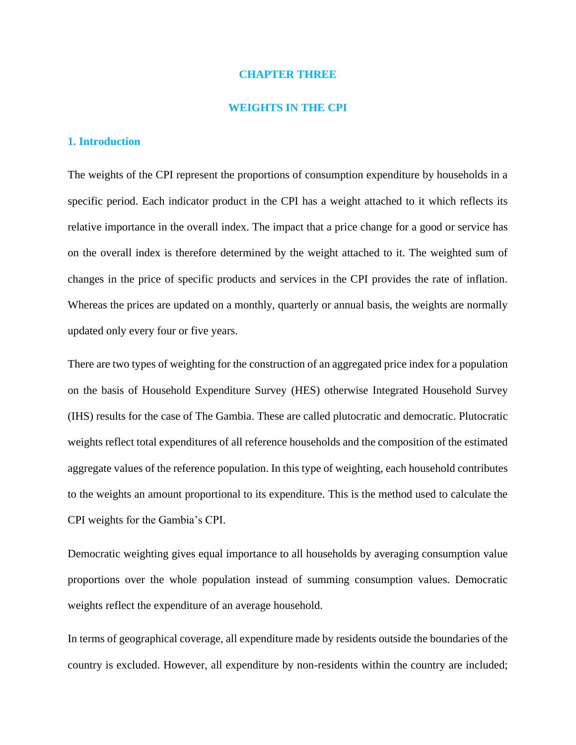# CHAPTER THREE

# WEIGHTS IN THE CPI

## 1. Introduction

The weights of the CPI represent the proportions of consumption expenditure by households in a specific period. Each indicator product in the CPI has a weight attached to it which reflects its relative importance in the overall index. The impact that a price change for a good or service has on the overall index is therefore determined by the weight attached to it. The weighted sum of changes in the price of specific products and services in the CPI provides the rate of inflation. Whereas the prices are updated on a monthly, quarterly or annual basis, the weights are normally updated only every four or five years.

There are two types of weighting for the construction of an aggregated price index for a population on the basis of Household Expenditure Survey (HES) otherwise Integrated Household Survey (IHS) results for the case of The Gambia. These are called plutocratic and democratic. Plutocratic weights reflect total expenditures of all reference households and the composition of the estimated aggregate values of the reference population. In this type of weighting, each household contributes to the weights an amount proportional to its expenditure. This is the method used to calculate the CPI weights for the Gambia's CPI.

Democratic weighting gives equal importance to all households by averaging consumption value proportions over the whole population instead of summing consumption values. Democratic weights reflect the expenditure of an average household.

In terms of geographical coverage, all expenditure made by residents outside the boundaries of the country is excluded. However, all expenditure by non-residents within the country are included;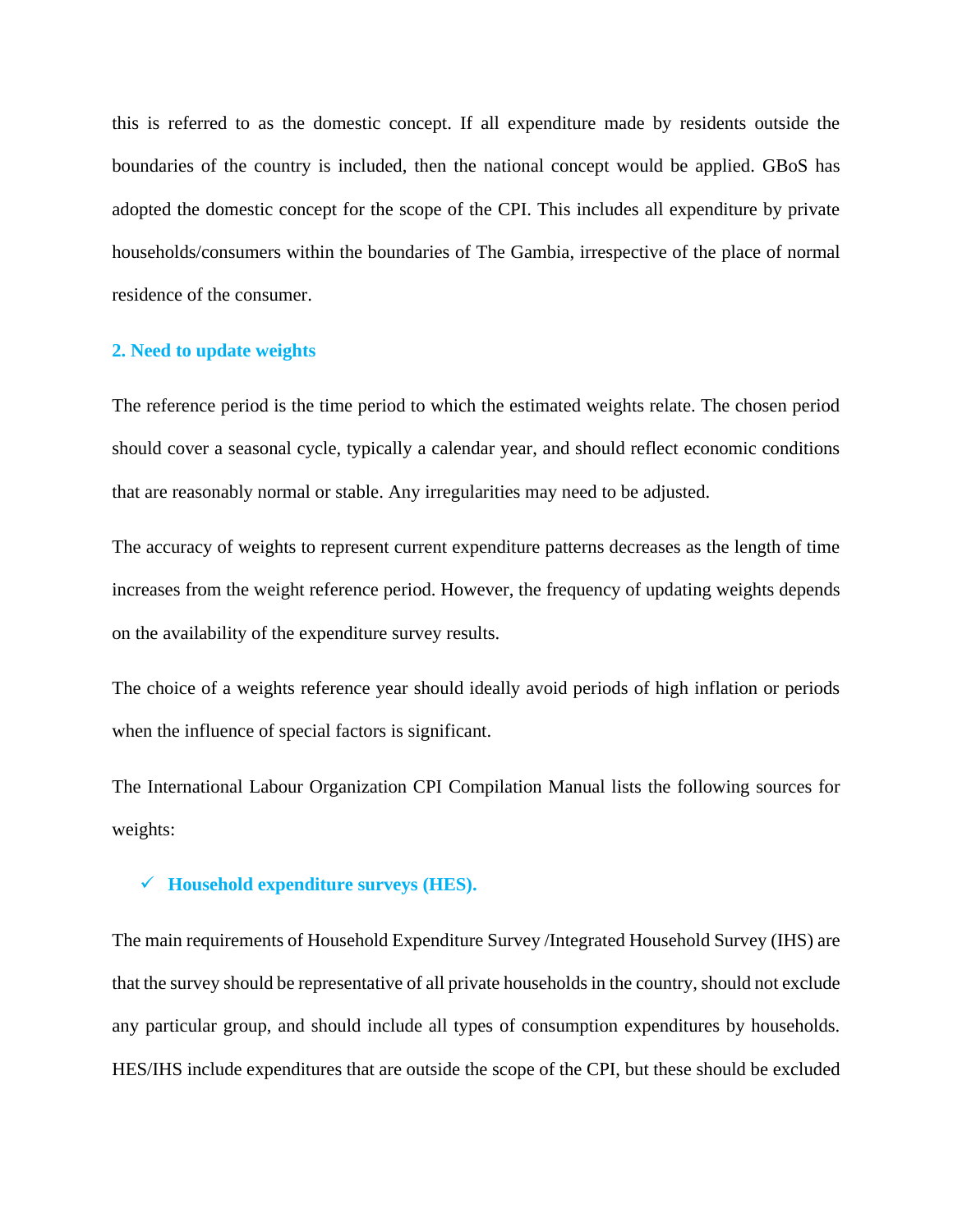this is referred to as the domestic concept. If all expenditure made by residents outside the boundaries of the country is included, then the national concept would be applied. GBoS has adopted the domestic concept for the scope of the CPI. This includes all expenditure by private households/consumers within the boundaries of The Gambia, irrespective of the place of normal residence of the consumer.

## 2. Need to update weights

The reference period is the time period to which the estimated weights relate. The chosen period should cover a seasonal cycle, typically a calendar year, and should reflect economic conditions that are reasonably normal or stable. Any irregularities may need to be adjusted.

The accuracy of weights to represent current expenditure patterns decreases as the length of time increases from the weight reference period. However, the frequency of updating weights depends on the availability of the expenditure survey results.

The choice of a weights reference year should ideally avoid periods of high inflation or periods when the influence of special factors is significant.

The International Labour Organization CPI Compilation Manual lists the following sources for weights:

- ✓ **Household expenditure surveys (HES).**

The main requirements of Household Expenditure Survey /Integrated Household Survey (IHS) are that the survey should be representative of all private households in the country, should not exclude any particular group, and should include all types of consumption expenditures by households. HES/IHS include expenditures that are outside the scope of the CPI, but these should be excluded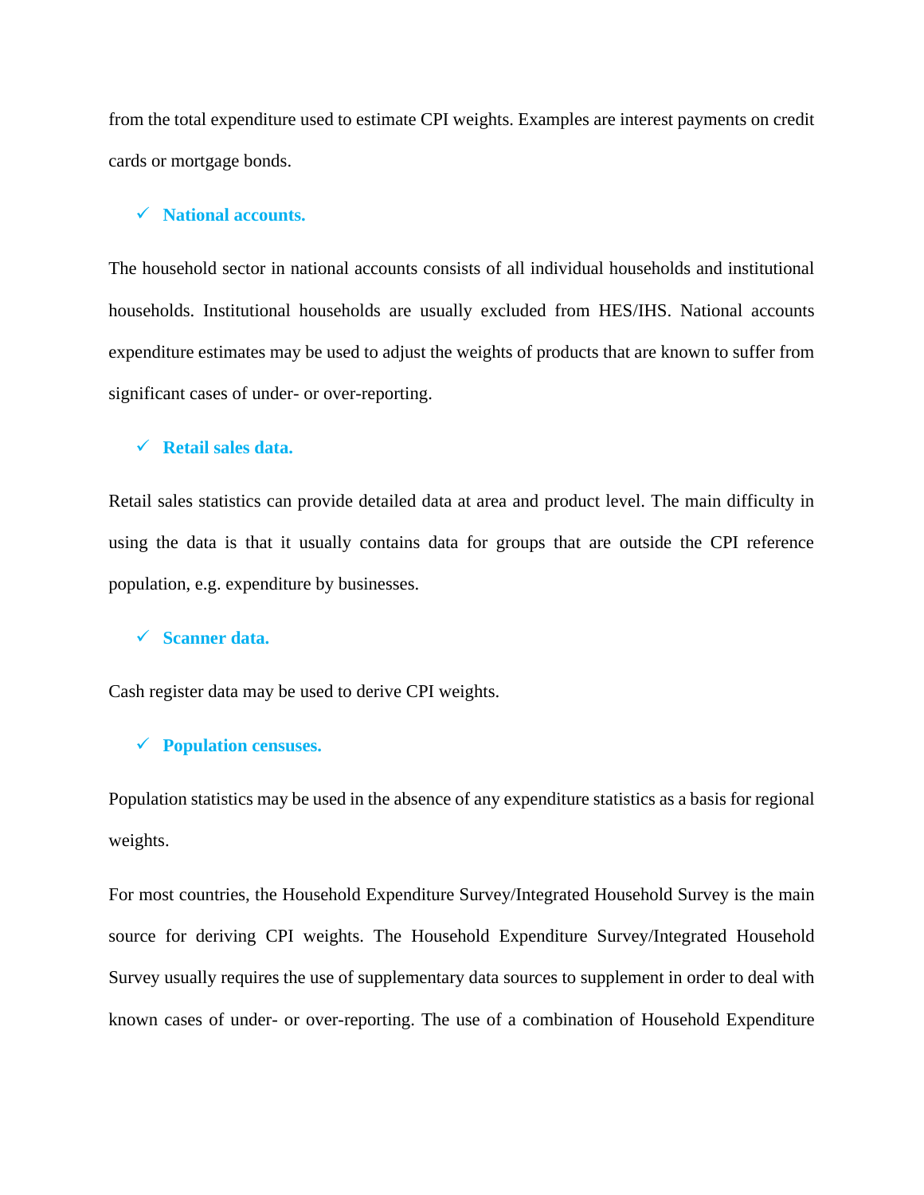from the total expenditure used to estimate CPI weights. Examples are interest payments on credit cards or mortgage bonds.

- ✓ **National accounts.**

The household sector in national accounts consists of all individual households and institutional households. Institutional households are usually excluded from HES/IHS. National accounts expenditure estimates may be used to adjust the weights of products that are known to suffer from significant cases of under- or over-reporting.

- ✓ **Retail sales data.**

Retail sales statistics can provide detailed data at area and product level. The main difficulty in using the data is that it usually contains data for groups that are outside the CPI reference population, e.g. expenditure by businesses.

- ✓ **Scanner data.**

Cash register data may be used to derive CPI weights.

- ✓ **Population censuses.**

Population statistics may be used in the absence of any expenditure statistics as a basis for regional weights.

For most countries, the Household Expenditure Survey/Integrated Household Survey is the main source for deriving CPI weights. The Household Expenditure Survey/Integrated Household Survey usually requires the use of supplementary data sources to supplement in order to deal with known cases of under- or over-reporting. The use of a combination of Household Expenditure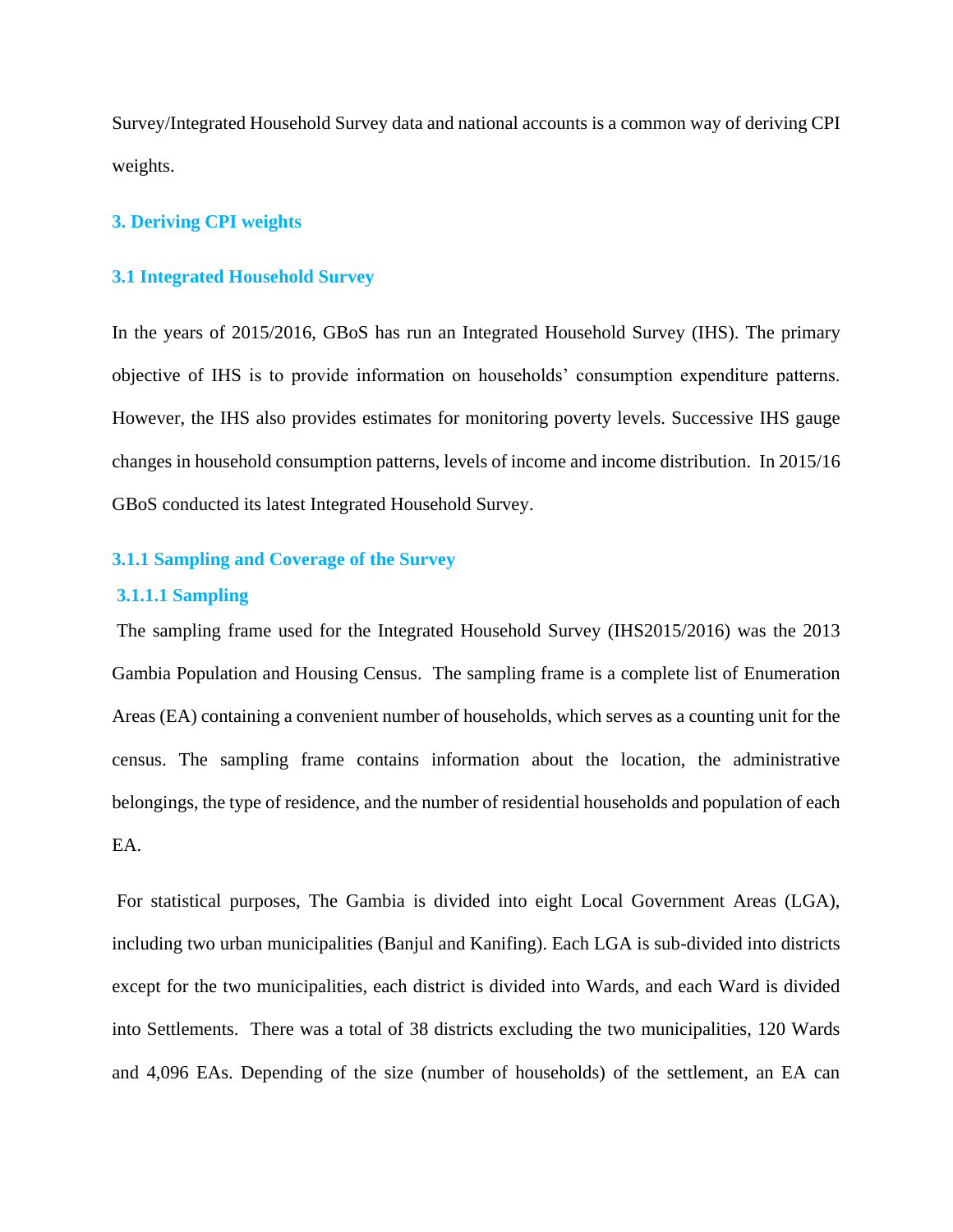Survey/Integrated Household Survey data and national accounts is a common way of deriving CPI weights.

## 3. Deriving CPI weights

### 3.1 Integrated Household Survey

In the years of 2015/2016, GBoS has run an Integrated Household Survey (IHS). The primary objective of IHS is to provide information on households' consumption expenditure patterns. However, the IHS also provides estimates for monitoring poverty levels. Successive IHS gauge changes in household consumption patterns, levels of income and income distribution. In 2015/16 GBoS conducted its latest Integrated Household Survey.

### 3.1.1 Sampling and Coverage of the Survey

#### 3.1.1.1 Sampling

The sampling frame used for the Integrated Household Survey (IHS2015/2016) was the 2013 Gambia Population and Housing Census. The sampling frame is a complete list of Enumeration Areas (EA) containing a convenient number of households, which serves as a counting unit for the census. The sampling frame contains information about the location, the administrative belongings, the type of residence, and the number of residential households and population of each EA.

For statistical purposes, The Gambia is divided into eight Local Government Areas (LGA), including two urban municipalities (Banjul and Kanifing). Each LGA is sub-divided into districts except for the two municipalities, each district is divided into Wards, and each Ward is divided into Settlements. There was a total of 38 districts excluding the two municipalities, 120 Wards and 4,096 EAs. Depending of the size (number of households) of the settlement, an EA can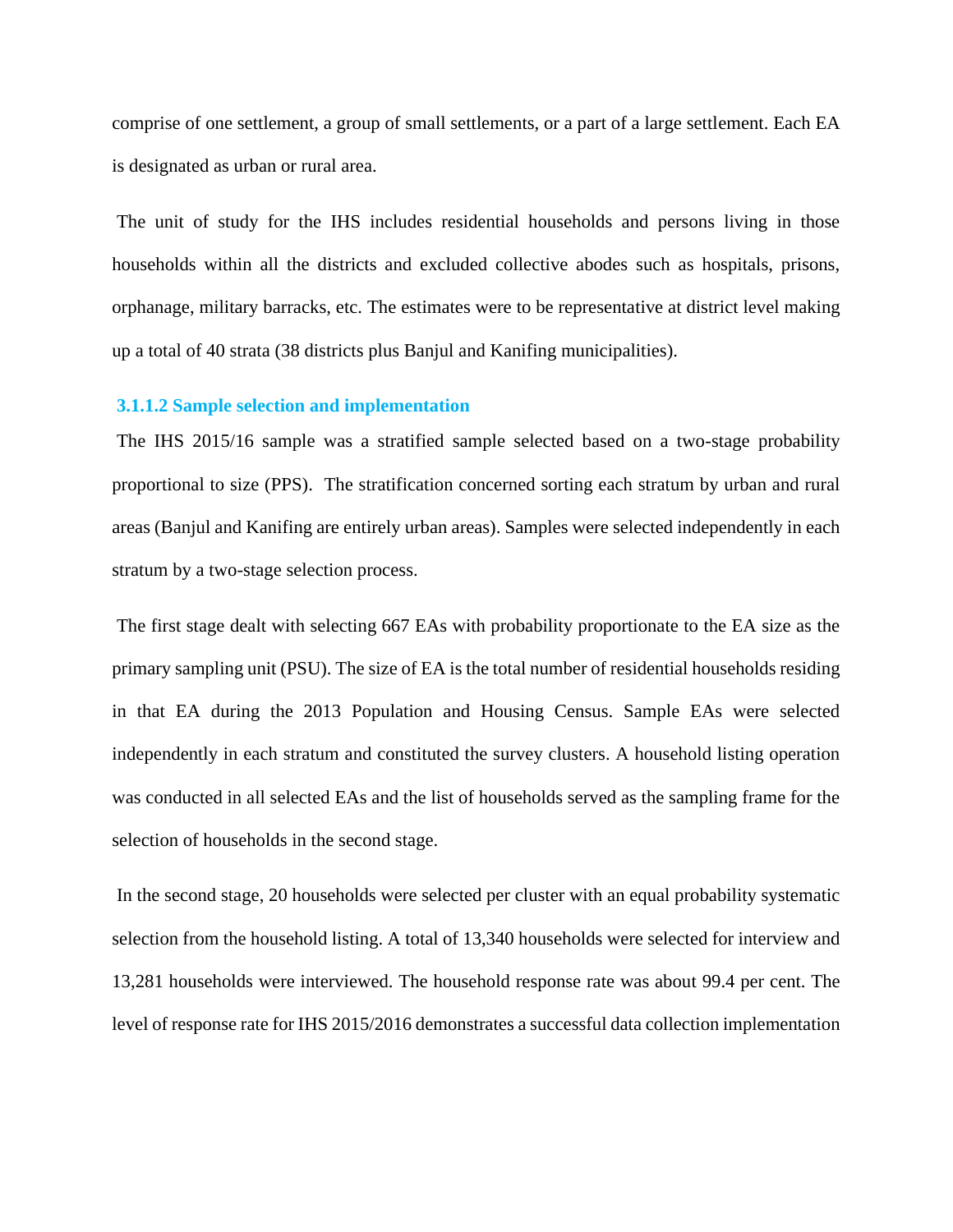comprise of one settlement, a group of small settlements, or a part of a large settlement. Each EA is designated as urban or rural area.

The unit of study for the IHS includes residential households and persons living in those households within all the districts and excluded collective abodes such as hospitals, prisons, orphanage, military barracks, etc. The estimates were to be representative at district level making up a total of 40 strata (38 districts plus Banjul and Kanifing municipalities).

#### 3.1.1.2 Sample selection and implementation

The IHS 2015/16 sample was a stratified sample selected based on a two-stage probability proportional to size (PPS). The stratification concerned sorting each stratum by urban and rural areas (Banjul and Kanifing are entirely urban areas). Samples were selected independently in each stratum by a two-stage selection process.

The first stage dealt with selecting 667 EAs with probability proportionate to the EA size as the primary sampling unit (PSU). The size of EA is the total number of residential households residing in that EA during the 2013 Population and Housing Census. Sample EAs were selected independently in each stratum and constituted the survey clusters. A household listing operation was conducted in all selected EAs and the list of households served as the sampling frame for the selection of households in the second stage.

In the second stage, 20 households were selected per cluster with an equal probability systematic selection from the household listing. A total of 13,340 households were selected for interview and 13,281 households were interviewed. The household response rate was about 99.4 per cent. The level of response rate for IHS 2015/2016 demonstrates a successful data collection implementation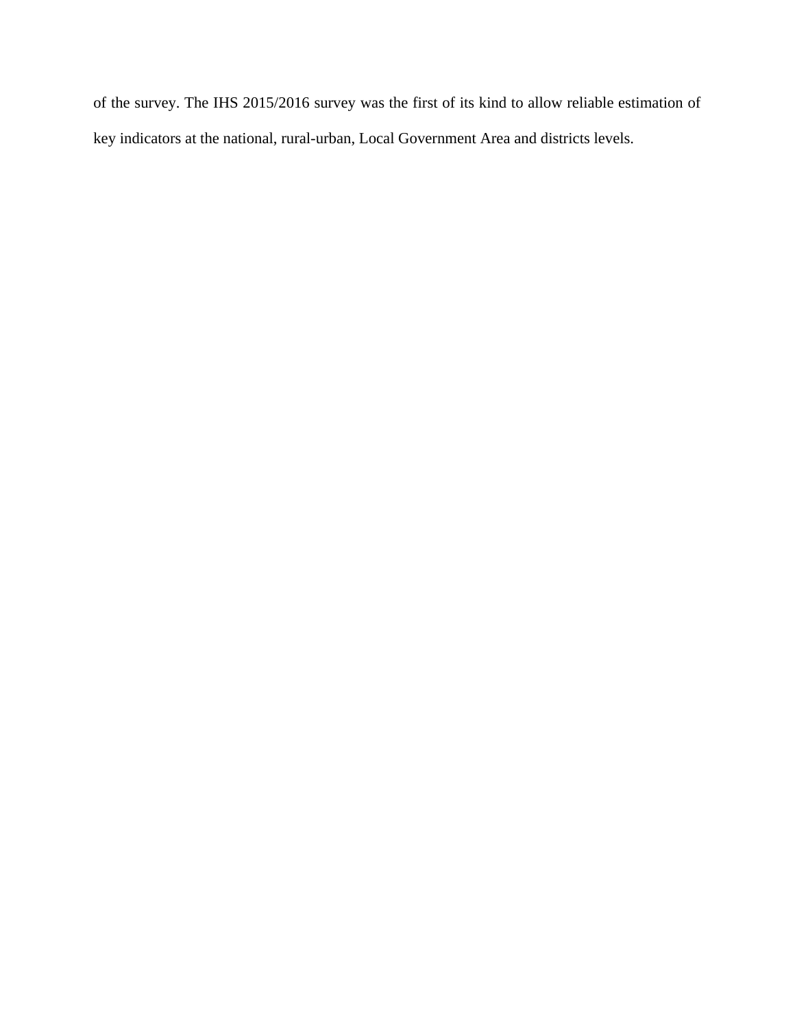of the survey. The IHS 2015/2016 survey was the first of its kind to allow reliable estimation of key indicators at the national, rural-urban, Local Government Area and districts levels.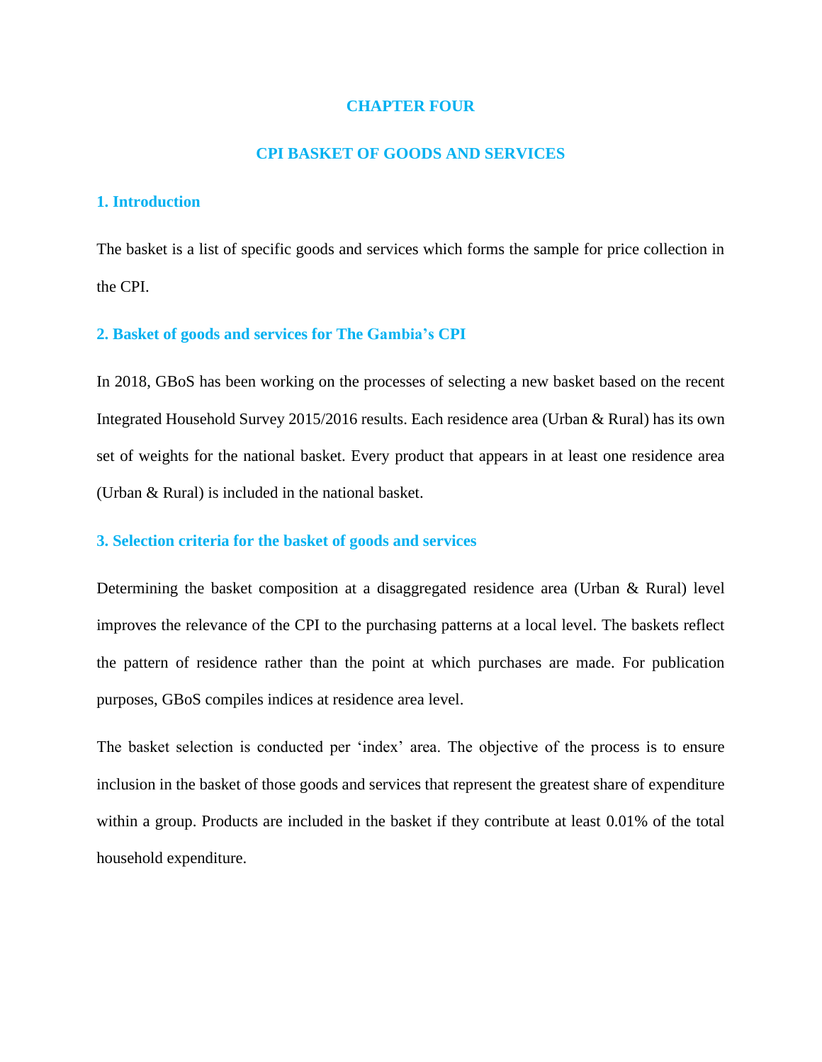# CHAPTER FOUR

# CPI BASKET OF GOODS AND SERVICES

## 1. Introduction

The basket is a list of specific goods and services which forms the sample for price collection in the CPI.

## 2. Basket of goods and services for The Gambia's CPI

In 2018, GBoS has been working on the processes of selecting a new basket based on the recent Integrated Household Survey 2015/2016 results. Each residence area (Urban & Rural) has its own set of weights for the national basket. Every product that appears in at least one residence area (Urban & Rural) is included in the national basket.

## 3. Selection criteria for the basket of goods and services

Determining the basket composition at a disaggregated residence area (Urban & Rural) level improves the relevance of the CPI to the purchasing patterns at a local level. The baskets reflect the pattern of residence rather than the point at which purchases are made. For publication purposes, GBoS compiles indices at residence area level.

The basket selection is conducted per 'index' area. The objective of the process is to ensure inclusion in the basket of those goods and services that represent the greatest share of expenditure within a group. Products are included in the basket if they contribute at least 0.01% of the total household expenditure.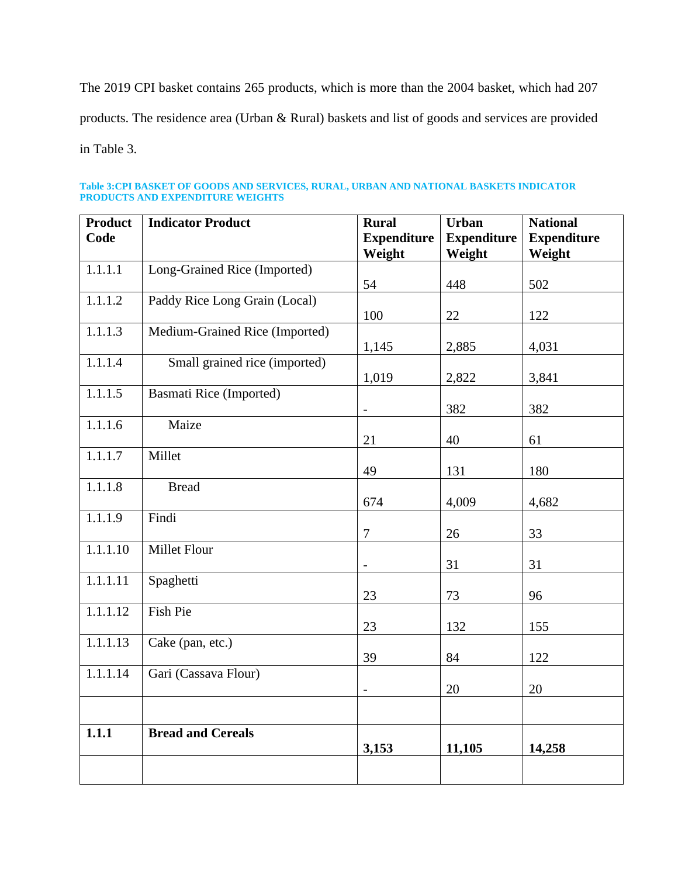The 2019 CPI basket contains 265 products, which is more than the 2004 basket, which had 207 products. The residence area (Urban & Rural) baskets and list of goods and services are provided in Table 3.

**Table 3:CPI BASKET OF GOODS AND SERVICES, RURAL, URBAN AND NATIONAL BASKETS INDICATOR PRODUCTS AND EXPENDITURE WEIGHTS**

| Product Code | Indicator Product | Rural Expenditure Weight | Urban Expenditure Weight | National Expenditure Weight |
|---|---|---|---|---|
| 1.1.1.1 | Long-Grained Rice (Imported) | 54 | 448 | 502 |
| 1.1.1.2 | Paddy Rice Long Grain (Local) | 100 | 22 | 122 |
| 1.1.1.3 | Medium-Grained Rice (Imported) | 1,145 | 2,885 | 4,031 |
| 1.1.1.4 | Small grained rice (imported) | 1,019 | 2,822 | 3,841 |
| 1.1.1.5 | Basmati Rice (Imported) | - | 382 | 382 |
| 1.1.1.6 | Maize | 21 | 40 | 61 |
| 1.1.1.7 | Millet | 49 | 131 | 180 |
| 1.1.1.8 | Bread | 674 | 4,009 | 4,682 |
| 1.1.1.9 | Findi | 7 | 26 | 33 |
| 1.1.1.10 | Millet Flour | - | 31 | 31 |
| 1.1.1.11 | Spaghetti | 23 | 73 | 96 |
| 1.1.1.12 | Fish Pie | 23 | 132 | 155 |
| 1.1.1.13 | Cake (pan, etc.) | 39 | 84 | 122 |
| 1.1.1.14 | Gari (Cassava Flour) | - | 20 | 20 |
| | | | | |
| **1.1.1** | **Bread and Cereals** | **3,153** | **11,105** | **14,258** |
| | | | | |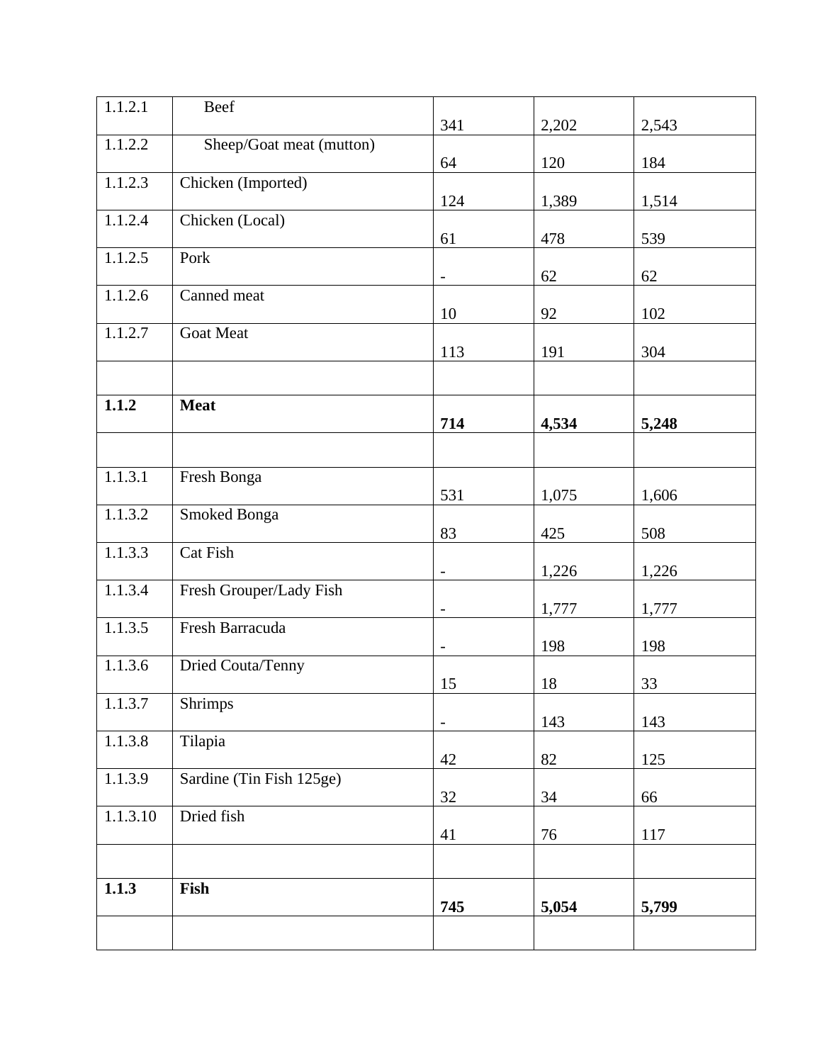| | | | | |
|---|---|---|---|---|
| 1.1.2.1 | Beef | 341 | 2,202 | 2,543 |
| 1.1.2.2 | Sheep/Goat meat (mutton) | 64 | 120 | 184 |
| 1.1.2.3 | Chicken (Imported) | 124 | 1,389 | 1,514 |
| 1.1.2.4 | Chicken (Local) | 61 | 478 | 539 |
| 1.1.2.5 | Pork | - | 62 | 62 |
| 1.1.2.6 | Canned meat | 10 | 92 | 102 |
| 1.1.2.7 | Goat Meat | 113 | 191 | 304 |
| | | | | |
| **1.1.2** | **Meat** | **714** | **4,534** | **5,248** |
| | | | | |
| 1.1.3.1 | Fresh Bonga | 531 | 1,075 | 1,606 |
| 1.1.3.2 | Smoked Bonga | 83 | 425 | 508 |
| 1.1.3.3 | Cat Fish | - | 1,226 | 1,226 |
| 1.1.3.4 | Fresh Grouper/Lady Fish | - | 1,777 | 1,777 |
| 1.1.3.5 | Fresh Barracuda | - | 198 | 198 |
| 1.1.3.6 | Dried Couta/Tenny | 15 | 18 | 33 |
| 1.1.3.7 | Shrimps | - | 143 | 143 |
| 1.1.3.8 | Tilapia | 42 | 82 | 125 |
| 1.1.3.9 | Sardine (Tin Fish 125ge) | 32 | 34 | 66 |
| 1.1.3.10 | Dried fish | 41 | 76 | 117 |
| | | | | |
| **1.1.3** | **Fish** | **745** | **5,054** | **5,799** |
| | | | | |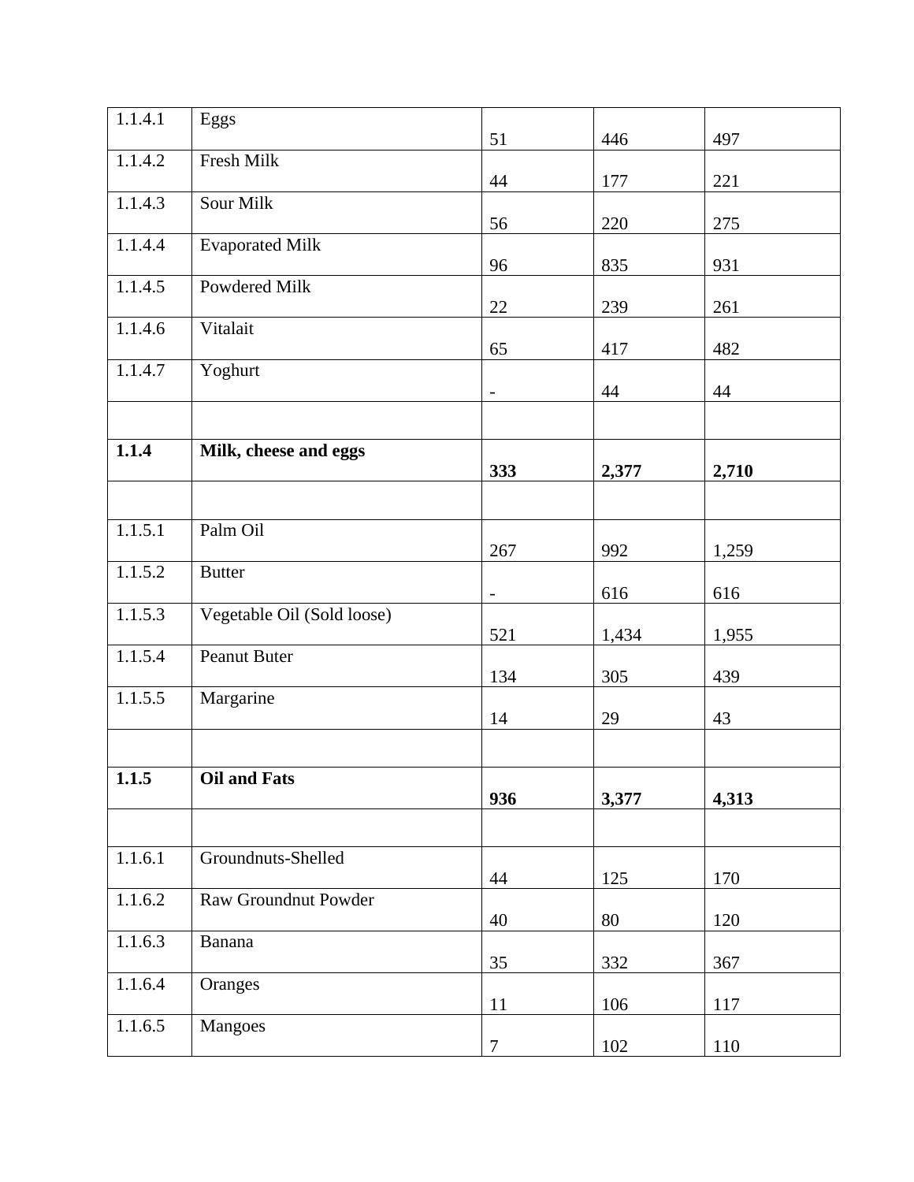| 1.1.4.1 | Eggs | 51 | 446 | 497 |
|---|---|---|---|---|
| 1.1.4.2 | Fresh Milk | 44 | 177 | 221 |
| 1.1.4.3 | Sour Milk | 56 | 220 | 275 |
| 1.1.4.4 | Evaporated Milk | 96 | 835 | 931 |
| 1.1.4.5 | Powdered Milk | 22 | 239 | 261 |
| 1.1.4.6 | Vitalait | 65 | 417 | 482 |
| 1.1.4.7 | Yoghurt | - | 44 | 44 |
| | | | | |
| **1.1.4** | **Milk, cheese and eggs** | **333** | **2,377** | **2,710** |
| | | | | |
| 1.1.5.1 | Palm Oil | 267 | 992 | 1,259 |
| 1.1.5.2 | Butter | - | 616 | 616 |
| 1.1.5.3 | Vegetable Oil (Sold loose) | 521 | 1,434 | 1,955 |
| 1.1.5.4 | Peanut Buter | 134 | 305 | 439 |
| 1.1.5.5 | Margarine | 14 | 29 | 43 |
| | | | | |
| **1.1.5** | **Oil and Fats** | **936** | **3,377** | **4,313** |
| | | | | |
| 1.1.6.1 | Groundnuts-Shelled | 44 | 125 | 170 |
| 1.1.6.2 | Raw Groundnut Powder | 40 | 80 | 120 |
| 1.1.6.3 | Banana | 35 | 332 | 367 |
| 1.1.6.4 | Oranges | 11 | 106 | 117 |
| 1.1.6.5 | Mangoes | 7 | 102 | 110 |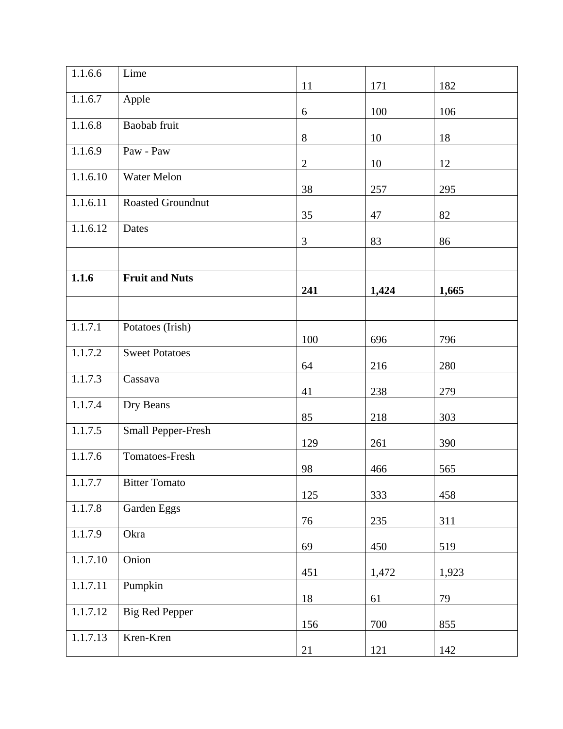| | | | | |
|---|---|---|---|---|
| 1.1.6.6 | Lime | 11 | 171 | 182 |
| 1.1.6.7 | Apple | 6 | 100 | 106 |
| 1.1.6.8 | Baobab fruit | 8 | 10 | 18 |
| 1.1.6.9 | Paw - Paw | 2 | 10 | 12 |
| 1.1.6.10 | Water Melon | 38 | 257 | 295 |
| 1.1.6.11 | Roasted Groundnut | 35 | 47 | 82 |
| 1.1.6.12 | Dates | 3 | 83 | 86 |
| | | | | |
| **1.1.6** | **Fruit and Nuts** | **241** | **1,424** | **1,665** |
| | | | | |
| 1.1.7.1 | Potatoes (Irish) | 100 | 696 | 796 |
| 1.1.7.2 | Sweet Potatoes | 64 | 216 | 280 |
| 1.1.7.3 | Cassava | 41 | 238 | 279 |
| 1.1.7.4 | Dry Beans | 85 | 218 | 303 |
| 1.1.7.5 | Small Pepper-Fresh | 129 | 261 | 390 |
| 1.1.7.6 | Tomatoes-Fresh | 98 | 466 | 565 |
| 1.1.7.7 | Bitter Tomato | 125 | 333 | 458 |
| 1.1.7.8 | Garden Eggs | 76 | 235 | 311 |
| 1.1.7.9 | Okra | 69 | 450 | 519 |
| 1.1.7.10 | Onion | 451 | 1,472 | 1,923 |
| 1.1.7.11 | Pumpkin | 18 | 61 | 79 |
| 1.1.7.12 | Big Red Pepper | 156 | 700 | 855 |
| 1.1.7.13 | Kren-Kren | 21 | 121 | 142 |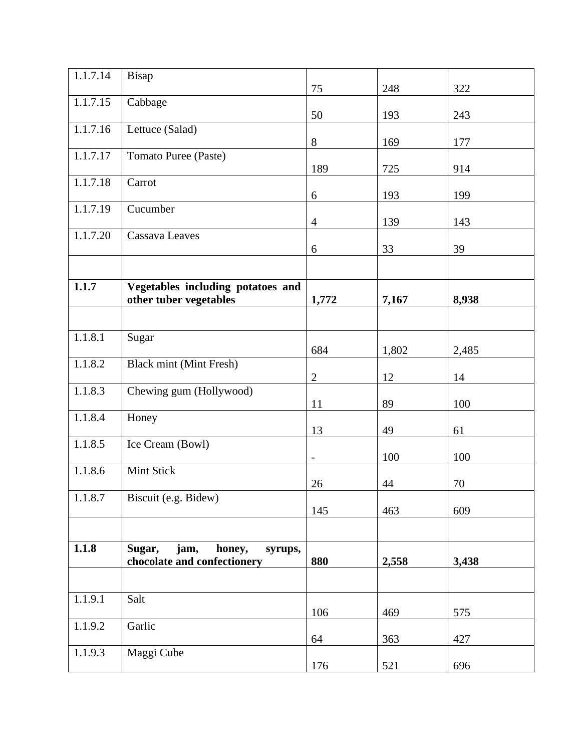| | | | | |
|---|---|---|---|---|
| 1.1.7.14 | Bisap | 75 | 248 | 322 |
| 1.1.7.15 | Cabbage | 50 | 193 | 243 |
| 1.1.7.16 | Lettuce (Salad) | 8 | 169 | 177 |
| 1.1.7.17 | Tomato Puree (Paste) | 189 | 725 | 914 |
| 1.1.7.18 | Carrot | 6 | 193 | 199 |
| 1.1.7.19 | Cucumber | 4 | 139 | 143 |
| 1.1.7.20 | Cassava Leaves | 6 | 33 | 39 |
| | | | | |
| **1.1.7** | **Vegetables including potatoes and other tuber vegetables** | **1,772** | **7,167** | **8,938** |
| | | | | |
| 1.1.8.1 | Sugar | 684 | 1,802 | 2,485 |
| 1.1.8.2 | Black mint (Mint Fresh) | 2 | 12 | 14 |
| 1.1.8.3 | Chewing gum (Hollywood) | 11 | 89 | 100 |
| 1.1.8.4 | Honey | 13 | 49 | 61 |
| 1.1.8.5 | Ice Cream (Bowl) | - | 100 | 100 |
| 1.1.8.6 | Mint Stick | 26 | 44 | 70 |
| 1.1.8.7 | Biscuit (e.g. Bidew) | 145 | 463 | 609 |
| | | | | |
| **1.1.8** | **Sugar, jam, honey, syrups, chocolate and confectionery** | **880** | **2,558** | **3,438** |
| | | | | |
| 1.1.9.1 | Salt | 106 | 469 | 575 |
| 1.1.9.2 | Garlic | 64 | 363 | 427 |
| 1.1.9.3 | Maggi Cube | 176 | 521 | 696 |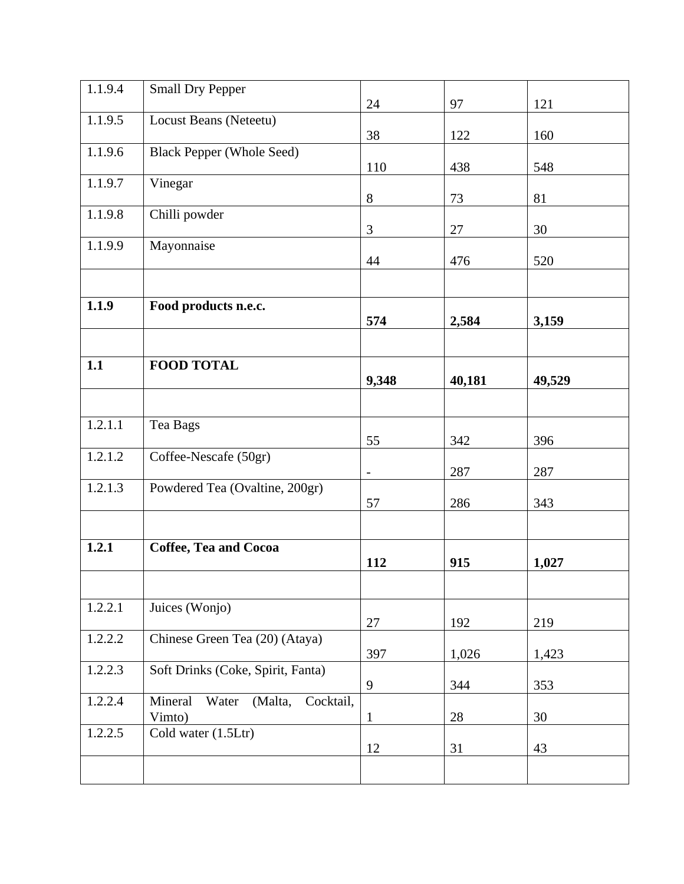| | | | | |
|---|---|---|---|---|
| 1.1.9.4 | Small Dry Pepper | 24 | 97 | 121 |
| 1.1.9.5 | Locust Beans (Neteetu) | 38 | 122 | 160 |
| 1.1.9.6 | Black Pepper (Whole Seed) | 110 | 438 | 548 |
| 1.1.9.7 | Vinegar | 8 | 73 | 81 |
| 1.1.9.8 | Chilli powder | 3 | 27 | 30 |
| 1.1.9.9 | Mayonnaise | 44 | 476 | 520 |
| | | | | |
| **1.1.9** | **Food products n.e.c.** | **574** | **2,584** | **3,159** |
| | | | | |
| **1.1** | **FOOD TOTAL** | **9,348** | **40,181** | **49,529** |
| | | | | |
| 1.2.1.1 | Tea Bags | 55 | 342 | 396 |
| 1.2.1.2 | Coffee-Nescafe (50gr) | - | 287 | 287 |
| 1.2.1.3 | Powdered Tea (Ovaltine, 200gr) | 57 | 286 | 343 |
| | | | | |
| **1.2.1** | **Coffee, Tea and Cocoa** | **112** | **915** | **1,027** |
| | | | | |
| 1.2.2.1 | Juices (Wonjo) | 27 | 192 | 219 |
| 1.2.2.2 | Chinese Green Tea (20) (Ataya) | 397 | 1,026 | 1,423 |
| 1.2.2.3 | Soft Drinks (Coke, Spirit, Fanta) | 9 | 344 | 353 |
| 1.2.2.4 | Mineral Water (Malta, Cocktail, Vimto) | 1 | 28 | 30 |
| 1.2.2.5 | Cold water (1.5Ltr) | 12 | 31 | 43 |
| | | | | |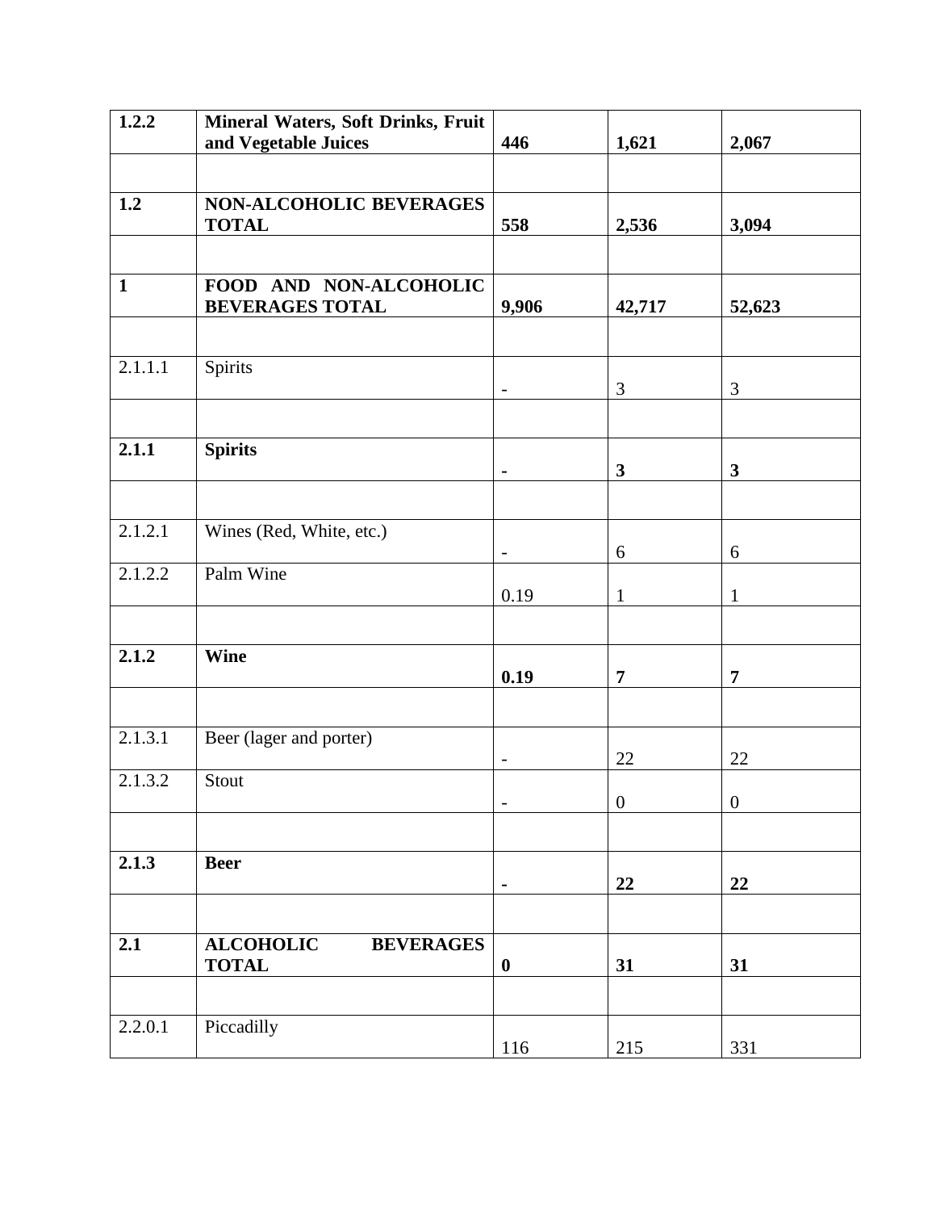| 1.2.2 | **Mineral Waters, Soft Drinks, Fruit and Vegetable Juices** | **446** | **1,621** | **2,067** |
|---|---|---|---|---|
| | | | | |
| **1.2** | **NON-ALCOHOLIC BEVERAGES TOTAL** | **558** | **2,536** | **3,094** |
| | | | | |
| **1** | **FOOD AND NON-ALCOHOLIC BEVERAGES TOTAL** | **9,906** | **42,717** | **52,623** |
| | | | | |
| 2.1.1.1 | Spirits | - | 3 | 3 |
| | | | | |
| **2.1.1** | **Spirits** | **-** | **3** | **3** |
| | | | | |
| 2.1.2.1 | Wines (Red, White, etc.) | - | 6 | 6 |
| 2.1.2.2 | Palm Wine | 0.19 | 1 | 1 |
| | | | | |
| **2.1.2** | **Wine** | **0.19** | **7** | **7** |
| | | | | |
| 2.1.3.1 | Beer (lager and porter) | - | 22 | 22 |
| 2.1.3.2 | Stout | - | 0 | 0 |
| | | | | |
| **2.1.3** | **Beer** | **-** | **22** | **22** |
| | | | | |
| **2.1** | **ALCOHOLIC BEVERAGES TOTAL** | **0** | **31** | **31** |
| | | | | |
| 2.2.0.1 | Piccadilly | 116 | 215 | 331 |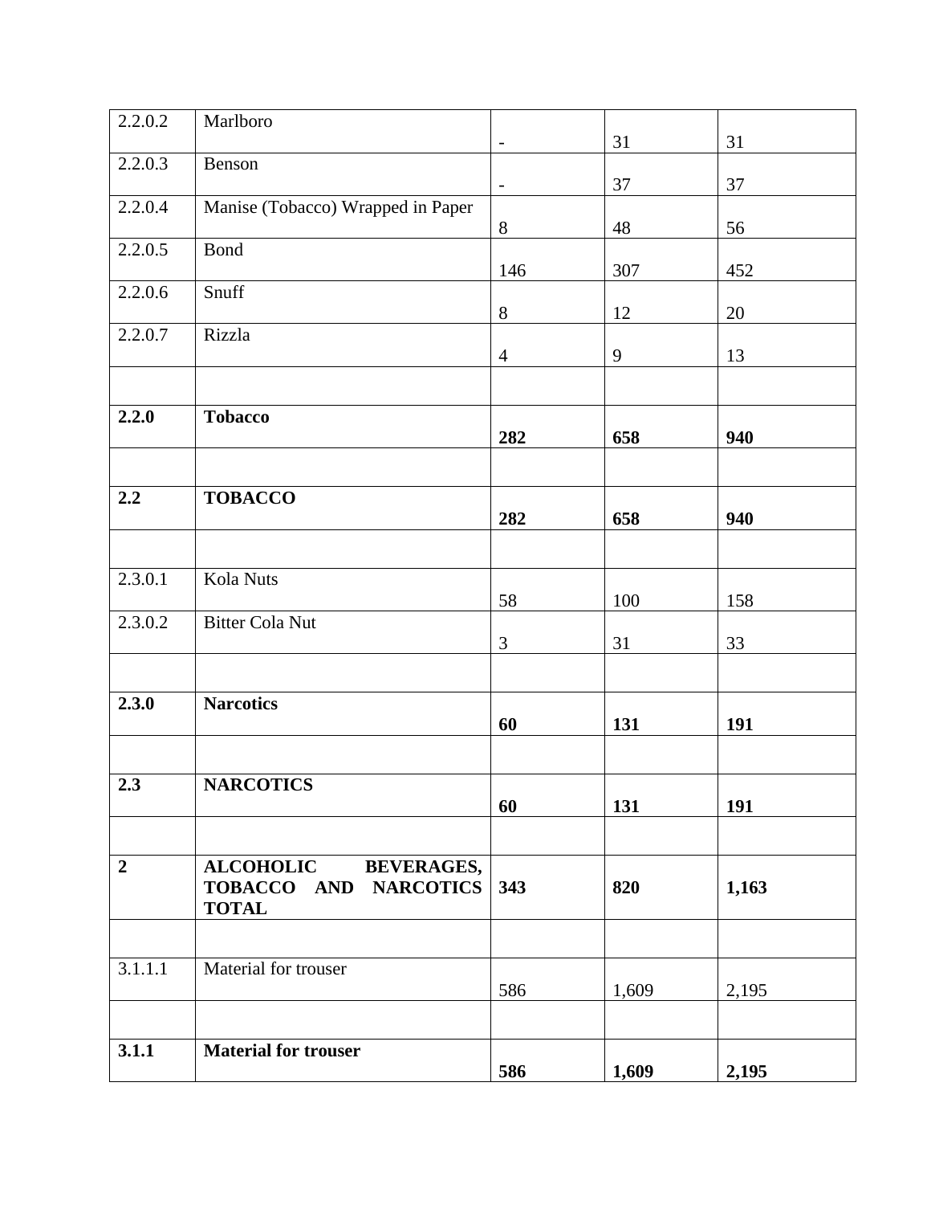| 2.2.0.2 | Marlboro | - | 31 | 31 |
|---|---|---|---|---|
| 2.2.0.3 | Benson | - | 37 | 37 |
| 2.2.0.4 | Manise (Tobacco) Wrapped in Paper | 8 | 48 | 56 |
| 2.2.0.5 | Bond | 146 | 307 | 452 |
| 2.2.0.6 | Snuff | 8 | 12 | 20 |
| 2.2.0.7 | Rizzla | 4 | 9 | 13 |
| | | | | |
| **2.2.0** | **Tobacco** | **282** | **658** | **940** |
| | | | | |
| **2.2** | **TOBACCO** | **282** | **658** | **940** |
| | | | | |
| 2.3.0.1 | Kola Nuts | 58 | 100 | 158 |
| 2.3.0.2 | Bitter Cola Nut | 3 | 31 | 33 |
| | | | | |
| **2.3.0** | **Narcotics** | **60** | **131** | **191** |
| | | | | |
| **2.3** | **NARCOTICS** | **60** | **131** | **191** |
| | | | | |
| **2** | **ALCOHOLIC BEVERAGES, TOBACCO AND NARCOTICS TOTAL** | **343** | **820** | **1,163** |
| | | | | |
| 3.1.1.1 | Material for trouser | 586 | 1,609 | 2,195 |
| | | | | |
| **3.1.1** | **Material for trouser** | **586** | **1,609** | **2,195** |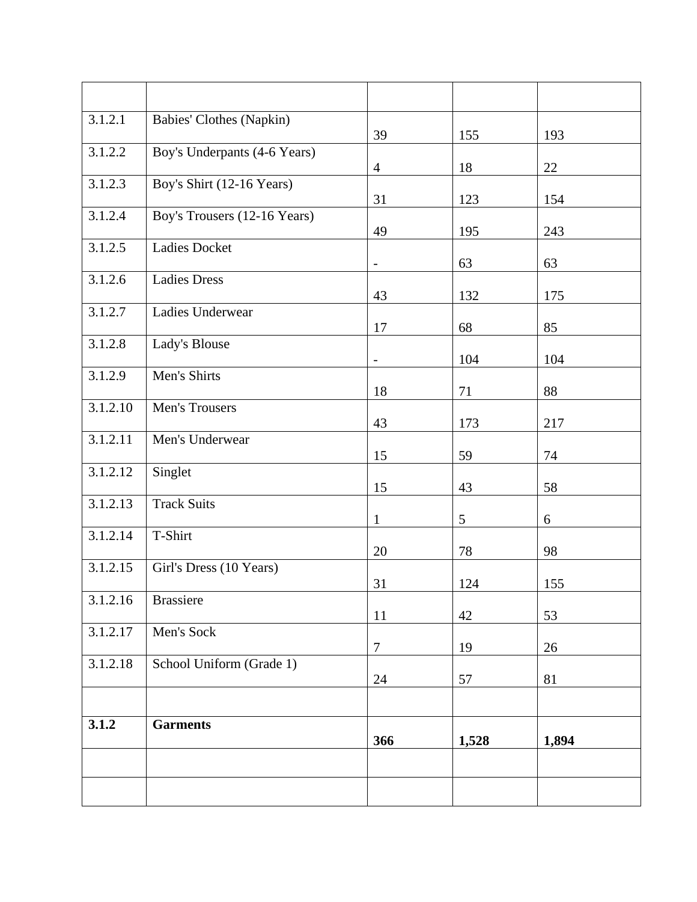| | | | | |
|---|---|---|---|---|
| 3.1.2.1 | Babies' Clothes (Napkin) | 39 | 155 | 193 |
| 3.1.2.2 | Boy's Underpants (4-6 Years) | 4 | 18 | 22 |
| 3.1.2.3 | Boy's Shirt (12-16 Years) | 31 | 123 | 154 |
| 3.1.2.4 | Boy's Trousers (12-16 Years) | 49 | 195 | 243 |
| 3.1.2.5 | Ladies Docket | - | 63 | 63 |
| 3.1.2.6 | Ladies Dress | 43 | 132 | 175 |
| 3.1.2.7 | Ladies Underwear | 17 | 68 | 85 |
| 3.1.2.8 | Lady's Blouse | - | 104 | 104 |
| 3.1.2.9 | Men's Shirts | 18 | 71 | 88 |
| 3.1.2.10 | Men's Trousers | 43 | 173 | 217 |
| 3.1.2.11 | Men's Underwear | 15 | 59 | 74 |
| 3.1.2.12 | Singlet | 15 | 43 | 58 |
| 3.1.2.13 | Track Suits | 1 | 5 | 6 |
| 3.1.2.14 | T-Shirt | 20 | 78 | 98 |
| 3.1.2.15 | Girl's Dress (10 Years) | 31 | 124 | 155 |
| 3.1.2.16 | Brassiere | 11 | 42 | 53 |
| 3.1.2.17 | Men's Sock | 7 | 19 | 26 |
| 3.1.2.18 | School Uniform (Grade 1) | 24 | 57 | 81 |
| | | | | |
| **3.1.2** | **Garments** | **366** | **1,528** | **1,894** |
| | | | | |
| | | | | |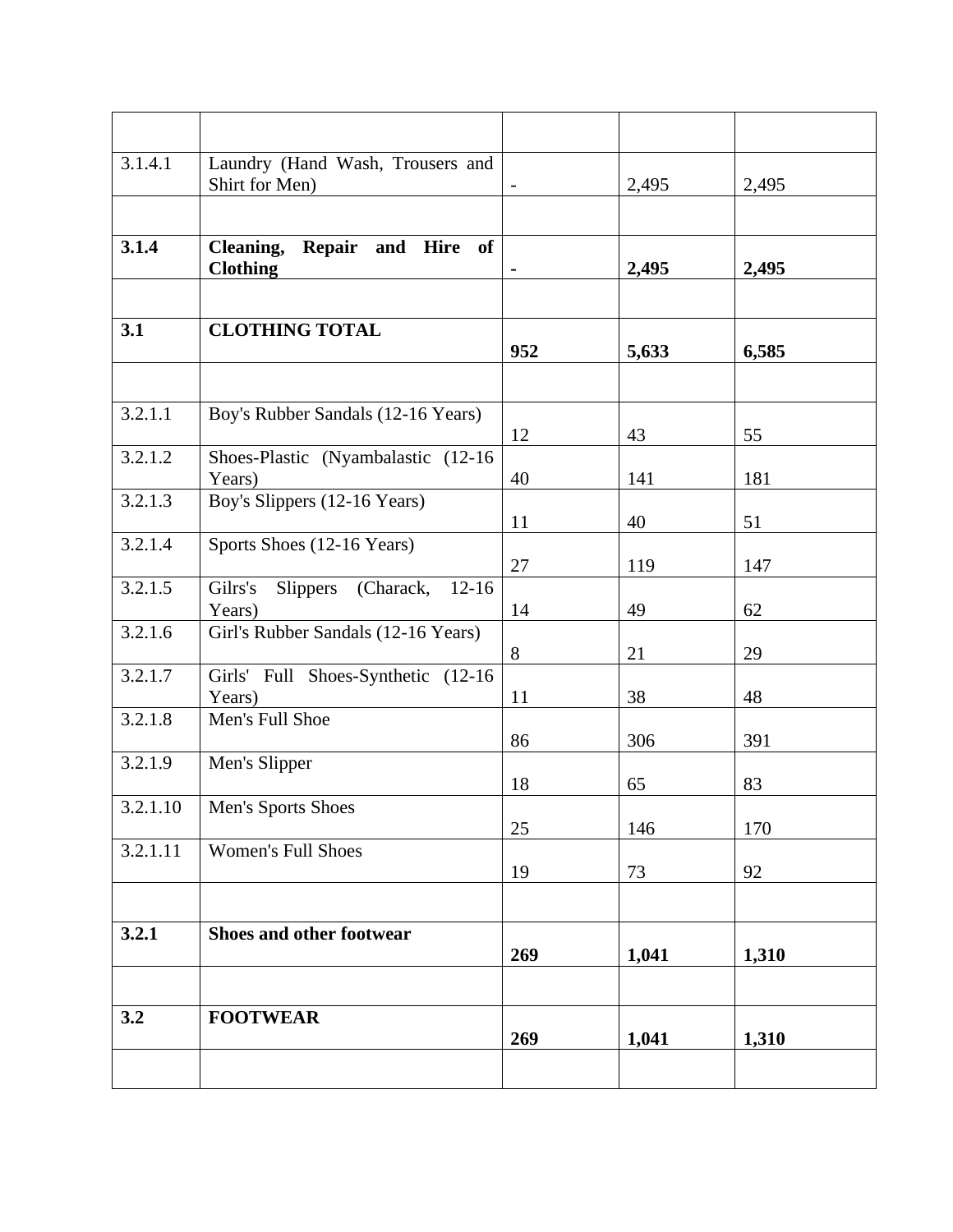| | | | | |
|---|---|---|---|---|
| 3.1.4.1 | Laundry (Hand Wash, Trousers and Shirt for Men) | - | 2,495 | 2,495 |
| | | | | |
| **3.1.4** | **Cleaning, Repair and Hire of Clothing** | **-** | **2,495** | **2,495** |
| | | | | |
| **3.1** | **CLOTHING TOTAL** | **952** | **5,633** | **6,585** |
| | | | | |
| 3.2.1.1 | Boy's Rubber Sandals (12-16 Years) | 12 | 43 | 55 |
| 3.2.1.2 | Shoes-Plastic (Nyambalastic (12-16 Years) | 40 | 141 | 181 |
| 3.2.1.3 | Boy's Slippers (12-16 Years) | 11 | 40 | 51 |
| 3.2.1.4 | Sports Shoes (12-16 Years) | 27 | 119 | 147 |
| 3.2.1.5 | Gilrs's Slippers (Charack, 12-16 Years) | 14 | 49 | 62 |
| 3.2.1.6 | Girl's Rubber Sandals (12-16 Years) | 8 | 21 | 29 |
| 3.2.1.7 | Girls' Full Shoes-Synthetic (12-16 Years) | 11 | 38 | 48 |
| 3.2.1.8 | Men's Full Shoe | 86 | 306 | 391 |
| 3.2.1.9 | Men's Slipper | 18 | 65 | 83 |
| 3.2.1.10 | Men's Sports Shoes | 25 | 146 | 170 |
| 3.2.1.11 | Women's Full Shoes | 19 | 73 | 92 |
| | | | | |
| **3.2.1** | **Shoes and other footwear** | **269** | **1,041** | **1,310** |
| | | | | |
| **3.2** | **FOOTWEAR** | **269** | **1,041** | **1,310** |
| | | | | |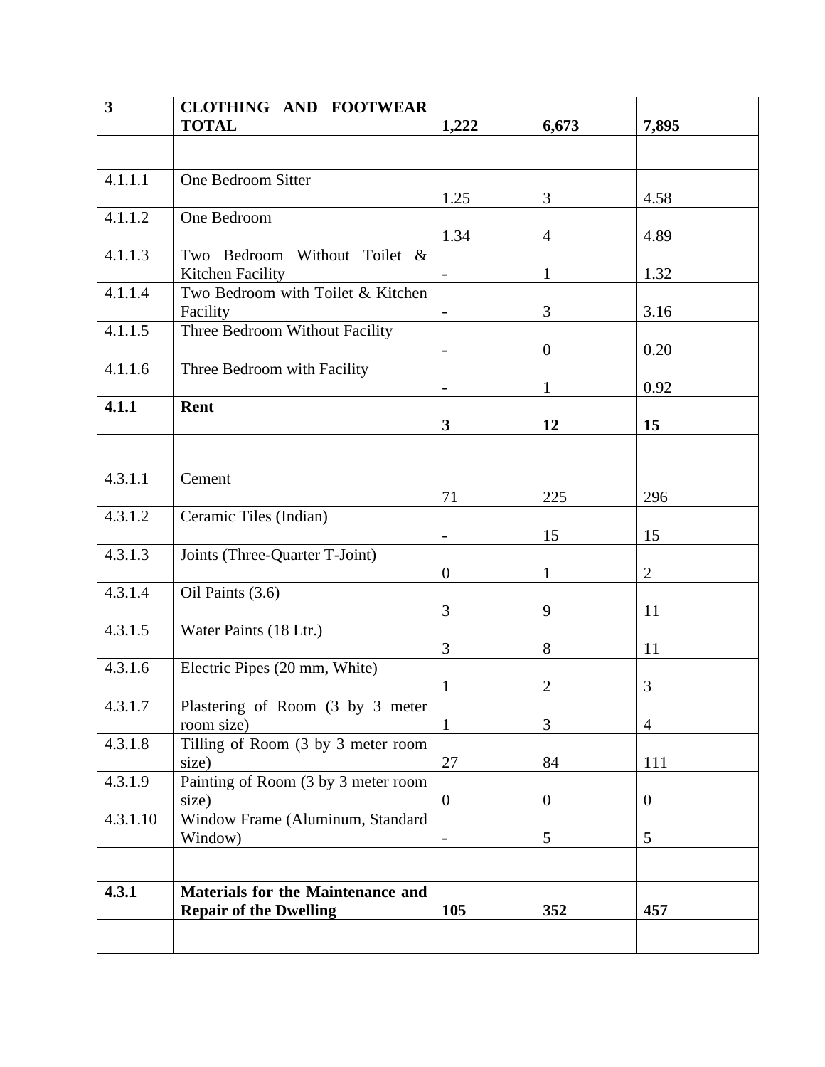| 3 | **CLOTHING AND FOOTWEAR TOTAL** | **1,222** | **6,673** | **7,895** |
|---|---|---|---|---|
| | | | | |
| 4.1.1.1 | One Bedroom Sitter | 1.25 | 3 | 4.58 |
| 4.1.1.2 | One Bedroom | 1.34 | 4 | 4.89 |
| 4.1.1.3 | Two Bedroom Without Toilet & Kitchen Facility | - | 1 | 1.32 |
| 4.1.1.4 | Two Bedroom with Toilet & Kitchen Facility | - | 3 | 3.16 |
| 4.1.1.5 | Three Bedroom Without Facility | - | 0 | 0.20 |
| 4.1.1.6 | Three Bedroom with Facility | - | 1 | 0.92 |
| **4.1.1** | **Rent** | **3** | **12** | **15** |
| | | | | |
| 4.3.1.1 | Cement | 71 | 225 | 296 |
| 4.3.1.2 | Ceramic Tiles (Indian) | - | 15 | 15 |
| 4.3.1.3 | Joints (Three-Quarter T-Joint) | 0 | 1 | 2 |
| 4.3.1.4 | Oil Paints (3.6) | 3 | 9 | 11 |
| 4.3.1.5 | Water Paints (18 Ltr.) | 3 | 8 | 11 |
| 4.3.1.6 | Electric Pipes (20 mm, White) | 1 | 2 | 3 |
| 4.3.1.7 | Plastering of Room (3 by 3 meter room size) | 1 | 3 | 4 |
| 4.3.1.8 | Tilling of Room (3 by 3 meter room size) | 27 | 84 | 111 |
| 4.3.1.9 | Painting of Room (3 by 3 meter room size) | 0 | 0 | 0 |
| 4.3.1.10 | Window Frame (Aluminum, Standard Window) | - | 5 | 5 |
| | | | | |
| **4.3.1** | **Materials for the Maintenance and Repair of the Dwelling** | **105** | **352** | **457** |
| | | | | |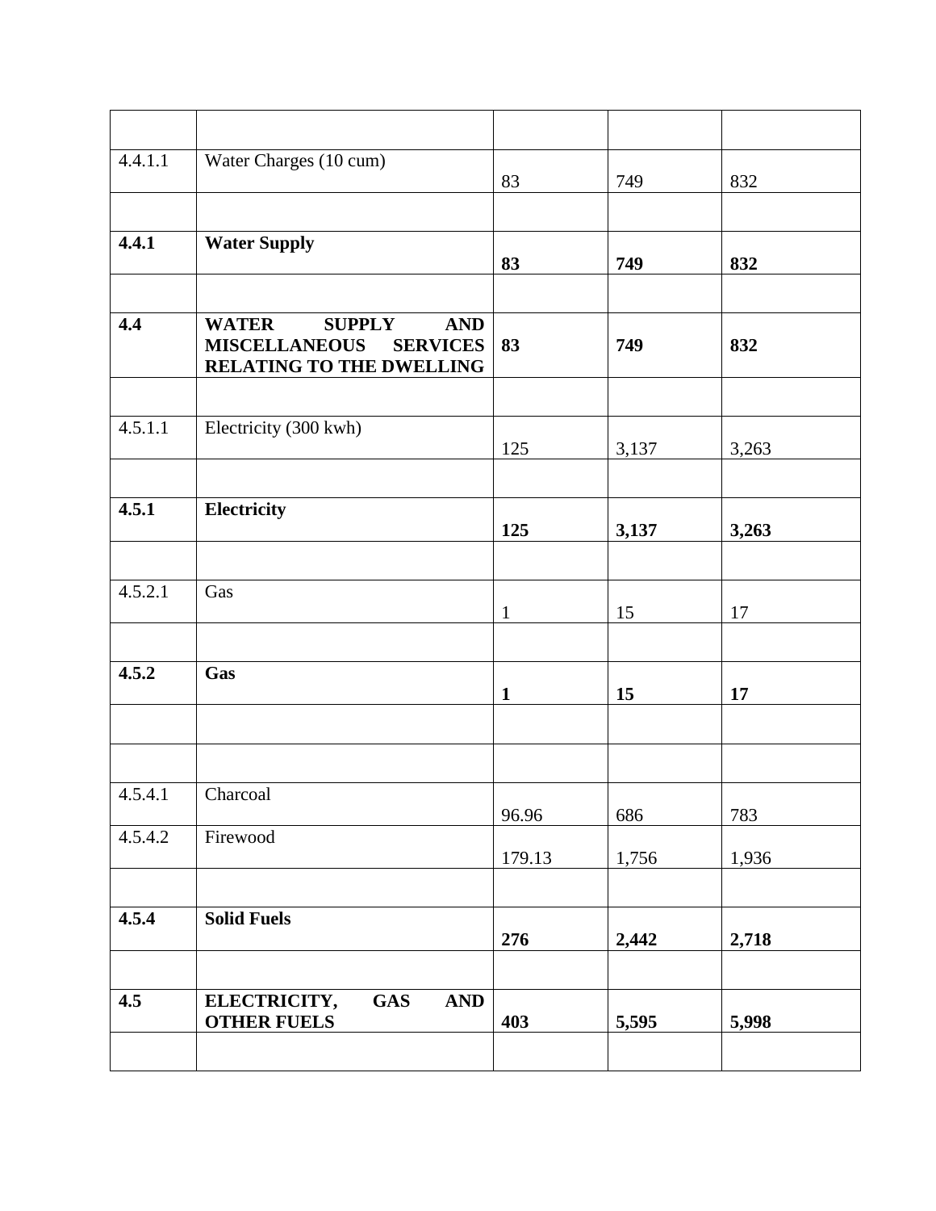| | | | | |
|---|---|---|---|---|
| 4.4.1.1 | Water Charges (10 cum) | 83 | 749 | 832 |
| | | | | |
| **4.4.1** | **Water Supply** | **83** | **749** | **832** |
| | | | | |
| **4.4** | **WATER SUPPLY AND MISCELLANEOUS SERVICES RELATING TO THE DWELLING** | **83** | **749** | **832** |
| | | | | |
| 4.5.1.1 | Electricity (300 kwh) | 125 | 3,137 | 3,263 |
| | | | | |
| **4.5.1** | **Electricity** | **125** | **3,137** | **3,263** |
| | | | | |
| 4.5.2.1 | Gas | 1 | 15 | 17 |
| | | | | |
| **4.5.2** | **Gas** | **1** | **15** | **17** |
| | | | | |
| | | | | |
| 4.5.4.1 | Charcoal | 96.96 | 686 | 783 |
| 4.5.4.2 | Firewood | 179.13 | 1,756 | 1,936 |
| | | | | |
| **4.5.4** | **Solid Fuels** | **276** | **2,442** | **2,718** |
| | | | | |
| **4.5** | **ELECTRICITY, GAS AND OTHER FUELS** | **403** | **5,595** | **5,998** |
| | | | | |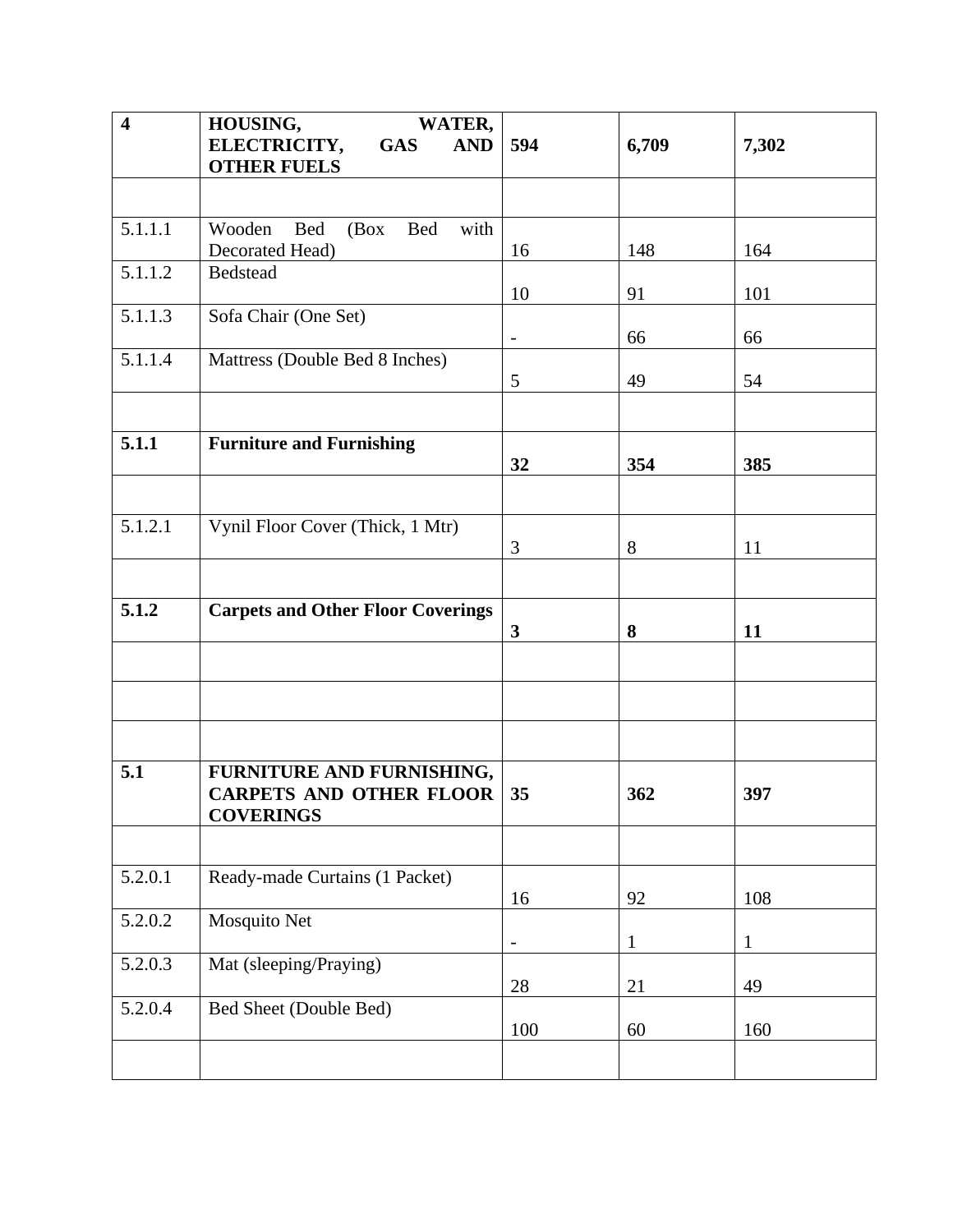| | | | | |
|---|---|---|---|---|
| **4** | **HOUSING, WATER, ELECTRICITY, GAS AND OTHER FUELS** | **594** | **6,709** | **7,302** |
| | | | | |
| 5.1.1.1 | Wooden Bed (Box Bed with Decorated Head) | 16 | 148 | 164 |
| 5.1.1.2 | Bedstead | 10 | 91 | 101 |
| 5.1.1.3 | Sofa Chair (One Set) | - | 66 | 66 |
| 5.1.1.4 | Mattress (Double Bed 8 Inches) | 5 | 49 | 54 |
| | | | | |
| **5.1.1** | **Furniture and Furnishing** | **32** | **354** | **385** |
| | | | | |
| 5.1.2.1 | Vynil Floor Cover (Thick, 1 Mtr) | 3 | 8 | 11 |
| | | | | |
| **5.1.2** | **Carpets and Other Floor Coverings** | **3** | **8** | **11** |
| | | | | |
| | | | | |
| | | | | |
| **5.1** | **FURNITURE AND FURNISHING, CARPETS AND OTHER FLOOR COVERINGS** | **35** | **362** | **397** |
| | | | | |
| 5.2.0.1 | Ready-made Curtains (1 Packet) | 16 | 92 | 108 |
| 5.2.0.2 | Mosquito Net | - | 1 | 1 |
| 5.2.0.3 | Mat (sleeping/Praying) | 28 | 21 | 49 |
| 5.2.0.4 | Bed Sheet (Double Bed) | 100 | 60 | 160 |
| | | | | |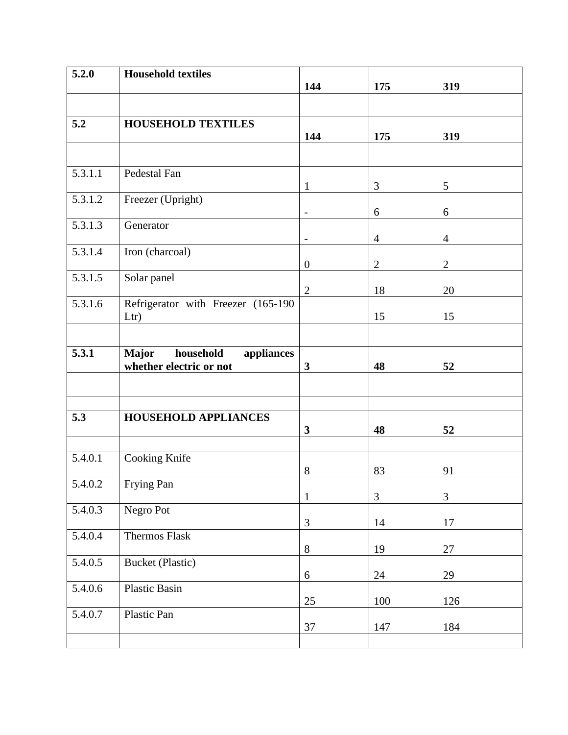| | | | | |
|---|---|---|---|---|
| **5.2.0** | **Household textiles** | **144** | **175** | **319** |
| | | | | |
| **5.2** | **HOUSEHOLD TEXTILES** | **144** | **175** | **319** |
| | | | | |
| 5.3.1.1 | Pedestal Fan | 1 | 3 | 5 |
| 5.3.1.2 | Freezer (Upright) | - | 6 | 6 |
| 5.3.1.3 | Generator | - | 4 | 4 |
| 5.3.1.4 | Iron (charcoal) | 0 | 2 | 2 |
| 5.3.1.5 | Solar panel | 2 | 18 | 20 |
| 5.3.1.6 | Refrigerator with Freezer (165-190 Ltr) | | 15 | 15 |
| | | | | |
| **5.3.1** | **Major household appliances whether electric or not** | **3** | **48** | **52** |
| | | | | |
| | | | | |
| **5.3** | **HOUSEHOLD APPLIANCES** | **3** | **48** | **52** |
| | | | | |
| 5.4.0.1 | Cooking Knife | 8 | 83 | 91 |
| 5.4.0.2 | Frying Pan | 1 | 3 | 3 |
| 5.4.0.3 | Negro Pot | 3 | 14 | 17 |
| 5.4.0.4 | Thermos Flask | 8 | 19 | 27 |
| 5.4.0.5 | Bucket (Plastic) | 6 | 24 | 29 |
| 5.4.0.6 | Plastic Basin | 25 | 100 | 126 |
| 5.4.0.7 | Plastic Pan | 37 | 147 | 184 |
| | | | | |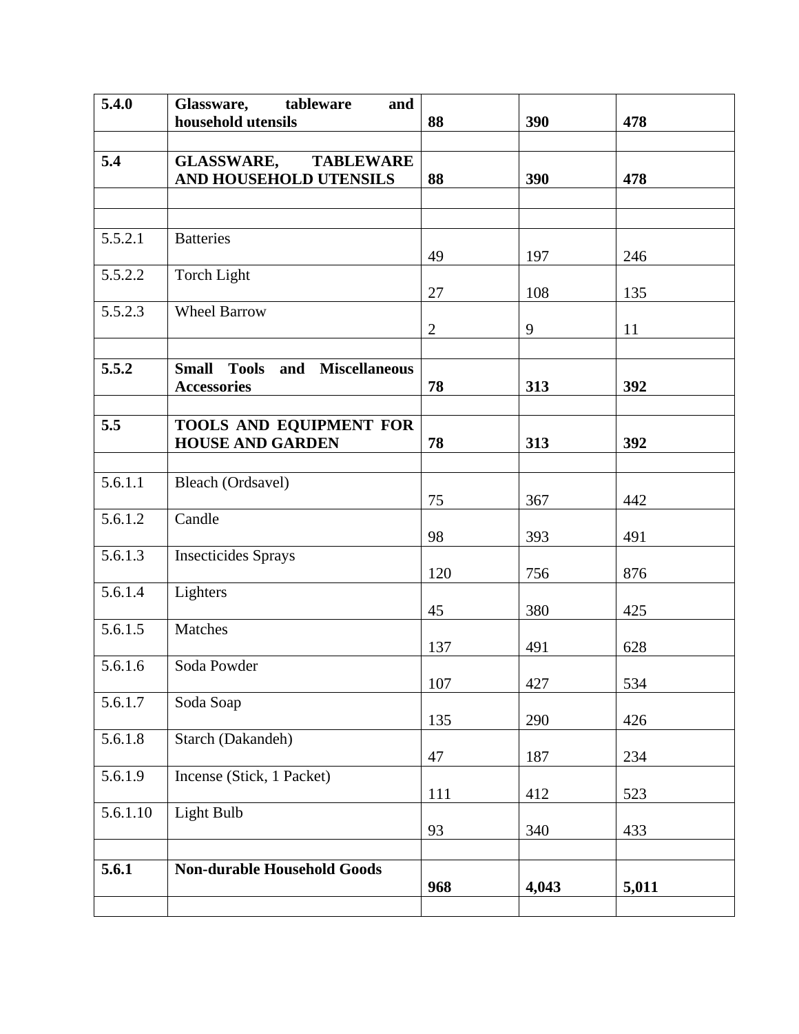| | | | | |
|---|---|---|---|---|
| **5.4.0** | **Glassware, tableware and household utensils** | **88** | **390** | **478** |
| | | | | |
| **5.4** | **GLASSWARE, TABLEWARE AND HOUSEHOLD UTENSILS** | **88** | **390** | **478** |
| | | | | |
| | | | | |
| 5.5.2.1 | Batteries | 49 | 197 | 246 |
| 5.5.2.2 | Torch Light | 27 | 108 | 135 |
| 5.5.2.3 | Wheel Barrow | 2 | 9 | 11 |
| | | | | |
| **5.5.2** | **Small Tools and Miscellaneous Accessories** | **78** | **313** | **392** |
| | | | | |
| **5.5** | **TOOLS AND EQUIPMENT FOR HOUSE AND GARDEN** | **78** | **313** | **392** |
| | | | | |
| 5.6.1.1 | Bleach (Ordsavel) | 75 | 367 | 442 |
| 5.6.1.2 | Candle | 98 | 393 | 491 |
| 5.6.1.3 | Insecticides Sprays | 120 | 756 | 876 |
| 5.6.1.4 | Lighters | 45 | 380 | 425 |
| 5.6.1.5 | Matches | 137 | 491 | 628 |
| 5.6.1.6 | Soda Powder | 107 | 427 | 534 |
| 5.6.1.7 | Soda Soap | 135 | 290 | 426 |
| 5.6.1.8 | Starch (Dakandeh) | 47 | 187 | 234 |
| 5.6.1.9 | Incense (Stick, 1 Packet) | 111 | 412 | 523 |
| 5.6.1.10 | Light Bulb | 93 | 340 | 433 |
| | | | | |
| **5.6.1** | **Non-durable Household Goods** | **968** | **4,043** | **5,011** |
| | | | | |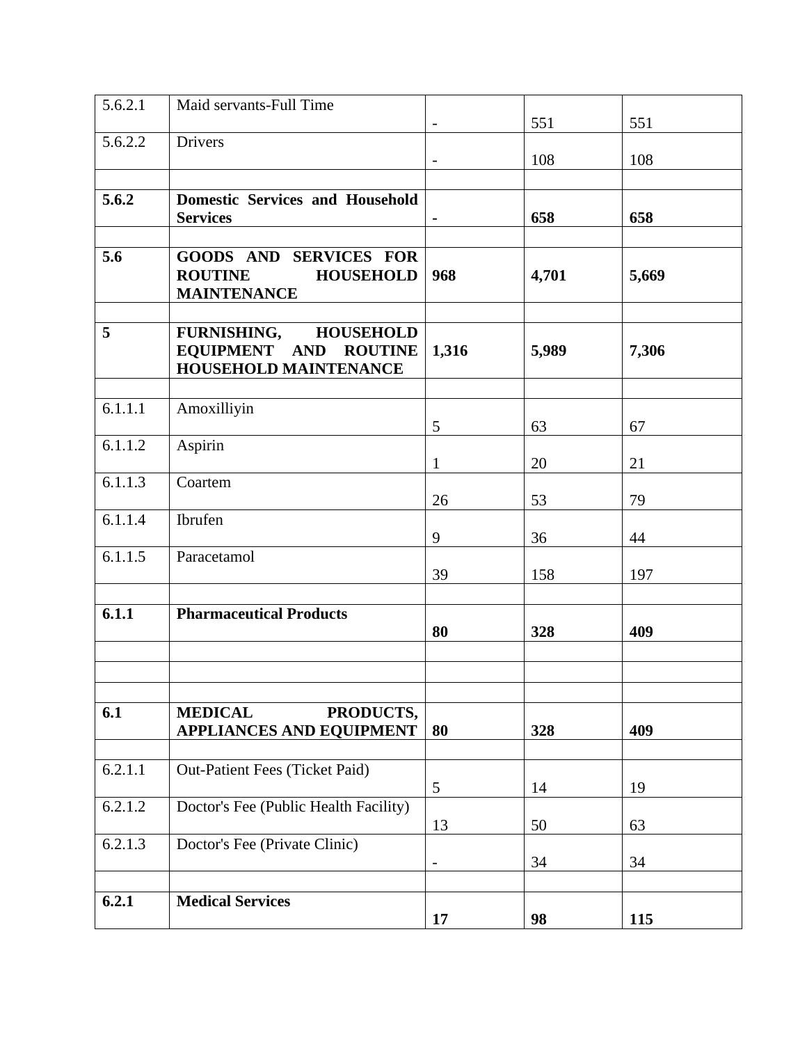| 5.6.2.1 | Maid servants-Full Time | - | 551 | 551 |
|---|---|---|---|---|
| 5.6.2.2 | Drivers | - | 108 | 108 |
| | | | | |
| **5.6.2** | **Domestic Services and Household Services** | **-** | **658** | **658** |
| | | | | |
| **5.6** | **GOODS AND SERVICES FOR ROUTINE HOUSEHOLD MAINTENANCE** | **968** | **4,701** | **5,669** |
| | | | | |
| **5** | **FURNISHING, HOUSEHOLD EQUIPMENT AND ROUTINE HOUSEHOLD MAINTENANCE** | **1,316** | **5,989** | **7,306** |
| | | | | |
| 6.1.1.1 | Amoxilliyin | 5 | 63 | 67 |
| 6.1.1.2 | Aspirin | 1 | 20 | 21 |
| 6.1.1.3 | Coartem | 26 | 53 | 79 |
| 6.1.1.4 | Ibrufen | 9 | 36 | 44 |
| 6.1.1.5 | Paracetamol | 39 | 158 | 197 |
| | | | | |
| **6.1.1** | **Pharmaceutical Products** | **80** | **328** | **409** |
| | | | | |
| | | | | |
| | | | | |
| **6.1** | **MEDICAL PRODUCTS, APPLIANCES AND EQUIPMENT** | **80** | **328** | **409** |
| | | | | |
| 6.2.1.1 | Out-Patient Fees (Ticket Paid) | 5 | 14 | 19 |
| 6.2.1.2 | Doctor's Fee (Public Health Facility) | 13 | 50 | 63 |
| 6.2.1.3 | Doctor's Fee (Private Clinic) | - | 34 | 34 |
| | | | | |
| **6.2.1** | **Medical Services** | **17** | **98** | **115** |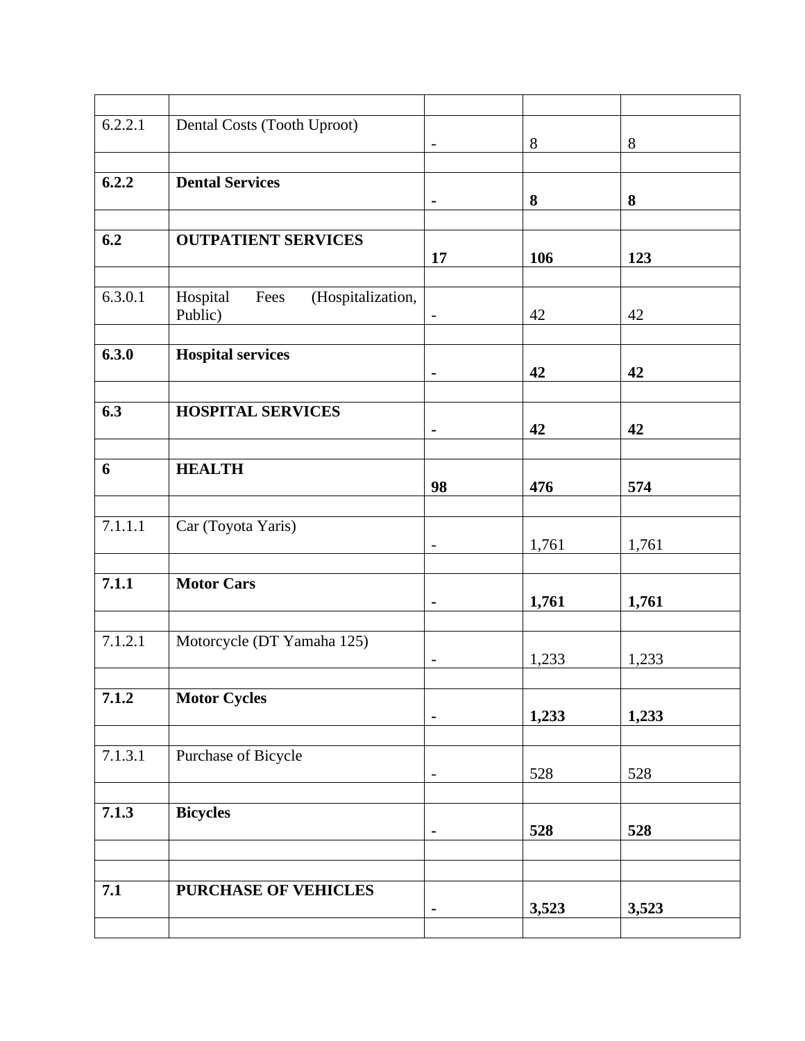| | | | | |
|---|---|---|---|---|
| 6.2.2.1 | Dental Costs (Tooth Uproot) | - | 8 | 8 |
| | | | | |
| **6.2.2** | **Dental Services** | **-** | **8** | **8** |
| | | | | |
| **6.2** | **OUTPATIENT SERVICES** | **17** | **106** | **123** |
| | | | | |
| 6.3.0.1 | Hospital Fees (Hospitalization, Public) | - | 42 | 42 |
| | | | | |
| **6.3.0** | **Hospital services** | **-** | **42** | **42** |
| | | | | |
| **6.3** | **HOSPITAL SERVICES** | **-** | **42** | **42** |
| | | | | |
| **6** | **HEALTH** | **98** | **476** | **574** |
| | | | | |
| 7.1.1.1 | Car (Toyota Yaris) | - | 1,761 | 1,761 |
| | | | | |
| **7.1.1** | **Motor Cars** | **-** | **1,761** | **1,761** |
| | | | | |
| 7.1.2.1 | Motorcycle (DT Yamaha 125) | - | 1,233 | 1,233 |
| | | | | |
| **7.1.2** | **Motor Cycles** | **-** | **1,233** | **1,233** |
| | | | | |
| 7.1.3.1 | Purchase of Bicycle | - | 528 | 528 |
| | | | | |
| **7.1.3** | **Bicycles** | **-** | **528** | **528** |
| | | | | |
| | | | | |
| **7.1** | **PURCHASE OF VEHICLES** | **-** | **3,523** | **3,523** |
| | | | | |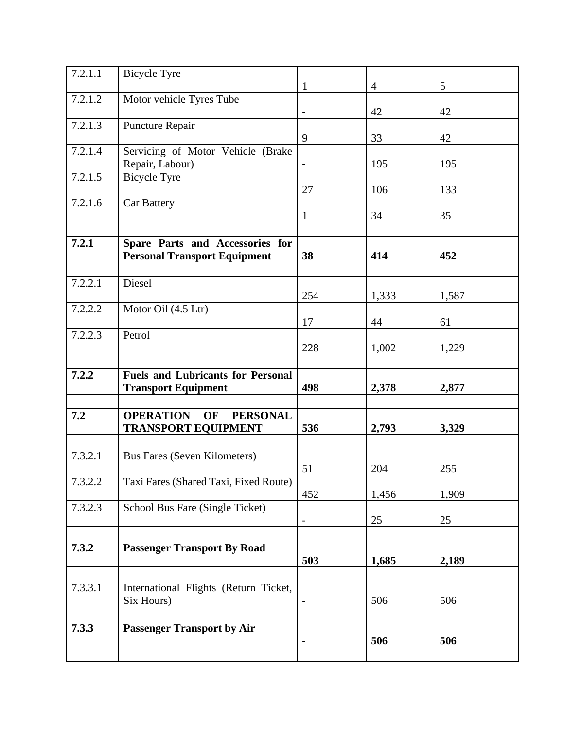| | | | | |
|---|---|---|---|---|
| 7.2.1.1 | Bicycle Tyre | 1 | 4 | 5 |
| 7.2.1.2 | Motor vehicle Tyres Tube | - | 42 | 42 |
| 7.2.1.3 | Puncture Repair | 9 | 33 | 42 |
| 7.2.1.4 | Servicing of Motor Vehicle (Brake Repair, Labour) | - | 195 | 195 |
| 7.2.1.5 | Bicycle Tyre | 27 | 106 | 133 |
| 7.2.1.6 | Car Battery | 1 | 34 | 35 |
| | | | | |
| **7.2.1** | **Spare Parts and Accessories for Personal Transport Equipment** | **38** | **414** | **452** |
| | | | | |
| 7.2.2.1 | Diesel | 254 | 1,333 | 1,587 |
| 7.2.2.2 | Motor Oil (4.5 Ltr) | 17 | 44 | 61 |
| 7.2.2.3 | Petrol | 228 | 1,002 | 1,229 |
| | | | | |
| **7.2.2** | **Fuels and Lubricants for Personal Transport Equipment** | **498** | **2,378** | **2,877** |
| | | | | |
| **7.2** | **OPERATION OF PERSONAL TRANSPORT EQUIPMENT** | **536** | **2,793** | **3,329** |
| | | | | |
| 7.3.2.1 | Bus Fares (Seven Kilometers) | 51 | 204 | 255 |
| 7.3.2.2 | Taxi Fares (Shared Taxi, Fixed Route) | 452 | 1,456 | 1,909 |
| 7.3.2.3 | School Bus Fare (Single Ticket) | - | 25 | 25 |
| | | | | |
| **7.3.2** | **Passenger Transport By Road** | **503** | **1,685** | **2,189** |
| | | | | |
| 7.3.3.1 | International Flights (Return Ticket, Six Hours) | - | 506 | 506 |
| | | | | |
| **7.3.3** | **Passenger Transport by Air** | **-** | **506** | **506** |
| | | | | |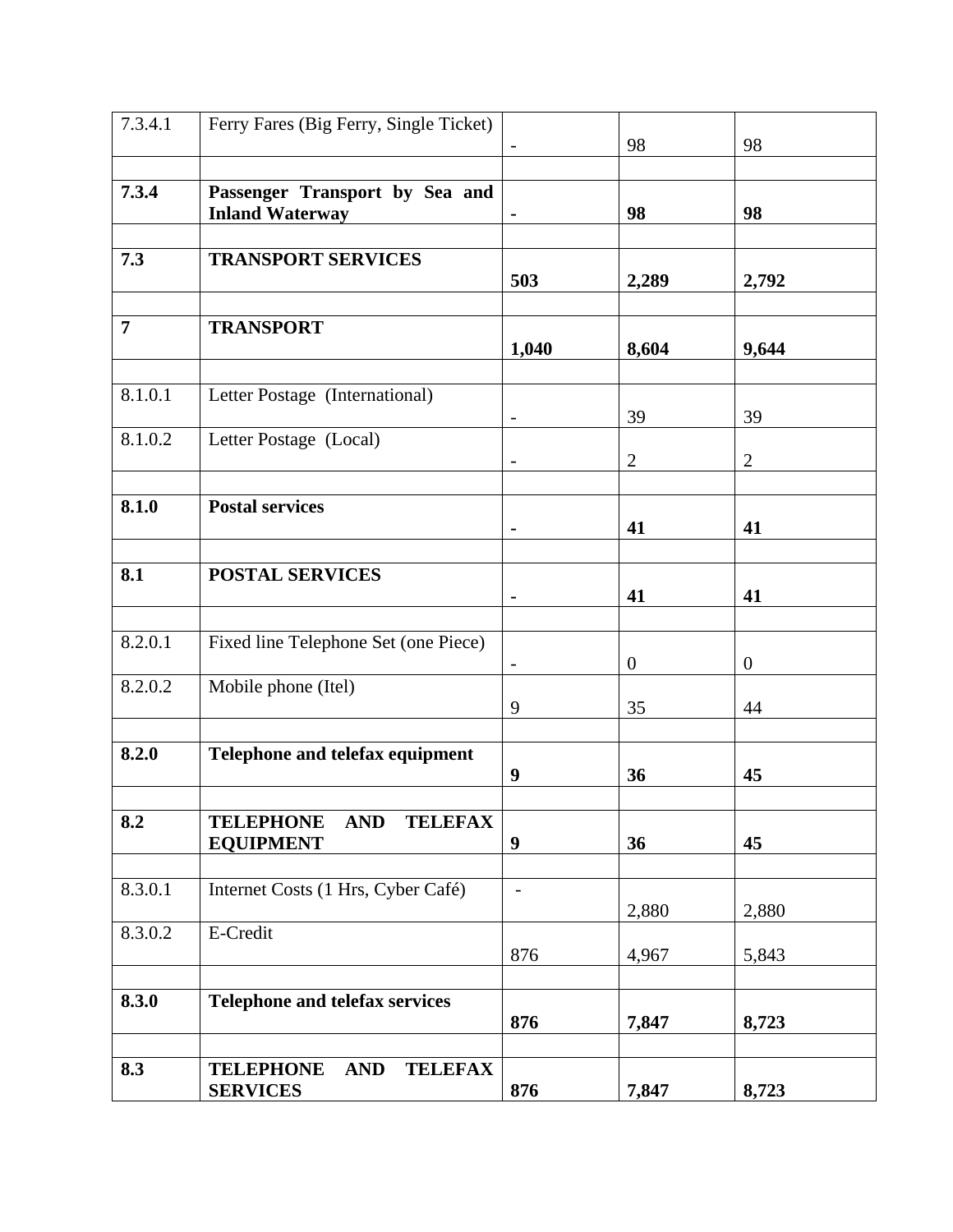| 7.3.4.1 | Ferry Fares (Big Ferry, Single Ticket) | - | 98 | 98 |
|---|---|---|---|---|
| | | | | |
| **7.3.4** | **Passenger Transport by Sea and Inland Waterway** | **-** | **98** | **98** |
| | | | | |
| **7.3** | **TRANSPORT SERVICES** | **503** | **2,289** | **2,792** |
| | | | | |
| **7** | **TRANSPORT** | **1,040** | **8,604** | **9,644** |
| | | | | |
| 8.1.0.1 | Letter Postage (International) | - | 39 | 39 |
| 8.1.0.2 | Letter Postage (Local) | - | 2 | 2 |
| | | | | |
| **8.1.0** | **Postal services** | **-** | **41** | **41** |
| | | | | |
| **8.1** | **POSTAL SERVICES** | **-** | **41** | **41** |
| | | | | |
| 8.2.0.1 | Fixed line Telephone Set (one Piece) | - | 0 | 0 |
| 8.2.0.2 | Mobile phone (Itel) | 9 | 35 | 44 |
| | | | | |
| **8.2.0** | **Telephone and telefax equipment** | **9** | **36** | **45** |
| | | | | |
| **8.2** | **TELEPHONE AND TELEFAX EQUIPMENT** | **9** | **36** | **45** |
| | | | | |
| 8.3.0.1 | Internet Costs (1 Hrs, Cyber Café) | - | 2,880 | 2,880 |
| 8.3.0.2 | E-Credit | 876 | 4,967 | 5,843 |
| | | | | |
| **8.3.0** | **Telephone and telefax services** | **876** | **7,847** | **8,723** |
| | | | | |
| **8.3** | **TELEPHONE AND TELEFAX SERVICES** | **876** | **7,847** | **8,723** |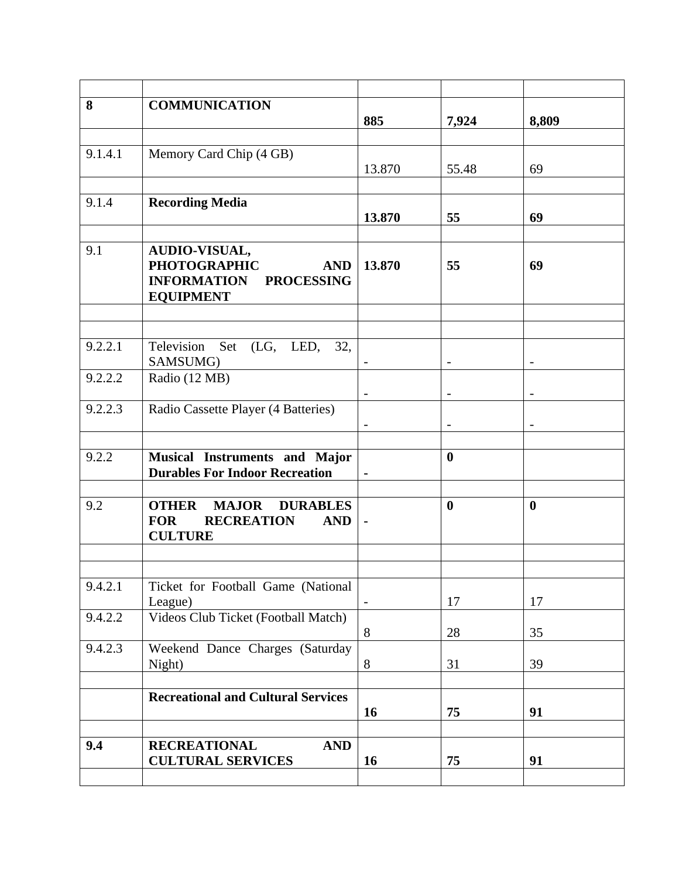| | | | | |
|---|---|---|---|---|
| **8** | **COMMUNICATION** | **885** | **7,924** | **8,809** |
| | | | | |
| 9.1.4.1 | Memory Card Chip (4 GB) | 13.870 | 55.48 | 69 |
| | | | | |
| 9.1.4 | **Recording Media** | **13.870** | **55** | **69** |
| | | | | |
| 9.1 | **AUDIO-VISUAL, PHOTOGRAPHIC AND INFORMATION PROCESSING EQUIPMENT** | **13.870** | **55** | **69** |
| | | | | |
| | | | | |
| 9.2.2.1 | Television Set (LG, LED, 32, SAMSUMG) | - | - | - |
| 9.2.2.2 | Radio (12 MB) | - | - | - |
| 9.2.2.3 | Radio Cassette Player (4 Batteries) | - | - | - |
| | | | | |
| 9.2.2 | **Musical Instruments and Major Durables For Indoor Recreation** | **-** | **0** | |
| | | | | |
| 9.2 | **OTHER MAJOR DURABLES FOR RECREATION AND CULTURE** | **-** | **0** | **0** |
| | | | | |
| | | | | |
| 9.4.2.1 | Ticket for Football Game (National League) | - | 17 | 17 |
| 9.4.2.2 | Videos Club Ticket (Football Match) | 8 | 28 | 35 |
| 9.4.2.3 | Weekend Dance Charges (Saturday Night) | 8 | 31 | 39 |
| | | | | |
| | **Recreational and Cultural Services** | **16** | **75** | **91** |
| | | | | |
| **9.4** | **RECREATIONAL AND CULTURAL SERVICES** | **16** | **75** | **91** |
| | | | | |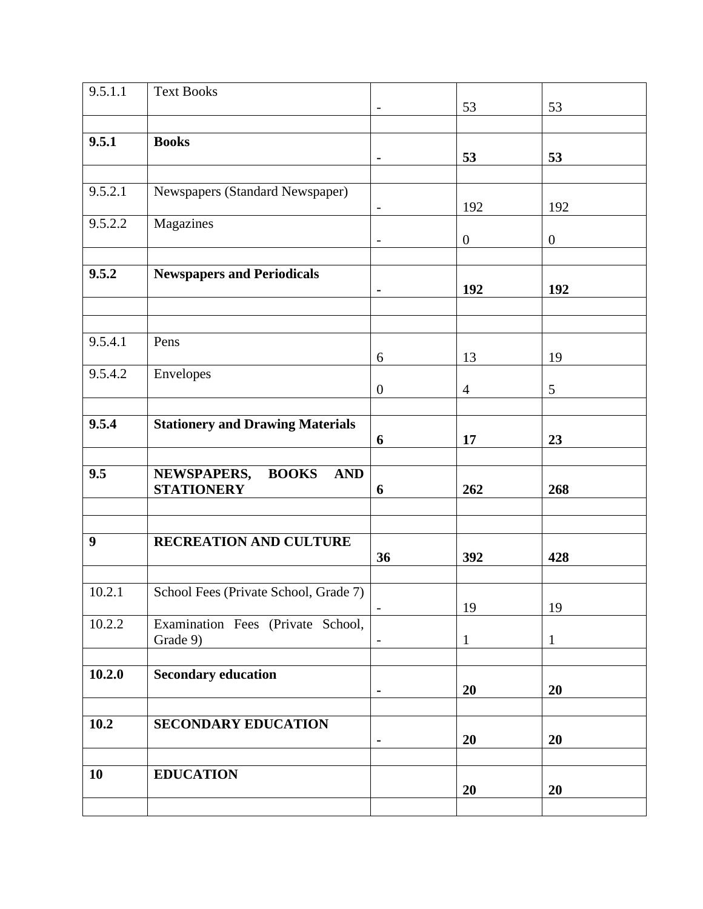| | | | | |
|---|---|---|---|---|
| 9.5.1.1 | Text Books | - | 53 | 53 |
| | | | | |
| **9.5.1** | **Books** | **-** | **53** | **53** |
| | | | | |
| 9.5.2.1 | Newspapers (Standard Newspaper) | - | 192 | 192 |
| 9.5.2.2 | Magazines | - | 0 | 0 |
| | | | | |
| **9.5.2** | **Newspapers and Periodicals** | **-** | **192** | **192** |
| | | | | |
| | | | | |
| 9.5.4.1 | Pens | 6 | 13 | 19 |
| 9.5.4.2 | Envelopes | 0 | 4 | 5 |
| | | | | |
| **9.5.4** | **Stationery and Drawing Materials** | **6** | **17** | **23** |
| | | | | |
| **9.5** | **NEWSPAPERS, BOOKS AND STATIONERY** | **6** | **262** | **268** |
| | | | | |
| | | | | |
| **9** | **RECREATION AND CULTURE** | **36** | **392** | **428** |
| | | | | |
| 10.2.1 | School Fees (Private School, Grade 7) | - | 19 | 19 |
| 10.2.2 | Examination Fees (Private School, Grade 9) | - | 1 | 1 |
| | | | | |
| **10.2.0** | **Secondary education** | **-** | **20** | **20** |
| | | | | |
| **10.2** | **SECONDARY EDUCATION** | **-** | **20** | **20** |
| | | | | |
| **10** | **EDUCATION** | | **20** | **20** |
| | | | | |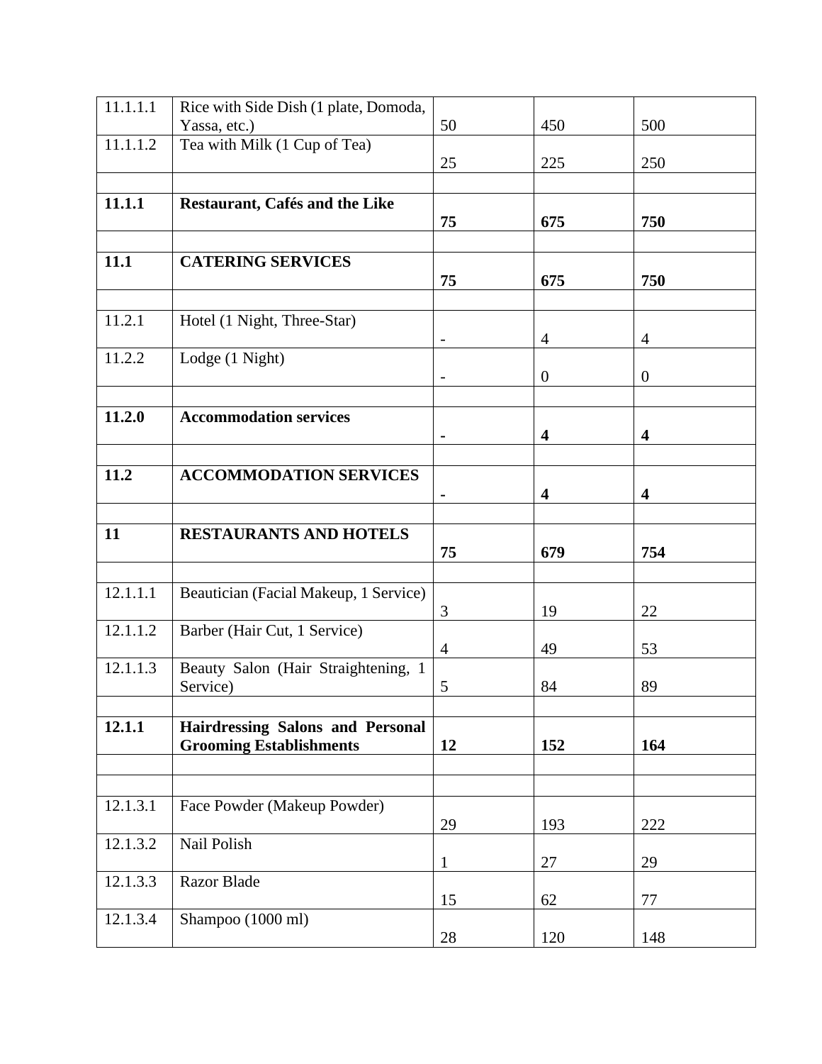| | | | | |
|---|---|---|---|---|
| 11.1.1.1 | Rice with Side Dish (1 plate, Domoda, Yassa, etc.) | 50 | 450 | 500 |
| 11.1.1.2 | Tea with Milk (1 Cup of Tea) | 25 | 225 | 250 |
| | | | | |
| **11.1.1** | **Restaurant, Cafés and the Like** | **75** | **675** | **750** |
| | | | | |
| **11.1** | **CATERING SERVICES** | **75** | **675** | **750** |
| | | | | |
| 11.2.1 | Hotel (1 Night, Three-Star) | - | 4 | 4 |
| 11.2.2 | Lodge (1 Night) | - | 0 | 0 |
| | | | | |
| **11.2.0** | **Accommodation services** | **-** | **4** | **4** |
| | | | | |
| **11.2** | **ACCOMMODATION SERVICES** | **-** | **4** | **4** |
| | | | | |
| **11** | **RESTAURANTS AND HOTELS** | **75** | **679** | **754** |
| | | | | |
| 12.1.1.1 | Beautician (Facial Makeup, 1 Service) | 3 | 19 | 22 |
| 12.1.1.2 | Barber (Hair Cut, 1 Service) | 4 | 49 | 53 |
| 12.1.1.3 | Beauty Salon (Hair Straightening, 1 Service) | 5 | 84 | 89 |
| | | | | |
| **12.1.1** | **Hairdressing Salons and Personal Grooming Establishments** | **12** | **152** | **164** |
| | | | | |
| | | | | |
| 12.1.3.1 | Face Powder (Makeup Powder) | 29 | 193 | 222 |
| 12.1.3.2 | Nail Polish | 1 | 27 | 29 |
| 12.1.3.3 | Razor Blade | 15 | 62 | 77 |
| 12.1.3.4 | Shampoo (1000 ml) | 28 | 120 | 148 |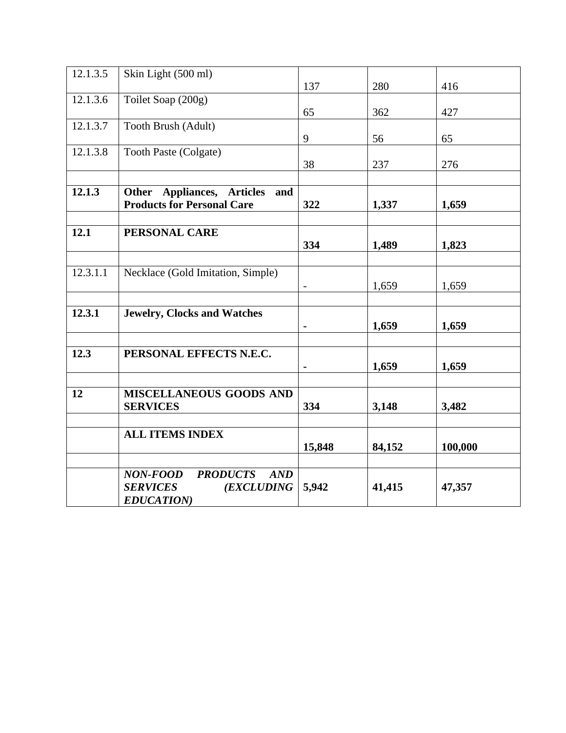| | | | | |
|---|---|---|---|---|
| 12.1.3.5 | Skin Light (500 ml) | 137 | 280 | 416 |
| 12.1.3.6 | Toilet Soap (200g) | 65 | 362 | 427 |
| 12.1.3.7 | Tooth Brush (Adult) | 9 | 56 | 65 |
| 12.1.3.8 | Tooth Paste (Colgate) | 38 | 237 | 276 |
| | | | | |
| **12.1.3** | **Other Appliances, Articles and Products for Personal Care** | **322** | **1,337** | **1,659** |
| | | | | |
| **12.1** | **PERSONAL CARE** | **334** | **1,489** | **1,823** |
| | | | | |
| 12.3.1.1 | Necklace (Gold Imitation, Simple) | - | 1,659 | 1,659 |
| | | | | |
| **12.3.1** | **Jewelry, Clocks and Watches** | **-** | **1,659** | **1,659** |
| | | | | |
| **12.3** | **PERSONAL EFFECTS N.E.C.** | **-** | **1,659** | **1,659** |
| | | | | |
| **12** | **MISCELLANEOUS GOODS AND SERVICES** | **334** | **3,148** | **3,482** |
| | | | | |
| | **ALL ITEMS INDEX** | **15,848** | **84,152** | **100,000** |
| | | | | |
| | ***NON-FOOD PRODUCTS AND SERVICES (EXCLUDING EDUCATION)*** | **5,942** | **41,415** | **47,357** |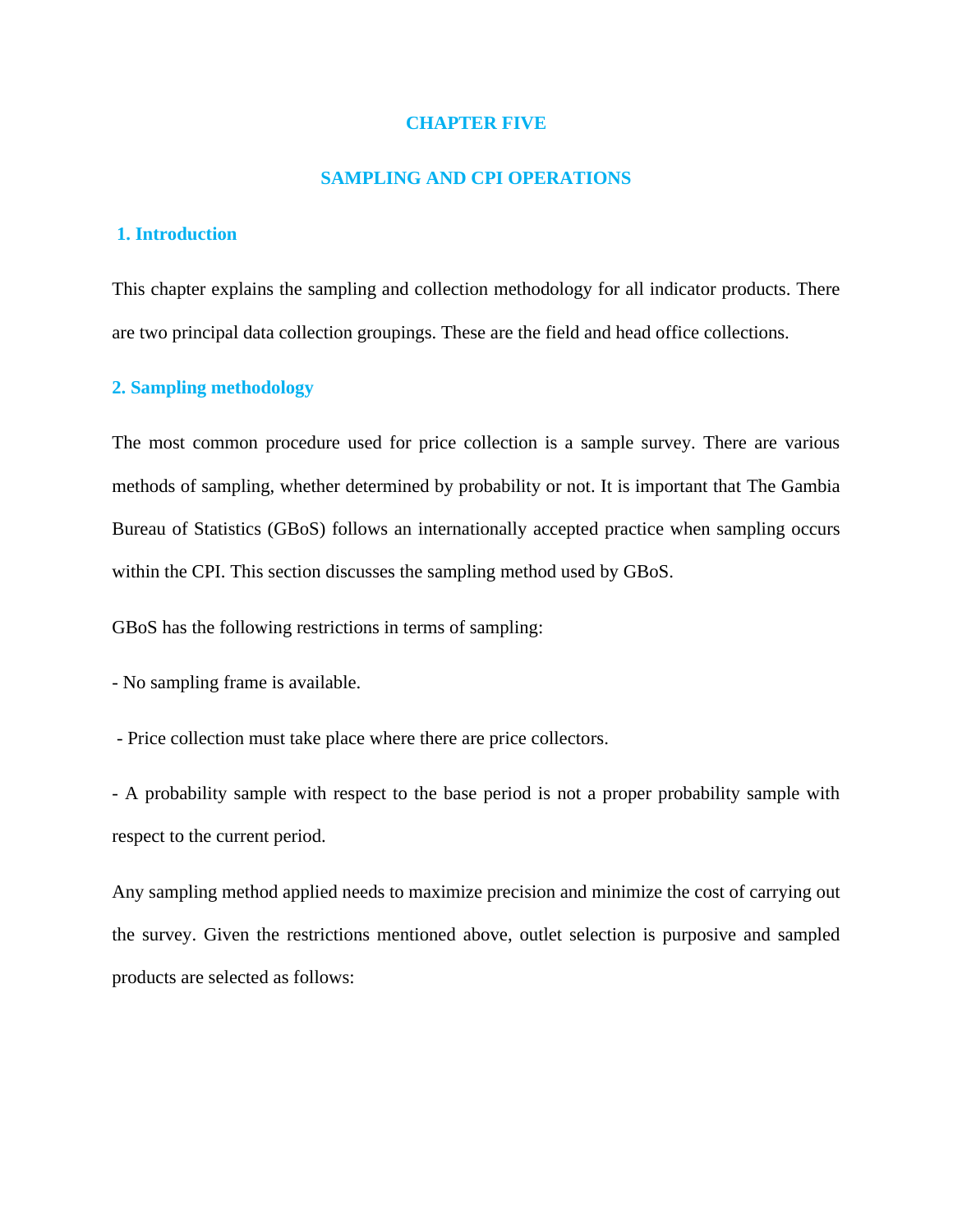# CHAPTER FIVE

# SAMPLING AND CPI OPERATIONS

## 1. Introduction

This chapter explains the sampling and collection methodology for all indicator products. There are two principal data collection groupings. These are the field and head office collections.

## 2. Sampling methodology

The most common procedure used for price collection is a sample survey. There are various methods of sampling, whether determined by probability or not. It is important that The Gambia Bureau of Statistics (GBoS) follows an internationally accepted practice when sampling occurs within the CPI. This section discusses the sampling method used by GBoS.

GBoS has the following restrictions in terms of sampling:

- No sampling frame is available.
- Price collection must take place where there are price collectors.
- A probability sample with respect to the base period is not a proper probability sample with respect to the current period.

Any sampling method applied needs to maximize precision and minimize the cost of carrying out the survey. Given the restrictions mentioned above, outlet selection is purposive and sampled products are selected as follows: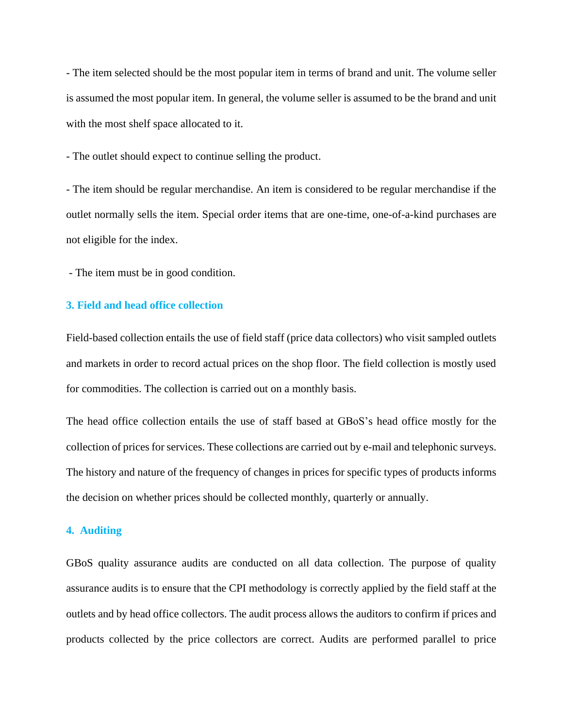- The item selected should be the most popular item in terms of brand and unit. The volume seller is assumed the most popular item. In general, the volume seller is assumed to be the brand and unit with the most shelf space allocated to it.

- The outlet should expect to continue selling the product.

- The item should be regular merchandise. An item is considered to be regular merchandise if the outlet normally sells the item. Special order items that are one-time, one-of-a-kind purchases are not eligible for the index.

- The item must be in good condition.

### 3. Field and head office collection

Field-based collection entails the use of field staff (price data collectors) who visit sampled outlets and markets in order to record actual prices on the shop floor. The field collection is mostly used for commodities. The collection is carried out on a monthly basis.

The head office collection entails the use of staff based at GBoS's head office mostly for the collection of prices for services. These collections are carried out by e-mail and telephonic surveys. The history and nature of the frequency of changes in prices for specific types of products informs the decision on whether prices should be collected monthly, quarterly or annually.

### 4. Auditing

GBoS quality assurance audits are conducted on all data collection. The purpose of quality assurance audits is to ensure that the CPI methodology is correctly applied by the field staff at the outlets and by head office collectors. The audit process allows the auditors to confirm if prices and products collected by the price collectors are correct. Audits are performed parallel to price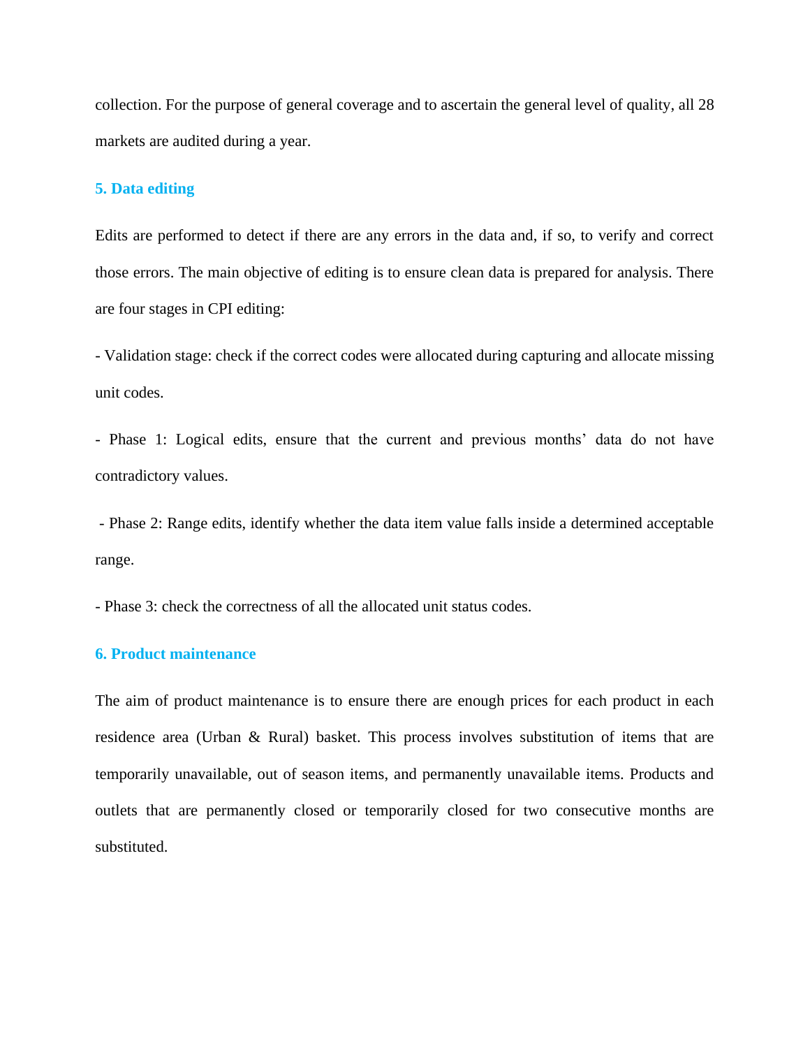collection. For the purpose of general coverage and to ascertain the general level of quality, all 28 markets are audited during a year.

## 5. Data editing

Edits are performed to detect if there are any errors in the data and, if so, to verify and correct those errors. The main objective of editing is to ensure clean data is prepared for analysis. There are four stages in CPI editing:

- Validation stage: check if the correct codes were allocated during capturing and allocate missing unit codes.

- Phase 1: Logical edits, ensure that the current and previous months' data do not have contradictory values.

- Phase 2: Range edits, identify whether the data item value falls inside a determined acceptable range.

- Phase 3: check the correctness of all the allocated unit status codes.

## 6. Product maintenance

The aim of product maintenance is to ensure there are enough prices for each product in each residence area (Urban & Rural) basket. This process involves substitution of items that are temporarily unavailable, out of season items, and permanently unavailable items. Products and outlets that are permanently closed or temporarily closed for two consecutive months are substituted.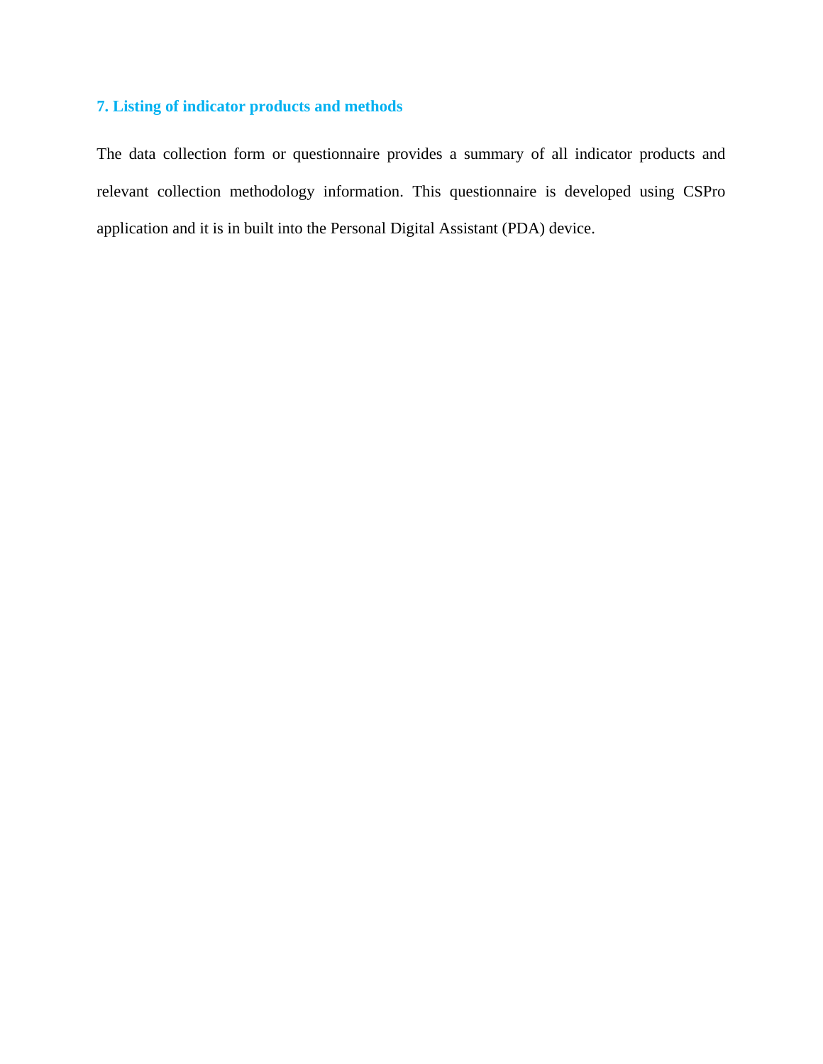## 7. Listing of indicator products and methods

The data collection form or questionnaire provides a summary of all indicator products and relevant collection methodology information. This questionnaire is developed using CSPro application and it is in built into the Personal Digital Assistant (PDA) device.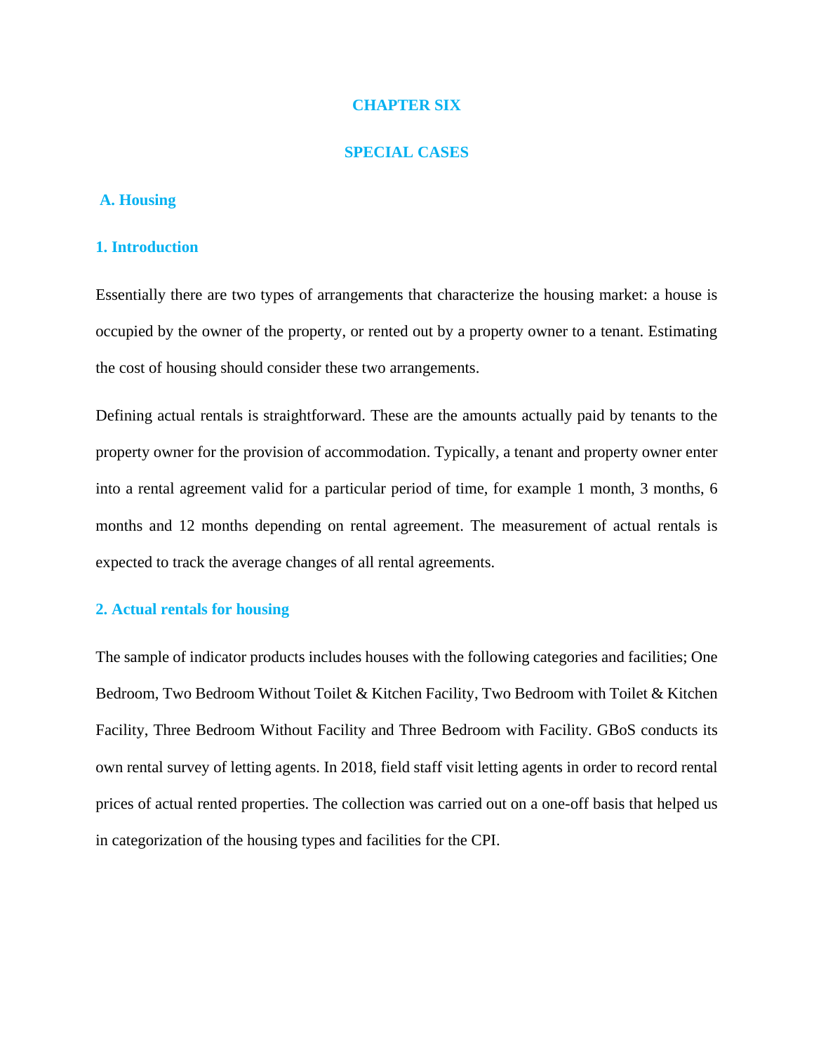# CHAPTER SIX

# SPECIAL CASES

## A. Housing

### 1. Introduction

Essentially there are two types of arrangements that characterize the housing market: a house is occupied by the owner of the property, or rented out by a property owner to a tenant. Estimating the cost of housing should consider these two arrangements.

Defining actual rentals is straightforward. These are the amounts actually paid by tenants to the property owner for the provision of accommodation. Typically, a tenant and property owner enter into a rental agreement valid for a particular period of time, for example 1 month, 3 months, 6 months and 12 months depending on rental agreement. The measurement of actual rentals is expected to track the average changes of all rental agreements.

### 2. Actual rentals for housing

The sample of indicator products includes houses with the following categories and facilities; One Bedroom, Two Bedroom Without Toilet & Kitchen Facility, Two Bedroom with Toilet & Kitchen Facility, Three Bedroom Without Facility and Three Bedroom with Facility. GBoS conducts its own rental survey of letting agents. In 2018, field staff visit letting agents in order to record rental prices of actual rented properties. The collection was carried out on a one-off basis that helped us in categorization of the housing types and facilities for the CPI.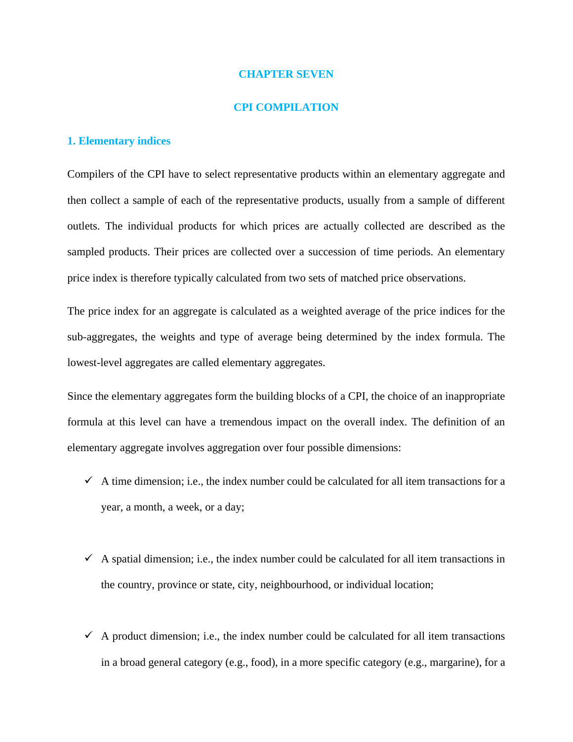# CHAPTER SEVEN

# CPI COMPILATION

## 1. Elementary indices

Compilers of the CPI have to select representative products within an elementary aggregate and then collect a sample of each of the representative products, usually from a sample of different outlets. The individual products for which prices are actually collected are described as the sampled products. Their prices are collected over a succession of time periods. An elementary price index is therefore typically calculated from two sets of matched price observations.

The price index for an aggregate is calculated as a weighted average of the price indices for the sub-aggregates, the weights and type of average being determined by the index formula. The lowest-level aggregates are called elementary aggregates.

Since the elementary aggregates form the building blocks of a CPI, the choice of an inappropriate formula at this level can have a tremendous impact on the overall index. The definition of an elementary aggregate involves aggregation over four possible dimensions:

- ✓ A time dimension; i.e., the index number could be calculated for all item transactions for a year, a month, a week, or a day;

- ✓ A spatial dimension; i.e., the index number could be calculated for all item transactions in the country, province or state, city, neighbourhood, or individual location;

- ✓ A product dimension; i.e., the index number could be calculated for all item transactions in a broad general category (e.g., food), in a more specific category (e.g., margarine), for a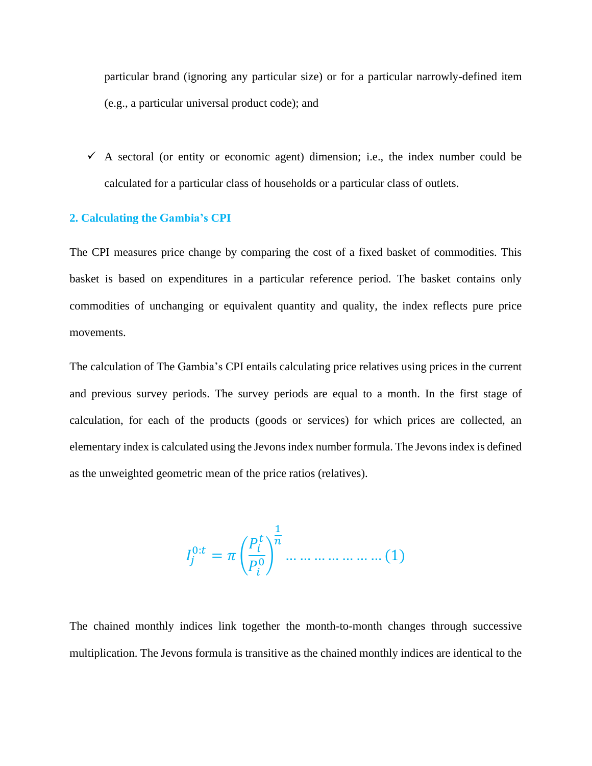particular brand (ignoring any particular size) or for a particular narrowly-defined item (e.g., a particular universal product code); and

- ✓ A sectoral (or entity or economic agent) dimension; i.e., the index number could be calculated for a particular class of households or a particular class of outlets.

## 2. Calculating the Gambia's CPI

The CPI measures price change by comparing the cost of a fixed basket of commodities. This basket is based on expenditures in a particular reference period. The basket contains only commodities of unchanging or equivalent quantity and quality, the index reflects pure price movements.

The calculation of The Gambia's CPI entails calculating price relatives using prices in the current and previous survey periods. The survey periods are equal to a month. In the first stage of calculation, for each of the products (goods or services) for which prices are collected, an elementary index is calculated using the Jevons index number formula. The Jevons index is defined as the unweighted geometric mean of the price ratios (relatives).

$$I_j^{0:t} = \pi \left( \frac{P_i^t}{P_i^0} \right)^{\frac{1}{n}} \ldots\ldots\ldots\ldots\ldots\ldots\ldots (1)$$

The chained monthly indices link together the month-to-month changes through successive multiplication. The Jevons formula is transitive as the chained monthly indices are identical to the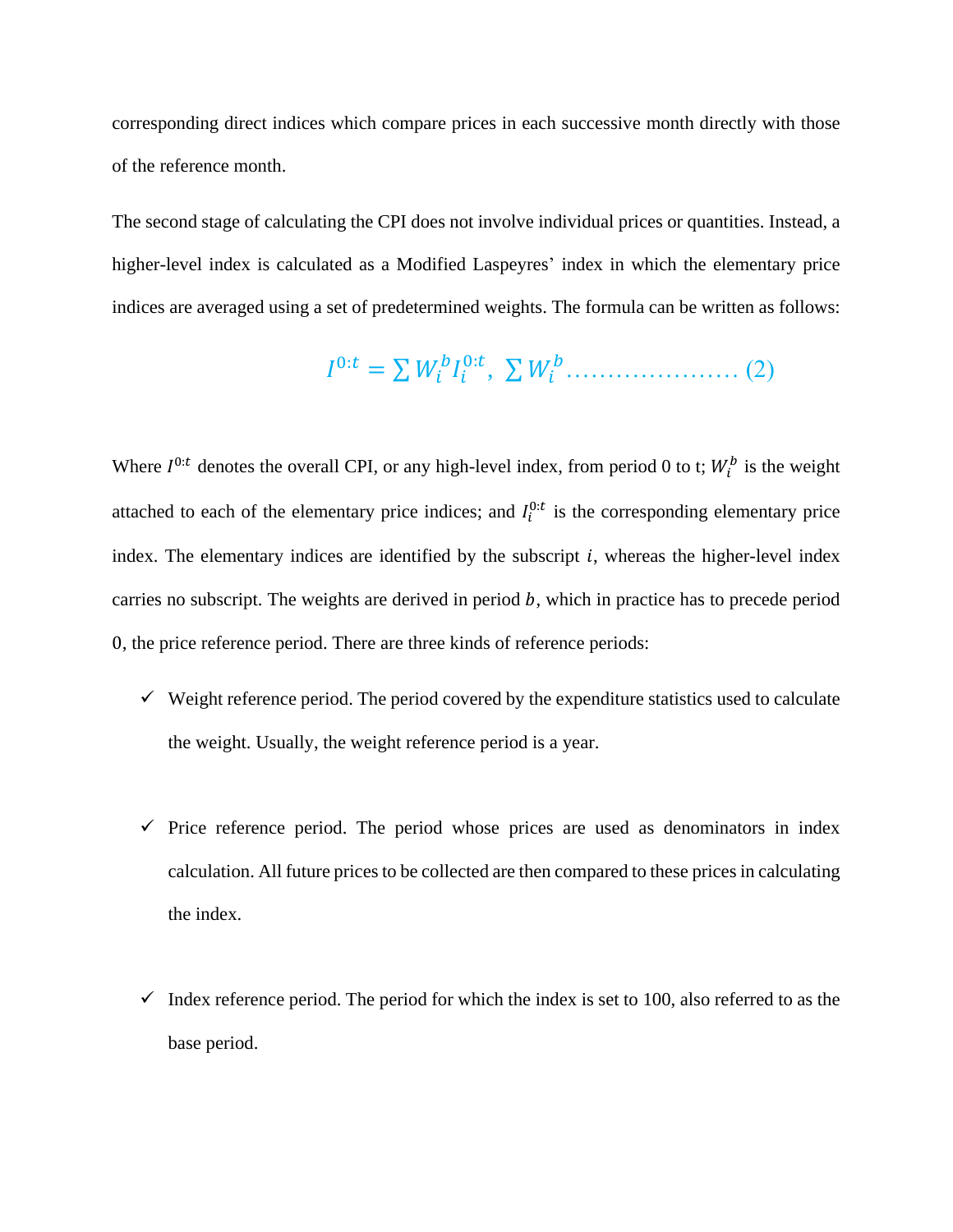corresponding direct indices which compare prices in each successive month directly with those of the reference month.

The second stage of calculating the CPI does not involve individual prices or quantities. Instead, a higher-level index is calculated as a Modified Laspeyres' index in which the elementary price indices are averaged using a set of predetermined weights. The formula can be written as follows:

$$I^{0:t} = \sum W_i^b I_i^{0:t},\ \sum W_i^b \ldots\ldots\ldots\ldots\ldots\ldots\ldots (2)$$

Where $I^{0:t}$ denotes the overall CPI, or any high-level index, from period 0 to t; $W_i^b$ is the weight attached to each of the elementary price indices; and $I_i^{0:t}$ is the corresponding elementary price index. The elementary indices are identified by the subscript $i$, whereas the higher-level index carries no subscript. The weights are derived in period $b$, which in practice has to precede period 0, the price reference period. There are three kinds of reference periods:

- ✓ Weight reference period. The period covered by the expenditure statistics used to calculate the weight. Usually, the weight reference period is a year.

- ✓ Price reference period. The period whose prices are used as denominators in index calculation. All future prices to be collected are then compared to these prices in calculating the index.

- ✓ Index reference period. The period for which the index is set to 100, also referred to as the base period.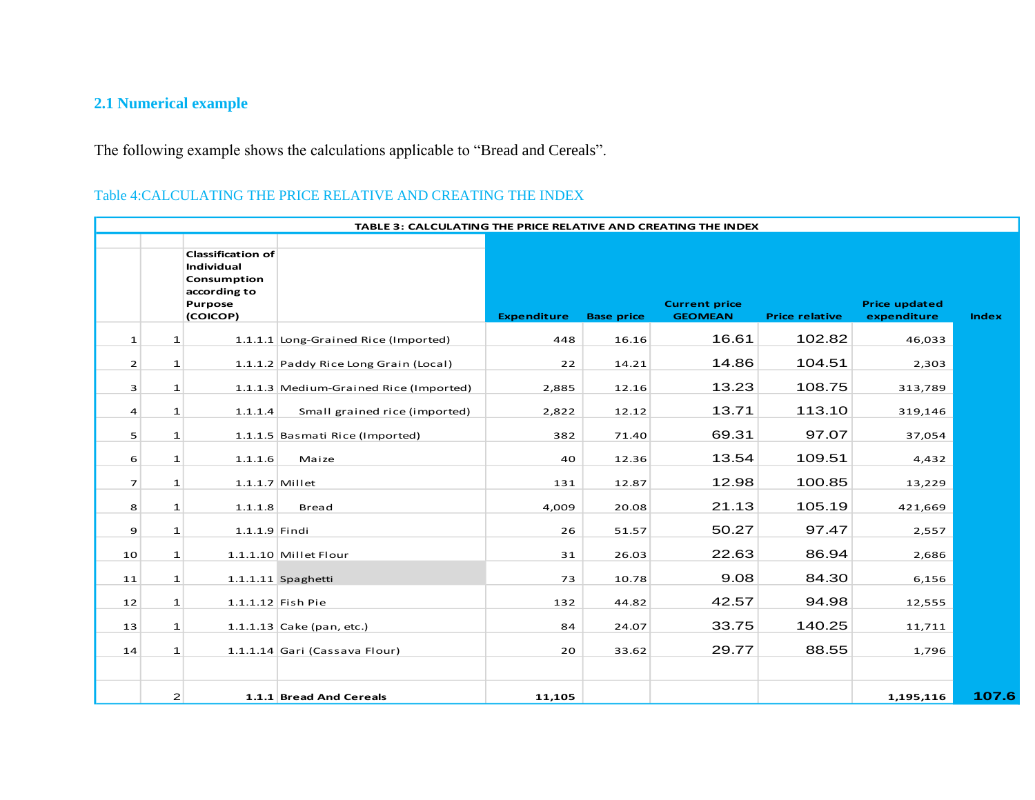## 2.1 Numerical example

The following example shows the calculations applicable to “Bread and Cereals”.

Table 4:CALCULATING THE PRICE RELATIVE AND CREATING THE INDEX

| TABLE 3: CALCULATING THE PRICE RELATIVE AND CREATING THE INDEX | | | | | | | | | |
|---|---|---|---|---|---|---|---|---|---|
| | | **Classification of Individual Consumption according to Purpose (COICOP)** | | **Expenditure** | **Base price** | **Current price GEOMEAN** | **Price relative** | **Price updated expenditure** | **Index** |
| 1 | 1 | 1.1.1.1 | Long-Grained Rice (Imported) | 448 | 16.16 | 16.61 | 102.82 | 46,033 | |
| 2 | 1 | 1.1.1.2 | Paddy Rice Long Grain (Local) | 22 | 14.21 | 14.86 | 104.51 | 2,303 | |
| 3 | 1 | 1.1.1.3 | Medium-Grained Rice (Imported) | 2,885 | 12.16 | 13.23 | 108.75 | 313,789 | |
| 4 | 1 | 1.1.1.4 | Small grained rice (imported) | 2,822 | 12.12 | 13.71 | 113.10 | 319,146 | |
| 5 | 1 | 1.1.1.5 | Basmati Rice (Imported) | 382 | 71.40 | 69.31 | 97.07 | 37,054 | |
| 6 | 1 | 1.1.1.6 | Maize | 40 | 12.36 | 13.54 | 109.51 | 4,432 | |
| 7 | 1 | 1.1.1.7 | Millet | 131 | 12.87 | 12.98 | 100.85 | 13,229 | |
| 8 | 1 | 1.1.1.8 | Bread | 4,009 | 20.08 | 21.13 | 105.19 | 421,669 | |
| 9 | 1 | 1.1.1.9 | Findi | 26 | 51.57 | 50.27 | 97.47 | 2,557 | |
| 10 | 1 | 1.1.1.10 | Millet Flour | 31 | 26.03 | 22.63 | 86.94 | 2,686 | |
| 11 | 1 | 1.1.1.11 | Spaghetti | 73 | 10.78 | 9.08 | 84.30 | 6,156 | |
| 12 | 1 | 1.1.1.12 | Fish Pie | 132 | 44.82 | 42.57 | 94.98 | 12,555 | |
| 13 | 1 | 1.1.1.13 | Cake (pan, etc.) | 84 | 24.07 | 33.75 | 140.25 | 11,711 | |
| 14 | 1 | 1.1.1.14 | Gari (Cassava Flour) | 20 | 33.62 | 29.77 | 88.55 | 1,796 | |
| | | | | | | | | | |
| | 2 | **1.1.1** | **Bread And Cereals** | **11,105** | | | | **1,195,116** | **107.6** |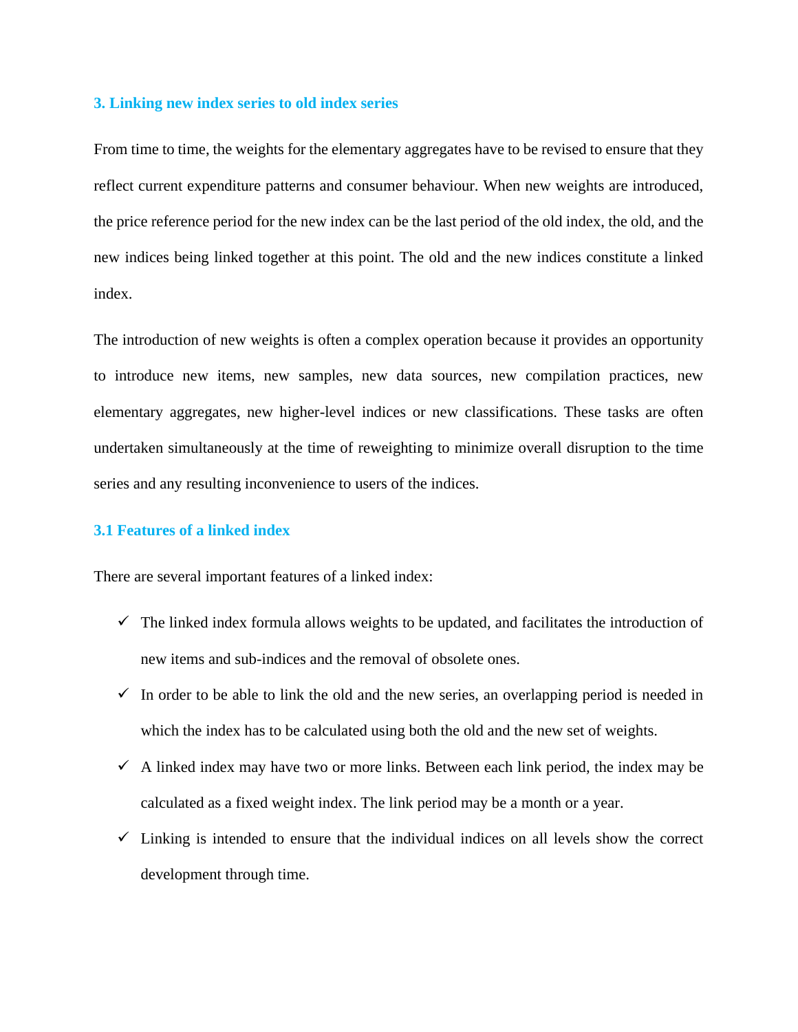## 3. Linking new index series to old index series

From time to time, the weights for the elementary aggregates have to be revised to ensure that they reflect current expenditure patterns and consumer behaviour. When new weights are introduced, the price reference period for the new index can be the last period of the old index, the old, and the new indices being linked together at this point. The old and the new indices constitute a linked index.

The introduction of new weights is often a complex operation because it provides an opportunity to introduce new items, new samples, new data sources, new compilation practices, new elementary aggregates, new higher-level indices or new classifications. These tasks are often undertaken simultaneously at the time of reweighting to minimize overall disruption to the time series and any resulting inconvenience to users of the indices.

### 3.1 Features of a linked index

There are several important features of a linked index:

- ✓ The linked index formula allows weights to be updated, and facilitates the introduction of new items and sub-indices and the removal of obsolete ones.
- ✓ In order to be able to link the old and the new series, an overlapping period is needed in which the index has to be calculated using both the old and the new set of weights.
- ✓ A linked index may have two or more links. Between each link period, the index may be calculated as a fixed weight index. The link period may be a month or a year.
- ✓ Linking is intended to ensure that the individual indices on all levels show the correct development through time.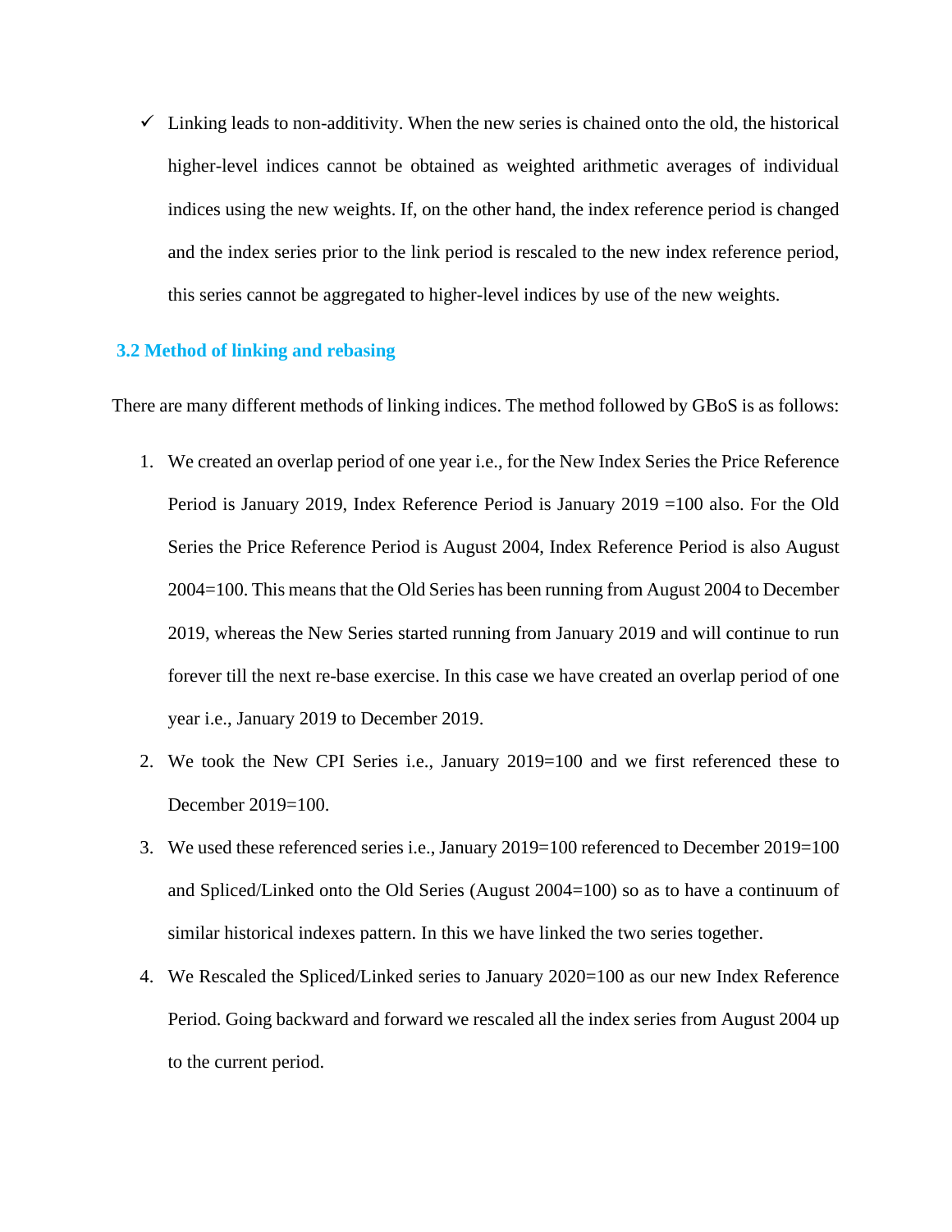- ✓ Linking leads to non-additivity. When the new series is chained onto the old, the historical higher-level indices cannot be obtained as weighted arithmetic averages of individual indices using the new weights. If, on the other hand, the index reference period is changed and the index series prior to the link period is rescaled to the new index reference period, this series cannot be aggregated to higher-level indices by use of the new weights.

### 3.2 Method of linking and rebasing

There are many different methods of linking indices. The method followed by GBoS is as follows:

1. We created an overlap period of one year i.e., for the New Index Series the Price Reference Period is January 2019, Index Reference Period is January 2019 =100 also. For the Old Series the Price Reference Period is August 2004, Index Reference Period is also August 2004=100. This means that the Old Series has been running from August 2004 to December 2019, whereas the New Series started running from January 2019 and will continue to run forever till the next re-base exercise. In this case we have created an overlap period of one year i.e., January 2019 to December 2019.
2. We took the New CPI Series i.e., January 2019=100 and we first referenced these to December 2019=100.
3. We used these referenced series i.e., January 2019=100 referenced to December 2019=100 and Spliced/Linked onto the Old Series (August 2004=100) so as to have a continuum of similar historical indexes pattern. In this we have linked the two series together.
4. We Rescaled the Spliced/Linked series to January 2020=100 as our new Index Reference Period. Going backward and forward we rescaled all the index series from August 2004 up to the current period.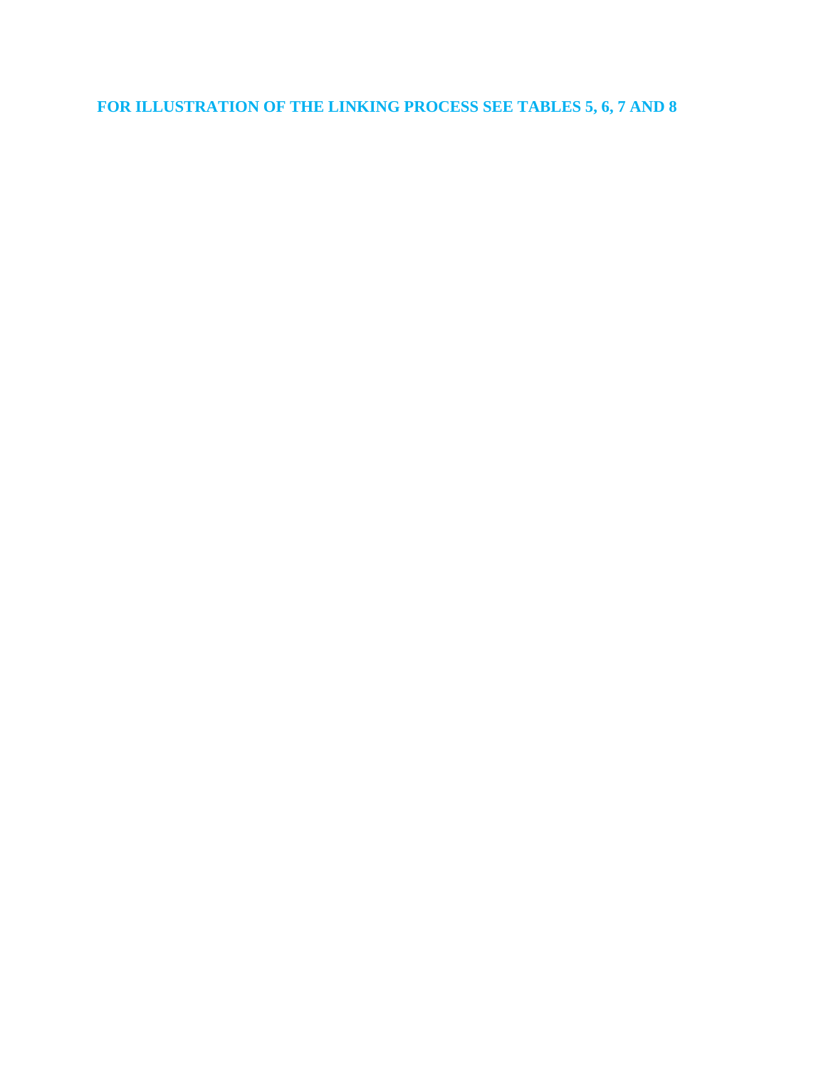**FOR ILLUSTRATION OF THE LINKING PROCESS SEE TABLES 5, 6, 7 AND 8**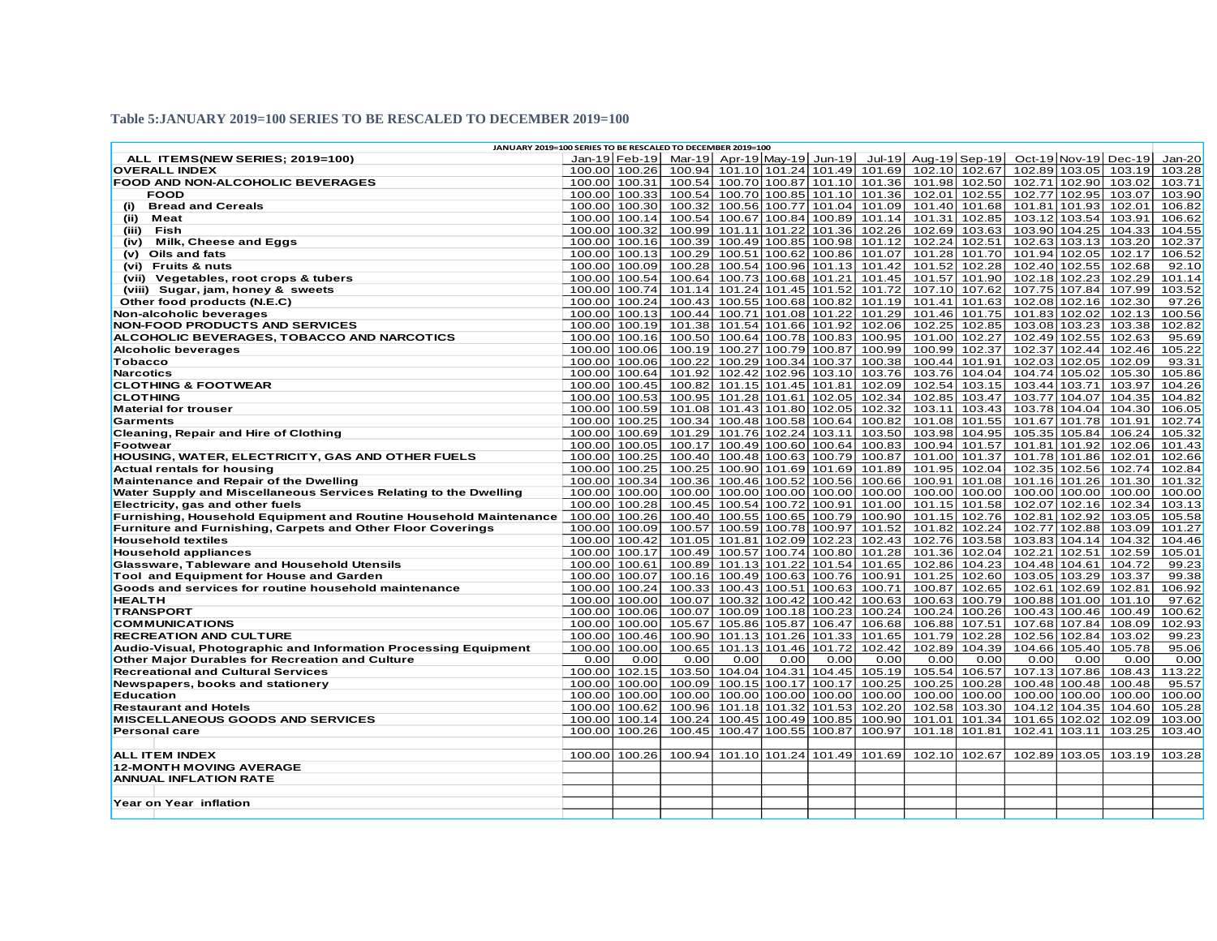**Table 5:JANUARY 2019=100 SERIES TO BE RESCALED TO DECEMBER 2019=100**

| JANUARY 2019=100 SERIES TO BE RESCALED TO DECEMBER 2019=100 | | | | | | | | | | | | | |
|---|---|---|---|---|---|---|---|---|---|---|---|---|---|
| ALL ITEMS(NEW SERIES; 2019=100) | Jan-19 | Feb-19 | Mar-19 | Apr-19 | May-19 | Jun-19 | Jul-19 | Aug-19 | Sep-19 | Oct-19 | Nov-19 | Dec-19 | Jan-20 |
| **OVERALL INDEX** | 100.00 | 100.26 | 100.94 | 101.10 | 101.24 | 101.49 | 101.69 | 102.10 | 102.67 | 102.89 | 103.05 | 103.19 | 103.28 |
| **FOOD AND NON-ALCOHOLIC BEVERAGES** | 100.00 | 100.31 | 100.54 | 100.70 | 100.87 | 101.10 | 101.36 | 101.98 | 102.50 | 102.71 | 102.90 | 103.02 | 103.71 |
| **FOOD** | 100.00 | 100.33 | 100.54 | 100.70 | 100.85 | 101.10 | 101.36 | 102.01 | 102.55 | 102.77 | 102.95 | 103.07 | 103.90 |
| (i) Bread and Cereals | 100.00 | 100.30 | 100.32 | 100.56 | 100.77 | 101.04 | 101.09 | 101.40 | 101.68 | 101.81 | 101.93 | 102.01 | 106.82 |
| (ii) Meat | 100.00 | 100.14 | 100.54 | 100.67 | 100.84 | 100.89 | 101.14 | 101.31 | 102.85 | 103.12 | 103.54 | 103.91 | 106.62 |
| (iii) Fish | 100.00 | 100.32 | 100.99 | 101.11 | 101.22 | 101.36 | 102.26 | 102.69 | 103.63 | 103.90 | 104.25 | 104.33 | 104.55 |
| (iv) Milk, Cheese and Eggs | 100.00 | 100.16 | 100.39 | 100.49 | 100.85 | 100.98 | 101.12 | 102.24 | 102.51 | 102.63 | 103.13 | 103.20 | 102.37 |
| (v) Oils and fats | 100.00 | 100.13 | 100.29 | 100.51 | 100.62 | 100.86 | 101.07 | 101.28 | 101.70 | 101.94 | 102.05 | 102.17 | 106.52 |
| (vi) Fruits & nuts | 100.00 | 100.09 | 100.28 | 100.54 | 100.96 | 101.13 | 101.42 | 101.52 | 102.28 | 102.40 | 102.55 | 102.68 | 92.10 |
| (vii) Vegetables, root crops & tubers | 100.00 | 100.54 | 100.64 | 100.73 | 100.68 | 101.21 | 101.45 | 101.57 | 101.90 | 102.18 | 102.23 | 102.29 | 101.14 |
| (viii) Sugar, jam, honey & sweets | 100.00 | 100.74 | 101.14 | 101.24 | 101.45 | 101.52 | 101.72 | 107.10 | 107.62 | 107.75 | 107.84 | 107.99 | 103.52 |
| Other food products (N.E.C) | 100.00 | 100.24 | 100.43 | 100.55 | 100.68 | 100.82 | 101.19 | 101.41 | 101.63 | 102.08 | 102.16 | 102.30 | 97.26 |
| Non-alcoholic beverages | 100.00 | 100.13 | 100.44 | 100.71 | 101.08 | 101.22 | 101.29 | 101.46 | 101.75 | 101.83 | 102.02 | 102.13 | 100.56 |
| **NON-FOOD PRODUCTS AND SERVICES** | 100.00 | 100.19 | 101.38 | 101.54 | 101.66 | 101.92 | 102.06 | 102.25 | 102.85 | 103.08 | 103.23 | 103.38 | 102.82 |
| **ALCOHOLIC BEVERAGES, TOBACCO AND NARCOTICS** | 100.00 | 100.16 | 100.50 | 100.64 | 100.78 | 100.83 | 100.95 | 101.00 | 102.27 | 102.49 | 102.55 | 102.63 | 95.69 |
| Alcoholic beverages | 100.00 | 100.06 | 100.19 | 100.27 | 100.79 | 100.87 | 100.99 | 100.99 | 102.37 | 102.37 | 102.44 | 102.46 | 105.22 |
| Tobacco | 100.00 | 100.06 | 100.22 | 100.29 | 100.34 | 100.37 | 100.38 | 100.44 | 101.91 | 102.03 | 102.05 | 102.09 | 93.31 |
| Narcotics | 100.00 | 100.64 | 101.92 | 102.42 | 102.96 | 103.10 | 103.76 | 103.76 | 104.04 | 104.74 | 105.02 | 105.30 | 105.86 |
| **CLOTHING & FOOTWEAR** | 100.00 | 100.45 | 100.82 | 101.15 | 101.45 | 101.81 | 102.09 | 102.54 | 103.15 | 103.44 | 103.71 | 103.97 | 104.26 |
| **CLOTHING** | 100.00 | 100.53 | 100.95 | 101.28 | 101.61 | 102.05 | 102.34 | 102.85 | 103.47 | 103.77 | 104.07 | 104.35 | 104.82 |
| Material for trouser | 100.00 | 100.59 | 101.08 | 101.43 | 101.80 | 102.05 | 102.32 | 103.11 | 103.43 | 103.78 | 104.04 | 104.30 | 106.05 |
| Garments | 100.00 | 100.25 | 100.34 | 100.48 | 100.58 | 100.64 | 100.82 | 101.08 | 101.55 | 101.67 | 101.78 | 101.91 | 102.74 |
| Cleaning, Repair and Hire of Clothing | 100.00 | 100.69 | 101.29 | 101.76 | 102.24 | 103.11 | 103.50 | 103.98 | 104.95 | 105.35 | 105.84 | 106.24 | 105.32 |
| Footwear | 100.00 | 100.05 | 100.17 | 100.49 | 100.60 | 100.64 | 100.83 | 100.94 | 101.57 | 101.81 | 101.92 | 102.06 | 101.43 |
| **HOUSING, WATER, ELECTRICITY, GAS AND OTHER FUELS** | 100.00 | 100.25 | 100.40 | 100.48 | 100.63 | 100.79 | 100.87 | 101.00 | 101.37 | 101.78 | 101.86 | 102.01 | 102.66 |
| Actual rentals for housing | 100.00 | 100.25 | 100.25 | 100.90 | 101.69 | 101.69 | 101.89 | 101.95 | 102.04 | 102.35 | 102.56 | 102.74 | 102.84 |
| Maintenance and Repair of the Dwelling | 100.00 | 100.34 | 100.36 | 100.46 | 100.52 | 100.56 | 100.66 | 100.91 | 101.08 | 101.16 | 101.26 | 101.30 | 101.32 |
| Water Supply and Miscellaneous Services Relating to the Dwelling | 100.00 | 100.00 | 100.00 | 100.00 | 100.00 | 100.00 | 100.00 | 100.00 | 100.00 | 100.00 | 100.00 | 100.00 | 100.00 |
| Electricity, gas and other fuels | 100.00 | 100.28 | 100.45 | 100.54 | 100.72 | 100.91 | 101.00 | 101.15 | 101.58 | 102.07 | 102.16 | 102.34 | 103.13 |
| Furnishing, Household Equipment and Routine Household Maintenance | 100.00 | 100.26 | 100.40 | 100.55 | 100.65 | 100.79 | 100.90 | 101.15 | 102.76 | 102.81 | 102.92 | 103.05 | 105.58 |
| Furniture and Furnishing, Carpets and Other Floor Coverings | 100.00 | 100.09 | 100.57 | 100.59 | 100.78 | 100.97 | 101.52 | 101.82 | 102.24 | 102.77 | 102.88 | 103.09 | 101.27 |
| Household textiles | 100.00 | 100.42 | 101.05 | 101.81 | 102.09 | 102.23 | 102.43 | 102.76 | 103.58 | 103.83 | 104.14 | 104.32 | 104.46 |
| Household appliances | 100.00 | 100.17 | 100.49 | 100.57 | 100.74 | 100.80 | 101.28 | 101.36 | 102.04 | 102.21 | 102.51 | 102.59 | 105.01 |
| Glassware, Tableware and Household Utensils | 100.00 | 100.61 | 100.89 | 101.13 | 101.22 | 101.54 | 101.65 | 102.86 | 104.23 | 104.48 | 104.61 | 104.72 | 99.23 |
| Tool and Equipment for House and Garden | 100.00 | 100.07 | 100.16 | 100.49 | 100.63 | 100.76 | 100.91 | 101.25 | 102.60 | 103.05 | 103.29 | 103.37 | 99.38 |
| Goods and services for routine household maintenance | 100.00 | 100.24 | 100.33 | 100.43 | 100.51 | 100.63 | 100.71 | 100.87 | 102.65 | 102.61 | 102.69 | 102.81 | 106.92 |
| **HEALTH** | 100.00 | 100.00 | 100.07 | 100.32 | 100.42 | 100.42 | 100.63 | 100.63 | 100.79 | 100.88 | 101.00 | 101.10 | 97.62 |
| **TRANSPORT** | 100.00 | 100.06 | 100.07 | 100.09 | 100.18 | 100.23 | 100.24 | 100.24 | 100.26 | 100.43 | 100.46 | 100.49 | 100.62 |
| **COMMUNICATIONS** | 100.00 | 100.00 | 105.67 | 105.86 | 105.87 | 106.47 | 106.68 | 106.88 | 107.51 | 107.68 | 107.84 | 108.09 | 102.93 |
| **RECREATION AND CULTURE** | 100.00 | 100.46 | 100.90 | 101.13 | 101.26 | 101.33 | 101.65 | 101.79 | 102.28 | 102.56 | 102.84 | 103.02 | 99.23 |
| Audio-Visual, Photographic and Information Processing Equipment | 100.00 | 100.00 | 100.65 | 101.13 | 101.46 | 101.72 | 102.42 | 102.89 | 104.39 | 104.66 | 105.40 | 105.78 | 95.06 |
| Other Major Durables for Recreation and Culture | 0.00 | 0.00 | 0.00 | 0.00 | 0.00 | 0.00 | 0.00 | 0.00 | 0.00 | 0.00 | 0.00 | 0.00 | 0.00 |
| Recreational and Cultural Services | 100.00 | 102.15 | 103.50 | 104.04 | 104.31 | 104.45 | 105.19 | 105.54 | 106.57 | 107.13 | 107.86 | 108.43 | 113.22 |
| Newspapers, books and stationery | 100.00 | 100.00 | 100.09 | 100.15 | 100.17 | 100.17 | 100.25 | 100.25 | 100.28 | 100.48 | 100.48 | 100.48 | 95.57 |
| Education | 100.00 | 100.00 | 100.00 | 100.00 | 100.00 | 100.00 | 100.00 | 100.00 | 100.00 | 100.00 | 100.00 | 100.00 | 100.00 |
| Restaurant and Hotels | 100.00 | 100.62 | 100.96 | 101.18 | 101.32 | 101.53 | 102.20 | 102.58 | 103.30 | 104.12 | 104.35 | 104.60 | 105.28 |
| **MISCELLANEOUS GOODS AND SERVICES** | 100.00 | 100.14 | 100.24 | 100.45 | 100.49 | 100.85 | 100.90 | 101.01 | 101.34 | 101.65 | 102.02 | 102.09 | 103.00 |
| Personal care | 100.00 | 100.26 | 100.45 | 100.47 | 100.55 | 100.87 | 100.97 | 101.18 | 101.81 | 102.41 | 103.11 | 103.25 | 103.40 |
| | | | | | | | | | | | | | |
| **ALL ITEM INDEX** | 100.00 | 100.26 | 100.94 | 101.10 | 101.24 | 101.49 | 101.69 | 102.10 | 102.67 | 102.89 | 103.05 | 103.19 | 103.28 |
| **12-MONTH MOVING AVERAGE** | | | | | | | | | | | | | |
| **ANNUAL INFLATION RATE** | | | | | | | | | | | | | |
| | | | | | | | | | | | | | |
| **Year on Year inflation** | | | | | | | | | | | | | |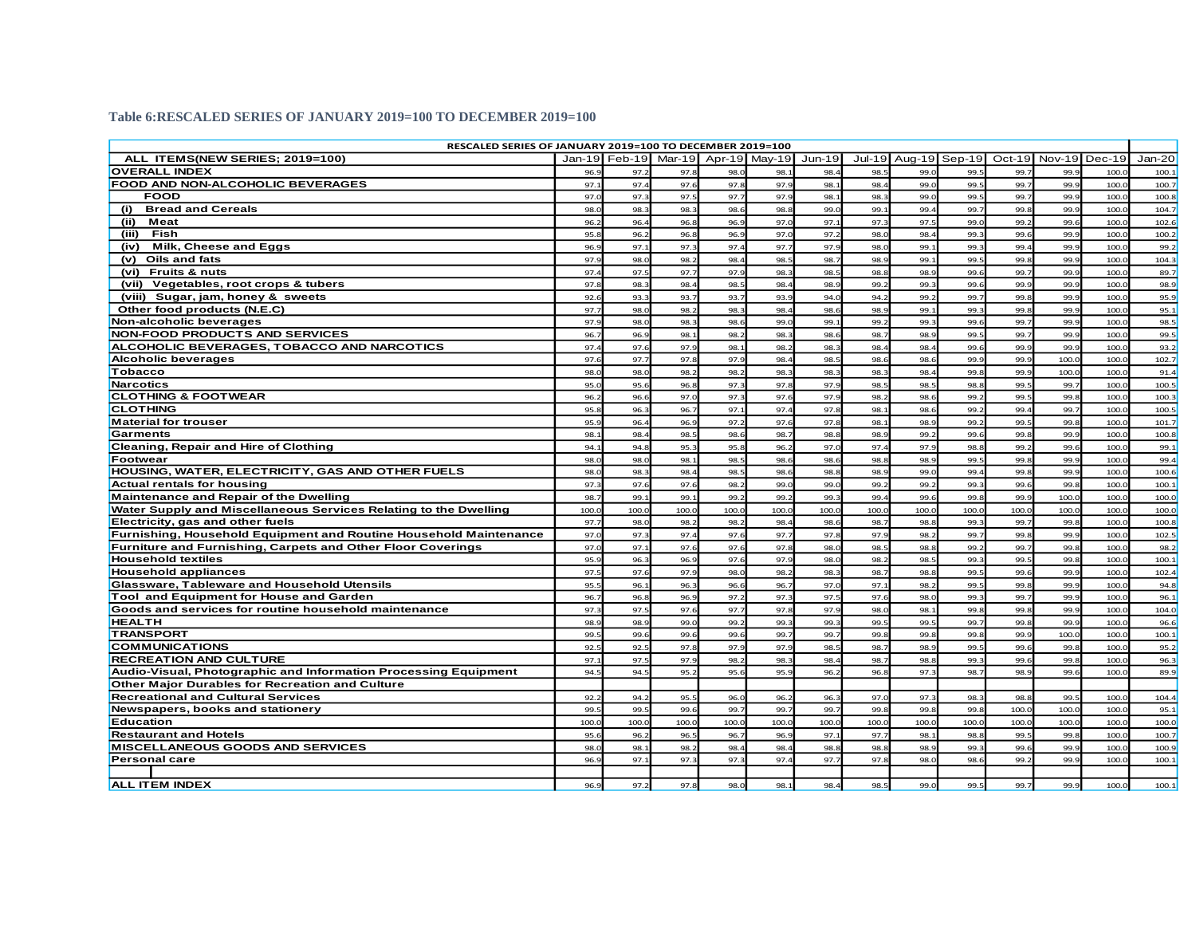**Table 6:RESCALED SERIES OF JANUARY 2019=100 TO DECEMBER 2019=100**

| RESCALED SERIES OF JANUARY 2019=100 TO DECEMBER 2019=100 | | | | | | | | | | | | | |
|---|---|---|---|---|---|---|---|---|---|---|---|---|---|
| ALL ITEMS(NEW SERIES; 2019=100) | Jan-19 | Feb-19 | Mar-19 | Apr-19 | May-19 | Jun-19 | Jul-19 | Aug-19 | Sep-19 | Oct-19 | Nov-19 | Dec-19 | Jan-20 |
| **OVERALL INDEX** | 96.9 | 97.2 | 97.8 | 98.0 | 98.1 | 98.4 | 98.5 | 99.0 | 99.5 | 99.7 | 99.9 | 100.0 | 100.1 |
| **FOOD AND NON-ALCOHOLIC BEVERAGES** | 97.1 | 97.4 | 97.6 | 97.8 | 97.9 | 98.1 | 98.4 | 99.0 | 99.5 | 99.7 | 99.9 | 100.0 | 100.7 |
| **FOOD** | 97.0 | 97.3 | 97.5 | 97.7 | 97.9 | 98.1 | 98.3 | 99.0 | 99.5 | 99.7 | 99.9 | 100.0 | 100.8 |
| (i) Bread and Cereals | 98.0 | 98.3 | 98.3 | 98.6 | 98.8 | 99.0 | 99.1 | 99.4 | 99.7 | 99.8 | 99.9 | 100.0 | 104.7 |
| (ii) Meat | 96.2 | 96.4 | 96.8 | 96.9 | 97.0 | 97.1 | 97.3 | 97.5 | 99.0 | 99.2 | 99.6 | 100.0 | 102.6 |
| (iii) Fish | 95.8 | 96.2 | 96.8 | 96.9 | 97.0 | 97.2 | 98.0 | 98.4 | 99.3 | 99.6 | 99.9 | 100.0 | 100.2 |
| (iv) Milk, Cheese and Eggs | 96.9 | 97.1 | 97.3 | 97.4 | 97.7 | 97.9 | 98.0 | 99.1 | 99.3 | 99.4 | 99.9 | 100.0 | 99.2 |
| (v) Oils and fats | 97.9 | 98.0 | 98.2 | 98.4 | 98.5 | 98.7 | 98.9 | 99.1 | 99.5 | 99.8 | 99.9 | 100.0 | 104.3 |
| (vi) Fruits & nuts | 97.4 | 97.5 | 97.7 | 97.9 | 98.3 | 98.5 | 98.8 | 98.9 | 99.6 | 99.7 | 99.9 | 100.0 | 89.7 |
| (vii) Vegetables, root crops & tubers | 97.8 | 98.3 | 98.4 | 98.5 | 98.4 | 98.9 | 99.2 | 99.3 | 99.6 | 99.9 | 99.9 | 100.0 | 98.9 |
| (viii) Sugar, jam, honey & sweets | 92.6 | 93.3 | 93.7 | 93.7 | 93.9 | 94.0 | 94.2 | 99.2 | 99.7 | 99.8 | 99.9 | 100.0 | 95.9 |
| Other food products (N.E.C) | 97.7 | 98.0 | 98.2 | 98.3 | 98.4 | 98.6 | 98.9 | 99.1 | 99.3 | 99.8 | 99.9 | 100.0 | 95.1 |
| Non-alcoholic beverages | 97.9 | 98.0 | 98.3 | 98.6 | 99.0 | 99.1 | 99.2 | 99.3 | 99.6 | 99.7 | 99.9 | 100.0 | 98.5 |
| **NON-FOOD PRODUCTS AND SERVICES** | 96.7 | 96.9 | 98.1 | 98.2 | 98.3 | 98.6 | 98.7 | 98.9 | 99.5 | 99.7 | 99.9 | 100.0 | 99.5 |
| **ALCOHOLIC BEVERAGES, TOBACCO AND NARCOTICS** | 97.4 | 97.6 | 97.9 | 98.1 | 98.2 | 98.3 | 98.4 | 98.4 | 99.6 | 99.9 | 99.9 | 100.0 | 93.2 |
| Alcoholic beverages | 97.6 | 97.7 | 97.8 | 97.9 | 98.4 | 98.5 | 98.6 | 98.6 | 99.9 | 99.9 | 100.0 | 100.0 | 102.7 |
| Tobacco | 98.0 | 98.0 | 98.2 | 98.2 | 98.3 | 98.3 | 98.3 | 98.4 | 99.8 | 99.9 | 100.0 | 100.0 | 91.4 |
| Narcotics | 95.0 | 95.6 | 96.8 | 97.3 | 97.8 | 97.9 | 98.5 | 98.5 | 98.8 | 99.5 | 99.7 | 100.0 | 100.5 |
| **CLOTHING & FOOTWEAR** | 96.2 | 96.6 | 97.0 | 97.3 | 97.6 | 97.9 | 98.2 | 98.6 | 99.2 | 99.5 | 99.8 | 100.0 | 100.3 |
| **CLOTHING** | 95.8 | 96.3 | 96.7 | 97.1 | 97.4 | 97.8 | 98.1 | 98.6 | 99.2 | 99.4 | 99.7 | 100.0 | 100.5 |
| Material for trouser | 95.9 | 96.4 | 96.9 | 97.2 | 97.6 | 97.8 | 98.1 | 98.9 | 99.2 | 99.5 | 99.8 | 100.0 | 101.7 |
| Garments | 98.1 | 98.4 | 98.5 | 98.6 | 98.7 | 98.8 | 98.9 | 99.2 | 99.6 | 99.8 | 99.9 | 100.0 | 100.8 |
| Cleaning, Repair and Hire of Clothing | 94.1 | 94.8 | 95.3 | 95.8 | 96.2 | 97.0 | 97.4 | 97.9 | 98.8 | 99.2 | 99.6 | 100.0 | 99.1 |
| Footwear | 98.0 | 98.0 | 98.1 | 98.5 | 98.6 | 98.6 | 98.8 | 98.9 | 99.5 | 99.8 | 99.9 | 100.0 | 99.4 |
| **HOUSING, WATER, ELECTRICITY, GAS AND OTHER FUELS** | 98.0 | 98.3 | 98.4 | 98.5 | 98.6 | 98.8 | 98.9 | 99.0 | 99.4 | 99.8 | 99.9 | 100.0 | 100.6 |
| Actual rentals for housing | 97.3 | 97.6 | 97.6 | 98.2 | 99.0 | 99.0 | 99.2 | 99.2 | 99.3 | 99.6 | 99.8 | 100.0 | 100.1 |
| Maintenance and Repair of the Dwelling | 98.7 | 99.1 | 99.1 | 99.2 | 99.2 | 99.3 | 99.4 | 99.6 | 99.8 | 99.9 | 100.0 | 100.0 | 100.0 |
| Water Supply and Miscellaneous Services Relating to the Dwelling | 100.0 | 100.0 | 100.0 | 100.0 | 100.0 | 100.0 | 100.0 | 100.0 | 100.0 | 100.0 | 100.0 | 100.0 | 100.0 |
| Electricity, gas and other fuels | 97.7 | 98.0 | 98.2 | 98.2 | 98.4 | 98.6 | 98.7 | 98.8 | 99.3 | 99.7 | 99.8 | 100.0 | 100.8 |
| Furnishing, Household Equipment and Routine Household Maintenance | 97.0 | 97.3 | 97.4 | 97.6 | 97.7 | 97.8 | 97.9 | 98.2 | 99.7 | 99.8 | 99.9 | 100.0 | 102.5 |
| Furniture and Furnishing, Carpets and Other Floor Coverings | 97.0 | 97.1 | 97.6 | 97.6 | 97.8 | 98.0 | 98.5 | 98.8 | 99.2 | 99.7 | 99.8 | 100.0 | 98.2 |
| Household textiles | 95.9 | 96.3 | 96.9 | 97.6 | 97.9 | 98.0 | 98.2 | 98.5 | 99.3 | 99.5 | 99.8 | 100.0 | 100.1 |
| Household appliances | 97.5 | 97.6 | 97.9 | 98.0 | 98.2 | 98.3 | 98.7 | 98.8 | 99.5 | 99.6 | 99.9 | 100.0 | 102.4 |
| Glassware, Tableware and Household Utensils | 95.5 | 96.1 | 96.3 | 96.6 | 96.7 | 97.0 | 97.1 | 98.2 | 99.5 | 99.8 | 99.9 | 100.0 | 94.8 |
| Tool and Equipment for House and Garden | 96.7 | 96.8 | 96.9 | 97.2 | 97.3 | 97.5 | 97.6 | 98.0 | 99.3 | 99.7 | 99.9 | 100.0 | 96.1 |
| Goods and services for routine household maintenance | 97.3 | 97.5 | 97.6 | 97.7 | 97.8 | 97.9 | 98.0 | 98.1 | 99.8 | 99.8 | 99.9 | 100.0 | 104.0 |
| **HEALTH** | 98.9 | 98.9 | 99.0 | 99.2 | 99.3 | 99.3 | 99.5 | 99.5 | 99.7 | 99.8 | 99.9 | 100.0 | 96.6 |
| **TRANSPORT** | 99.5 | 99.6 | 99.6 | 99.6 | 99.7 | 99.7 | 99.8 | 99.8 | 99.8 | 99.9 | 100.0 | 100.0 | 100.1 |
| **COMMUNICATIONS** | 92.5 | 92.5 | 97.8 | 97.9 | 97.9 | 98.5 | 98.7 | 98.9 | 99.5 | 99.6 | 99.8 | 100.0 | 95.2 |
| **RECREATION AND CULTURE** | 97.1 | 97.5 | 97.9 | 98.2 | 98.3 | 98.4 | 98.7 | 98.8 | 99.3 | 99.6 | 99.8 | 100.0 | 96.3 |
| Audio-Visual, Photographic and Information Processing Equipment | 94.5 | 94.5 | 95.2 | 95.6 | 95.9 | 96.2 | 96.8 | 97.3 | 98.7 | 98.9 | 99.6 | 100.0 | 89.9 |
| Other Major Durables for Recreation and Culture | | | | | | | | | | | | | |
| Recreational and Cultural Services | 92.2 | 94.2 | 95.5 | 96.0 | 96.2 | 96.3 | 97.0 | 97.3 | 98.3 | 98.8 | 99.5 | 100.0 | 104.4 |
| Newspapers, books and stationery | 99.5 | 99.5 | 99.6 | 99.7 | 99.7 | 99.7 | 99.8 | 99.8 | 99.8 | 100.0 | 100.0 | 100.0 | 95.1 |
| Education | 100.0 | 100.0 | 100.0 | 100.0 | 100.0 | 100.0 | 100.0 | 100.0 | 100.0 | 100.0 | 100.0 | 100.0 | 100.0 |
| Restaurant and Hotels | 95.6 | 96.2 | 96.5 | 96.7 | 96.9 | 97.1 | 97.7 | 98.1 | 98.8 | 99.5 | 99.8 | 100.0 | 100.7 |
| **MISCELLANEOUS GOODS AND SERVICES** | 98.0 | 98.1 | 98.2 | 98.4 | 98.4 | 98.8 | 98.8 | 98.9 | 99.3 | 99.6 | 99.9 | 100.0 | 100.9 |
| Personal care | 96.9 | 97.1 | 97.3 | 97.3 | 97.4 | 97.7 | 97.8 | 98.0 | 98.6 | 99.2 | 99.9 | 100.0 | 100.1 |
| | | | | | | | | | | | | | |
| **ALL ITEM INDEX** | 96.9 | 97.2 | 97.8 | 98.0 | 98.1 | 98.4 | 98.5 | 99.0 | 99.5 | 99.7 | 99.9 | 100.0 | 100.1 |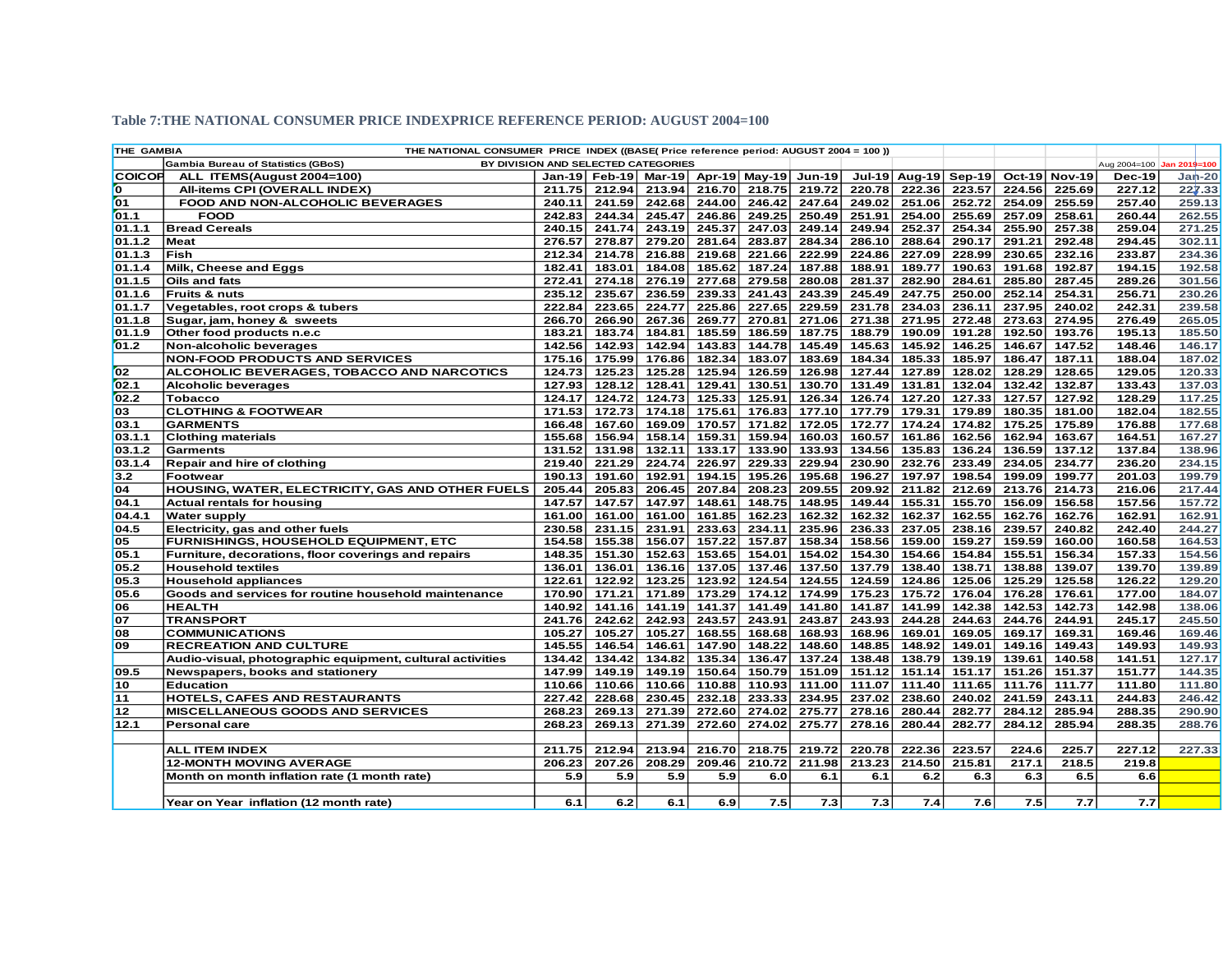**Table 7:THE NATIONAL CONSUMER PRICE INDEXPRICE REFERENCE PERIOD: AUGUST 2004=100**

| THE GAMBIA | THE NATIONAL CONSUMER PRICE INDEX ((BASE( Price reference period: AUGUST 2004 = 100 )) | | | | | | | | | | | | | |
|---|---|---|---|---|---|---|---|---|---|---|---|---|---|---|
| | Gambia Bureau of Statistics (GBoS) BY DIVISION AND SELECTED CATEGORIES | | | | | | | | | | | | Aug 2004=100 | Jan 2019=100 |
| COICOP | ALL ITEMS(August 2004=100) | Jan-19 | Feb-19 | Mar-19 | Apr-19 | May-19 | Jun-19 | Jul-19 | Aug-19 | Sep-19 | Oct-19 | Nov-19 | Dec-19 | Jan-20 |
| 0 | All-items CPI (OVERALL INDEX) | 211.75 | 212.94 | 213.94 | 216.70 | 218.75 | 219.72 | 220.78 | 222.36 | 223.57 | 224.56 | 225.69 | 227.12 | 227.33 |
| 01 | FOOD AND NON-ALCOHOLIC BEVERAGES | 240.11 | 241.59 | 242.68 | 244.00 | 246.42 | 247.64 | 249.02 | 251.06 | 252.72 | 254.09 | 255.59 | 257.40 | 259.13 |
| 01.1 | FOOD | 242.83 | 244.34 | 245.47 | 246.86 | 249.25 | 250.49 | 251.91 | 254.00 | 255.69 | 257.09 | 258.61 | 260.44 | 262.55 |
| 01.1.1 | Bread Cereals | 240.15 | 241.74 | 243.19 | 245.37 | 247.03 | 249.14 | 249.94 | 252.37 | 254.31 | 255.90 | 257.38 | 259.04 | 271.25 |
| 01.1.2 | Meat | 276.57 | 278.87 | 279.20 | 281.64 | 283.87 | 284.34 | 286.10 | 288.64 | 290.17 | 291.21 | 292.48 | 294.45 | 302.11 |
| 01.1.3 | Fish | 212.34 | 214.78 | 216.88 | 219.68 | 221.66 | 222.99 | 224.86 | 227.09 | 228.99 | 230.65 | 232.16 | 233.87 | 234.36 |
| 01.1.4 | Milk, Cheese and Eggs | 182.41 | 183.01 | 184.08 | 185.62 | 187.24 | 187.88 | 188.91 | 189.77 | 190.63 | 191.68 | 192.87 | 194.15 | 192.58 |
| 01.1.5 | Oils and fats | 272.41 | 274.18 | 276.19 | 277.68 | 279.58 | 280.08 | 281.37 | 282.90 | 284.61 | 285.80 | 287.45 | 289.26 | 301.56 |
| 01.1.6 | Fruits & nuts | 235.12 | 235.67 | 236.59 | 239.33 | 241.43 | 243.39 | 245.49 | 247.75 | 250.00 | 252.14 | 254.31 | 256.71 | 230.26 |
| 01.1.7 | Vegetables, root crops & tubers | 222.84 | 223.65 | 224.77 | 225.86 | 227.65 | 229.59 | 231.78 | 234.03 | 236.11 | 237.95 | 240.02 | 242.31 | 239.58 |
| 01.1.8 | Sugar, jam, honey & sweets | 266.70 | 266.90 | 267.36 | 269.77 | 270.81 | 271.06 | 271.38 | 271.95 | 272.48 | 273.63 | 274.95 | 276.49 | 265.05 |
| 01.1.9 | Other food products n.e.c | 183.21 | 183.74 | 184.81 | 185.59 | 186.59 | 187.75 | 188.79 | 190.09 | 191.28 | 192.50 | 193.76 | 195.13 | 185.50 |
| 01.2 | Non-alcoholic beverages | 142.56 | 142.93 | 142.94 | 143.83 | 144.78 | 145.49 | 145.63 | 145.92 | 146.25 | 146.67 | 147.52 | 148.46 | 146.17 |
| | NON-FOOD PRODUCTS AND SERVICES | 175.16 | 175.99 | 176.86 | 182.34 | 183.07 | 183.69 | 184.34 | 185.33 | 185.97 | 186.47 | 187.11 | 188.04 | 187.02 |
| 02 | ALCOHOLIC BEVERAGES, TOBACCO AND NARCOTICS | 124.73 | 125.23 | 125.28 | 125.94 | 126.59 | 126.98 | 127.44 | 127.89 | 128.02 | 128.29 | 128.65 | 129.05 | 120.33 |
| 02.1 | Alcoholic beverages | 127.93 | 128.12 | 128.41 | 129.41 | 130.51 | 130.70 | 131.49 | 131.81 | 132.04 | 132.42 | 132.87 | 133.43 | 137.03 |
| 02.2 | Tobacco | 124.17 | 124.72 | 124.73 | 125.33 | 125.91 | 126.34 | 126.74 | 127.20 | 127.33 | 127.57 | 127.92 | 128.29 | 117.25 |
| 03 | CLOTHING & FOOTWEAR | 171.53 | 172.73 | 174.18 | 175.61 | 176.83 | 177.10 | 177.79 | 179.31 | 179.89 | 180.35 | 181.00 | 182.04 | 182.55 |
| 03.1 | GARMENTS | 166.48 | 167.60 | 169.09 | 170.57 | 171.82 | 172.05 | 172.77 | 174.24 | 174.82 | 175.25 | 175.89 | 176.88 | 177.68 |
| 03.1.1 | Clothing materials | 155.68 | 156.94 | 158.14 | 159.31 | 159.94 | 160.03 | 160.57 | 161.86 | 162.56 | 162.94 | 163.67 | 164.51 | 167.27 |
| 03.1.2 | Garments | 131.52 | 131.98 | 132.11 | 133.17 | 133.90 | 133.93 | 134.56 | 135.83 | 136.24 | 136.59 | 137.12 | 137.84 | 138.96 |
| 03.1.4 | Repair and hire of clothing | 219.40 | 221.29 | 224.74 | 226.97 | 229.33 | 229.94 | 230.90 | 232.76 | 233.49 | 234.05 | 234.77 | 236.20 | 234.15 |
| 3.2 | Footwear | 190.13 | 191.60 | 192.91 | 194.15 | 195.26 | 195.68 | 196.27 | 197.97 | 198.54 | 199.09 | 199.77 | 201.03 | 199.79 |
| 04 | HOUSING, WATER, ELECTRICITY, GAS AND OTHER FUELS | 205.44 | 205.83 | 206.45 | 207.84 | 208.23 | 209.55 | 209.92 | 211.82 | 212.69 | 213.76 | 214.73 | 216.06 | 217.44 |
| 04.1 | Actual rentals for housing | 147.57 | 147.57 | 147.97 | 148.61 | 148.75 | 148.95 | 149.44 | 155.31 | 155.70 | 156.09 | 156.58 | 157.56 | 157.72 |
| 04.4.1 | Water supply | 161.00 | 161.00 | 161.00 | 161.85 | 162.23 | 162.32 | 162.32 | 162.37 | 162.55 | 162.76 | 162.76 | 162.91 | 162.91 |
| 04.5 | Electricity, gas and other fuels | 230.58 | 231.15 | 231.91 | 233.63 | 234.11 | 235.96 | 236.33 | 237.05 | 238.16 | 239.57 | 240.82 | 242.40 | 244.27 |
| 05 | FURNISHINGS, HOUSEHOLD EQUIPMENT, ETC | 154.58 | 155.38 | 156.07 | 157.22 | 157.87 | 158.34 | 158.56 | 159.00 | 159.27 | 159.59 | 160.00 | 160.58 | 164.53 |
| 05.1 | Furniture, decorations, floor coverings and repairs | 148.35 | 151.30 | 152.63 | 153.65 | 154.01 | 154.02 | 154.30 | 154.66 | 154.84 | 155.51 | 156.34 | 157.33 | 154.56 |
| 05.2 | Household textiles | 136.01 | 136.01 | 136.16 | 137.05 | 137.46 | 137.50 | 137.79 | 138.40 | 138.71 | 138.88 | 139.07 | 139.70 | 139.89 |
| 05.3 | Household appliances | 122.61 | 122.92 | 123.25 | 123.92 | 124.54 | 124.55 | 124.59 | 124.86 | 125.06 | 125.29 | 125.58 | 126.22 | 129.20 |
| 05.6 | Goods and services for routine household maintenance | 170.90 | 171.21 | 171.89 | 173.29 | 174.12 | 174.99 | 175.23 | 175.72 | 176.04 | 176.28 | 176.61 | 177.00 | 184.07 |
| 06 | HEALTH | 140.92 | 141.16 | 141.19 | 141.37 | 141.49 | 141.80 | 141.87 | 141.99 | 142.38 | 142.53 | 142.73 | 142.98 | 138.06 |
| 07 | TRANSPORT | 241.76 | 242.62 | 242.93 | 243.57 | 243.91 | 243.87 | 243.93 | 244.28 | 244.63 | 244.76 | 244.91 | 245.17 | 245.50 |
| 08 | COMMUNICATIONS | 105.27 | 105.27 | 105.27 | 168.55 | 168.68 | 168.93 | 168.96 | 169.01 | 169.05 | 169.17 | 169.31 | 169.46 | 169.46 |
| 09 | RECREATION AND CULTURE | 145.55 | 146.54 | 146.61 | 147.90 | 148.22 | 148.60 | 148.85 | 148.92 | 149.01 | 149.16 | 149.43 | 149.93 | 149.93 |
| | Audio-visual, photographic equipment, cultural activities | 134.42 | 134.42 | 134.82 | 135.34 | 136.47 | 137.24 | 138.48 | 138.79 | 139.19 | 139.61 | 140.58 | 141.51 | 127.17 |
| 09.5 | Newspapers, books and stationery | 147.99 | 149.19 | 149.19 | 150.64 | 150.79 | 151.09 | 151.12 | 151.14 | 151.17 | 151.26 | 151.37 | 151.77 | 144.35 |
| 10 | Education | 110.66 | 110.66 | 110.66 | 110.88 | 110.93 | 111.00 | 111.07 | 111.40 | 111.65 | 111.76 | 111.77 | 111.80 | 111.80 |
| 11 | HOTELS, CAFES AND RESTAURANTS | 227.42 | 228.68 | 230.45 | 232.18 | 233.33 | 234.95 | 237.02 | 238.60 | 240.02 | 241.59 | 243.11 | 244.83 | 246.42 |
| 12 | MISCELLANEOUS GOODS AND SERVICES | 268.23 | 269.13 | 271.39 | 272.60 | 274.02 | 275.77 | 278.16 | 280.44 | 282.77 | 284.12 | 285.94 | 288.35 | 290.90 |
| 12.1 | Personal care | 268.23 | 269.13 | 271.39 | 272.60 | 274.02 | 275.77 | 278.16 | 280.44 | 282.77 | 284.12 | 285.94 | 288.35 | 288.76 |
| | | | | | | | | | | | | | | |
| | ALL ITEM INDEX | 211.75 | 212.94 | 213.94 | 216.70 | 218.75 | 219.72 | 220.78 | 222.36 | 223.57 | 224.6 | 225.7 | 227.12 | 227.33 |
| | 12-MONTH MOVING AVERAGE | 206.23 | 207.26 | 208.29 | 209.46 | 210.72 | 211.98 | 213.23 | 214.50 | 215.81 | 217.1 | 218.5 | 219.8 | |
| | Month on month inflation rate (1 month rate) | 5.9 | 5.9 | 5.9 | 5.9 | 6.0 | 6.1 | 6.1 | 6.2 | 6.3 | 6.3 | 6.5 | 6.6 | |
| | | | | | | | | | | | | | | |
| | Year on Year inflation (12 month rate) | 6.1 | 6.2 | 6.1 | 6.9 | 7.5 | 7.3 | 7.3 | 7.4 | 7.6 | 7.5 | 7.7 | 7.7 | |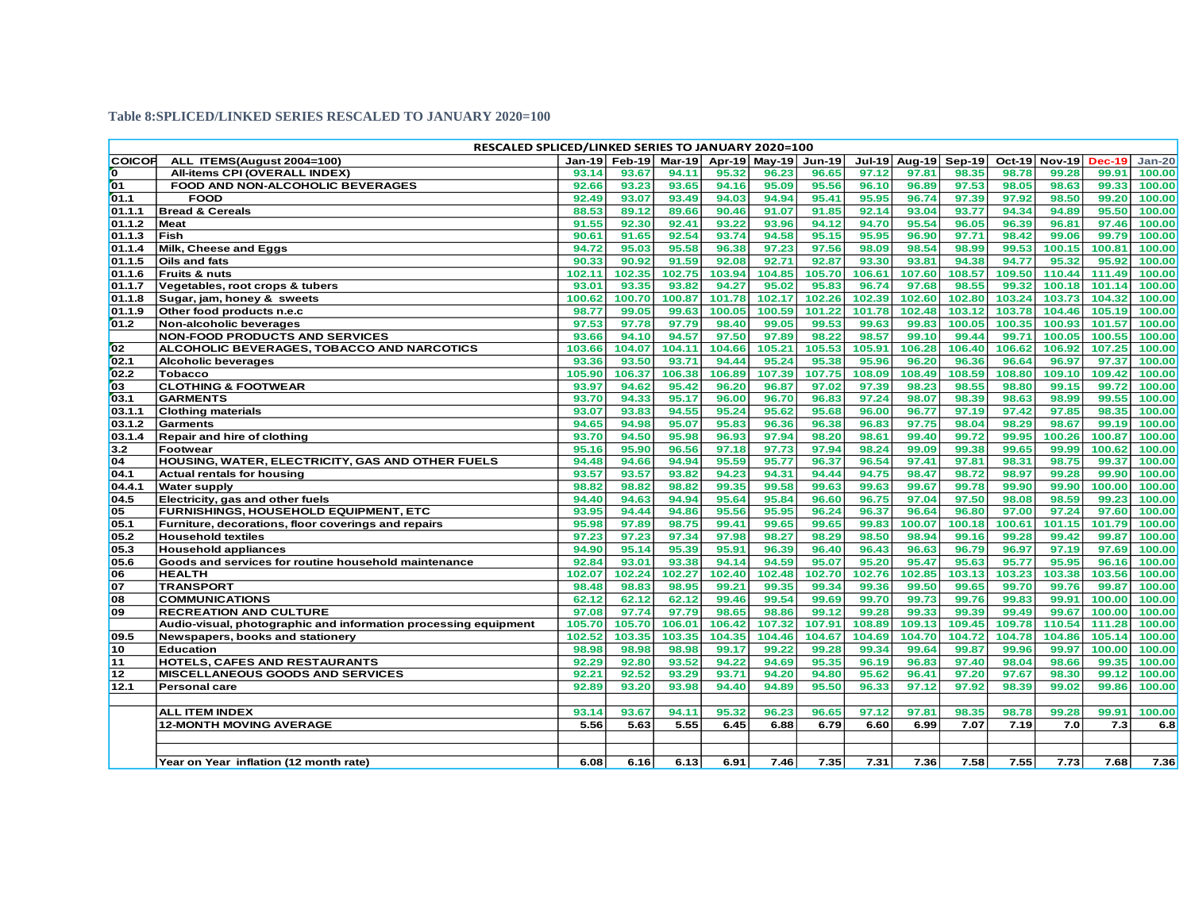**Table 8:SPLICED/LINKED SERIES RESCALED TO JANUARY 2020=100**

| RESCALED SPLICED/LINKED SERIES TO JANUARY 2020=100 | | | | | | | | | | | | | | |
|---|---|---|---|---|---|---|---|---|---|---|---|---|---|---|
| COICOP | ALL ITEMS(August 2004=100) | Jan-19 | Feb-19 | Mar-19 | Apr-19 | May-19 | Jun-19 | Jul-19 | Aug-19 | Sep-19 | Oct-19 | Nov-19 | Dec-19 | Jan-20 |
| 0 | All-items CPI (OVERALL INDEX) | 93.14 | 93.67 | 94.11 | 95.32 | 96.23 | 96.65 | 97.12 | 97.81 | 98.35 | 98.78 | 99.28 | 99.91 | 100.00 |
| 01 | FOOD AND NON-ALCOHOLIC BEVERAGES | 92.66 | 93.23 | 93.65 | 94.16 | 95.09 | 95.56 | 96.10 | 96.89 | 97.53 | 98.05 | 98.63 | 99.33 | 100.00 |
| 01.1 | FOOD | 92.49 | 93.07 | 93.49 | 94.03 | 94.94 | 95.41 | 95.95 | 96.74 | 97.39 | 97.92 | 98.50 | 99.20 | 100.00 |
| 01.1.1 | Bread & Cereals | 88.53 | 89.12 | 89.66 | 90.46 | 91.07 | 91.85 | 92.14 | 93.04 | 93.77 | 94.34 | 94.89 | 95.50 | 100.00 |
| 01.1.2 | Meat | 91.55 | 92.30 | 92.41 | 93.22 | 93.96 | 94.12 | 94.70 | 95.54 | 96.05 | 96.39 | 96.81 | 97.46 | 100.00 |
| 01.1.3 | Fish | 90.61 | 91.65 | 92.54 | 93.74 | 94.58 | 95.15 | 95.95 | 96.90 | 97.71 | 98.42 | 99.06 | 99.79 | 100.00 |
| 01.1.4 | Milk, Cheese and Eggs | 94.72 | 95.03 | 95.58 | 96.38 | 97.23 | 97.56 | 98.09 | 98.54 | 98.99 | 99.53 | 100.15 | 100.81 | 100.00 |
| 01.1.5 | Oils and fats | 90.33 | 90.92 | 91.59 | 92.08 | 92.71 | 92.87 | 93.30 | 93.81 | 94.38 | 94.77 | 95.32 | 95.92 | 100.00 |
| 01.1.6 | Fruits & nuts | 102.11 | 102.35 | 102.75 | 103.94 | 104.85 | 105.70 | 106.61 | 107.60 | 108.57 | 109.50 | 110.44 | 111.49 | 100.00 |
| 01.1.7 | Vegetables, root crops & tubers | 93.01 | 93.35 | 93.82 | 94.27 | 95.02 | 95.83 | 96.74 | 97.68 | 98.55 | 99.32 | 100.18 | 101.14 | 100.00 |
| 01.1.8 | Sugar, jam, honey & sweets | 100.62 | 100.70 | 100.87 | 101.78 | 102.17 | 102.26 | 102.39 | 102.60 | 102.80 | 103.24 | 103.73 | 104.32 | 100.00 |
| 01.1.9 | Other food products n.e.c | 98.77 | 99.05 | 99.63 | 100.05 | 100.59 | 101.22 | 101.78 | 102.48 | 103.12 | 103.78 | 104.46 | 105.19 | 100.00 |
| 01.2 | Non-alcoholic beverages | 97.53 | 97.78 | 97.79 | 98.40 | 99.05 | 99.53 | 99.63 | 99.83 | 100.05 | 100.35 | 100.93 | 101.57 | 100.00 |
| | NON-FOOD PRODUCTS AND SERVICES | 93.66 | 94.10 | 94.57 | 97.50 | 97.89 | 98.22 | 98.57 | 99.10 | 99.44 | 99.71 | 100.05 | 100.55 | 100.00 |
| 02 | ALCOHOLIC BEVERAGES, TOBACCO AND NARCOTICS | 103.66 | 104.07 | 104.11 | 104.66 | 105.21 | 105.53 | 105.91 | 106.28 | 106.40 | 106.62 | 106.92 | 107.25 | 100.00 |
| 02.1 | Alcoholic beverages | 93.36 | 93.50 | 93.71 | 94.44 | 95.24 | 95.38 | 95.96 | 96.20 | 96.36 | 96.64 | 96.97 | 97.37 | 100.00 |
| 02.2 | Tobacco | 105.90 | 106.37 | 106.38 | 106.89 | 107.39 | 107.75 | 108.09 | 108.49 | 108.59 | 108.80 | 109.10 | 109.42 | 100.00 |
| 03 | CLOTHING & FOOTWEAR | 93.97 | 94.62 | 95.42 | 96.20 | 96.87 | 97.02 | 97.39 | 98.23 | 98.55 | 98.80 | 99.15 | 99.72 | 100.00 |
| 03.1 | GARMENTS | 93.70 | 94.33 | 95.17 | 96.00 | 96.70 | 96.83 | 97.24 | 98.07 | 98.39 | 98.63 | 98.99 | 99.55 | 100.00 |
| 03.1.1 | Clothing materials | 93.07 | 93.83 | 94.55 | 95.24 | 95.62 | 95.68 | 96.00 | 96.77 | 97.19 | 97.42 | 97.85 | 98.35 | 100.00 |
| 03.1.2 | Garments | 94.65 | 94.98 | 95.07 | 95.83 | 96.36 | 96.38 | 96.83 | 97.75 | 98.04 | 98.29 | 98.67 | 99.19 | 100.00 |
| 03.1.4 | Repair and hire of clothing | 93.70 | 94.50 | 95.98 | 96.93 | 97.94 | 98.20 | 98.61 | 99.40 | 99.72 | 99.95 | 100.26 | 100.87 | 100.00 |
| 3.2 | Footwear | 95.16 | 95.90 | 96.56 | 97.18 | 97.73 | 97.94 | 98.24 | 99.09 | 99.38 | 99.65 | 99.99 | 100.62 | 100.00 |
| 04 | HOUSING, WATER, ELECTRICITY, GAS AND OTHER FUELS | 94.48 | 94.66 | 94.94 | 95.59 | 95.77 | 96.37 | 96.54 | 97.41 | 97.81 | 98.31 | 98.75 | 99.37 | 100.00 |
| 04.1 | Actual rentals for housing | 93.57 | 93.57 | 93.82 | 94.23 | 94.31 | 94.44 | 94.75 | 98.47 | 98.72 | 98.97 | 99.28 | 99.90 | 100.00 |
| 04.4.1 | Water supply | 98.82 | 98.82 | 98.82 | 99.35 | 99.58 | 99.63 | 99.63 | 99.67 | 99.78 | 99.90 | 99.90 | 100.00 | 100.00 |
| 04.5 | Electricity, gas and other fuels | 94.40 | 94.63 | 94.94 | 95.64 | 95.84 | 96.60 | 96.75 | 97.04 | 97.50 | 98.08 | 98.59 | 99.23 | 100.00 |
| 05 | FURNISHINGS, HOUSEHOLD EQUIPMENT, ETC | 93.95 | 94.44 | 94.86 | 95.56 | 95.95 | 96.24 | 96.37 | 96.64 | 96.80 | 97.00 | 97.24 | 97.60 | 100.00 |
| 05.1 | Furniture, decorations, floor coverings and repairs | 95.98 | 97.89 | 98.75 | 99.41 | 99.65 | 99.65 | 99.83 | 100.07 | 100.18 | 100.61 | 101.15 | 101.79 | 100.00 |
| 05.2 | Household textiles | 97.23 | 97.23 | 97.34 | 97.98 | 98.27 | 98.29 | 98.50 | 98.94 | 99.16 | 99.28 | 99.42 | 99.87 | 100.00 |
| 05.3 | Household appliances | 94.90 | 95.14 | 95.39 | 95.91 | 96.39 | 96.40 | 96.43 | 96.63 | 96.79 | 96.97 | 97.19 | 97.69 | 100.00 |
| 05.6 | Goods and services for routine household maintenance | 92.84 | 93.01 | 93.38 | 94.14 | 94.59 | 95.07 | 95.20 | 95.47 | 95.63 | 95.77 | 95.95 | 96.16 | 100.00 |
| 06 | HEALTH | 102.07 | 102.24 | 102.27 | 102.40 | 102.48 | 102.70 | 102.76 | 102.85 | 103.13 | 103.23 | 103.38 | 103.56 | 100.00 |
| 07 | TRANSPORT | 98.48 | 98.83 | 98.95 | 99.21 | 99.35 | 99.34 | 99.36 | 99.50 | 99.65 | 99.70 | 99.76 | 99.87 | 100.00 |
| 08 | COMMUNICATIONS | 62.12 | 62.12 | 62.12 | 99.46 | 99.54 | 99.69 | 99.70 | 99.73 | 99.76 | 99.83 | 99.91 | 100.00 | 100.00 |
| 09 | RECREATION AND CULTURE | 97.08 | 97.74 | 97.79 | 98.65 | 98.86 | 99.12 | 99.28 | 99.33 | 99.39 | 99.49 | 99.67 | 100.00 | 100.00 |
| | Audio-visual, photographic and information processing equipment | 105.70 | 105.70 | 106.01 | 106.42 | 107.32 | 107.91 | 108.89 | 109.13 | 109.45 | 109.78 | 110.54 | 111.28 | 100.00 |
| 09.5 | Newspapers, books and stationery | 102.52 | 103.35 | 103.35 | 104.35 | 104.46 | 104.67 | 104.69 | 104.70 | 104.72 | 104.78 | 104.86 | 105.14 | 100.00 |
| 10 | Education | 98.98 | 98.98 | 98.98 | 99.17 | 99.22 | 99.28 | 99.34 | 99.64 | 99.87 | 99.96 | 99.97 | 100.00 | 100.00 |
| 11 | HOTELS, CAFES AND RESTAURANTS | 92.29 | 92.80 | 93.52 | 94.22 | 94.69 | 95.35 | 96.19 | 96.83 | 97.40 | 98.04 | 98.66 | 99.35 | 100.00 |
| 12 | MISCELLANEOUS GOODS AND SERVICES | 92.21 | 92.52 | 93.29 | 93.71 | 94.20 | 94.80 | 95.62 | 96.41 | 97.20 | 97.67 | 98.30 | 99.12 | 100.00 |
| 12.1 | Personal care | 92.89 | 93.20 | 93.98 | 94.40 | 94.89 | 95.50 | 96.33 | 97.12 | 97.92 | 98.39 | 99.02 | 99.86 | 100.00 |
| | | | | | | | | | | | | | | |
| | ALL ITEM INDEX | 93.14 | 93.67 | 94.11 | 95.32 | 96.23 | 96.65 | 97.12 | 97.81 | 98.35 | 98.78 | 99.28 | 99.91 | 100.00 |
| | 12-MONTH MOVING AVERAGE | 5.56 | 5.63 | 5.55 | 6.45 | 6.88 | 6.79 | 6.60 | 6.99 | 7.07 | 7.19 | 7.0 | 7.3 | 6.8 |
| | | | | | | | | | | | | | | |
| | | | | | | | | | | | | | | |
| | Year on Year inflation (12 month rate) | 6.08 | 6.16 | 6.13 | 6.91 | 7.46 | 7.35 | 7.31 | 7.36 | 7.58 | 7.55 | 7.73 | 7.68 | 7.36 |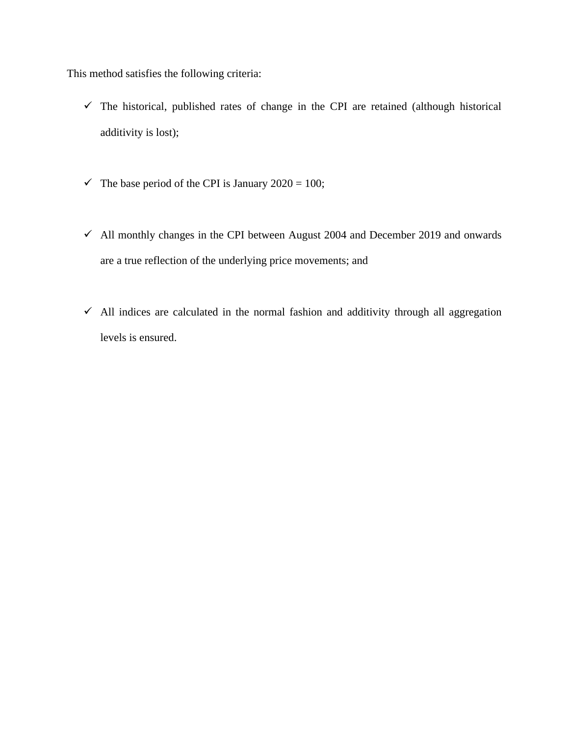This method satisfies the following criteria:

- ✓ The historical, published rates of change in the CPI are retained (although historical additivity is lost);
- ✓ The base period of the CPI is January 2020 = 100;
- ✓ All monthly changes in the CPI between August 2004 and December 2019 and onwards are a true reflection of the underlying price movements; and
- ✓ All indices are calculated in the normal fashion and additivity through all aggregation levels is ensured.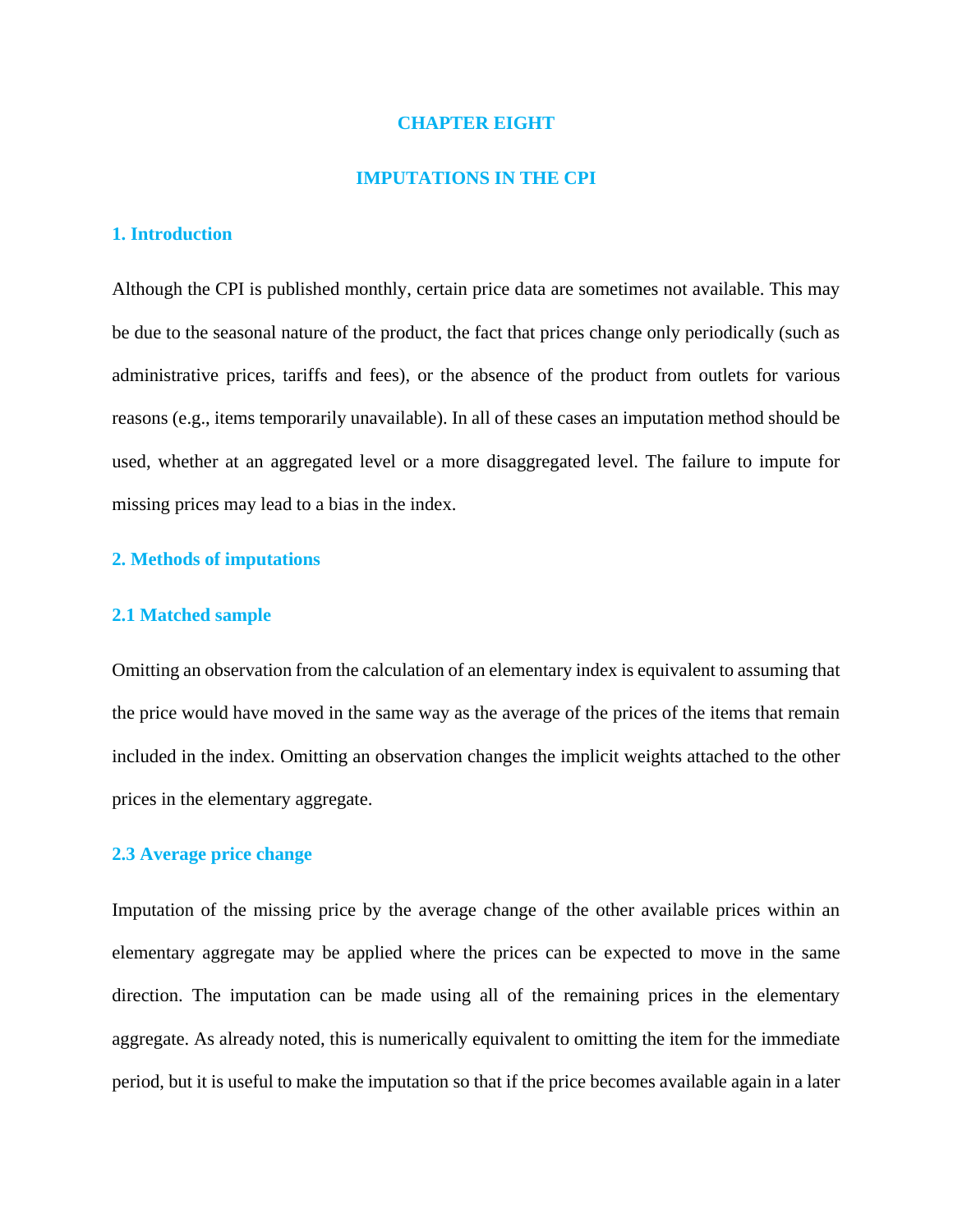# CHAPTER EIGHT

# IMPUTATIONS IN THE CPI

## 1. Introduction

Although the CPI is published monthly, certain price data are sometimes not available. This may be due to the seasonal nature of the product, the fact that prices change only periodically (such as administrative prices, tariffs and fees), or the absence of the product from outlets for various reasons (e.g., items temporarily unavailable). In all of these cases an imputation method should be used, whether at an aggregated level or a more disaggregated level. The failure to impute for missing prices may lead to a bias in the index.

## 2. Methods of imputations

### 2.1 Matched sample

Omitting an observation from the calculation of an elementary index is equivalent to assuming that the price would have moved in the same way as the average of the prices of the items that remain included in the index. Omitting an observation changes the implicit weights attached to the other prices in the elementary aggregate.

### 2.3 Average price change

Imputation of the missing price by the average change of the other available prices within an elementary aggregate may be applied where the prices can be expected to move in the same direction. The imputation can be made using all of the remaining prices in the elementary aggregate. As already noted, this is numerically equivalent to omitting the item for the immediate period, but it is useful to make the imputation so that if the price becomes available again in a later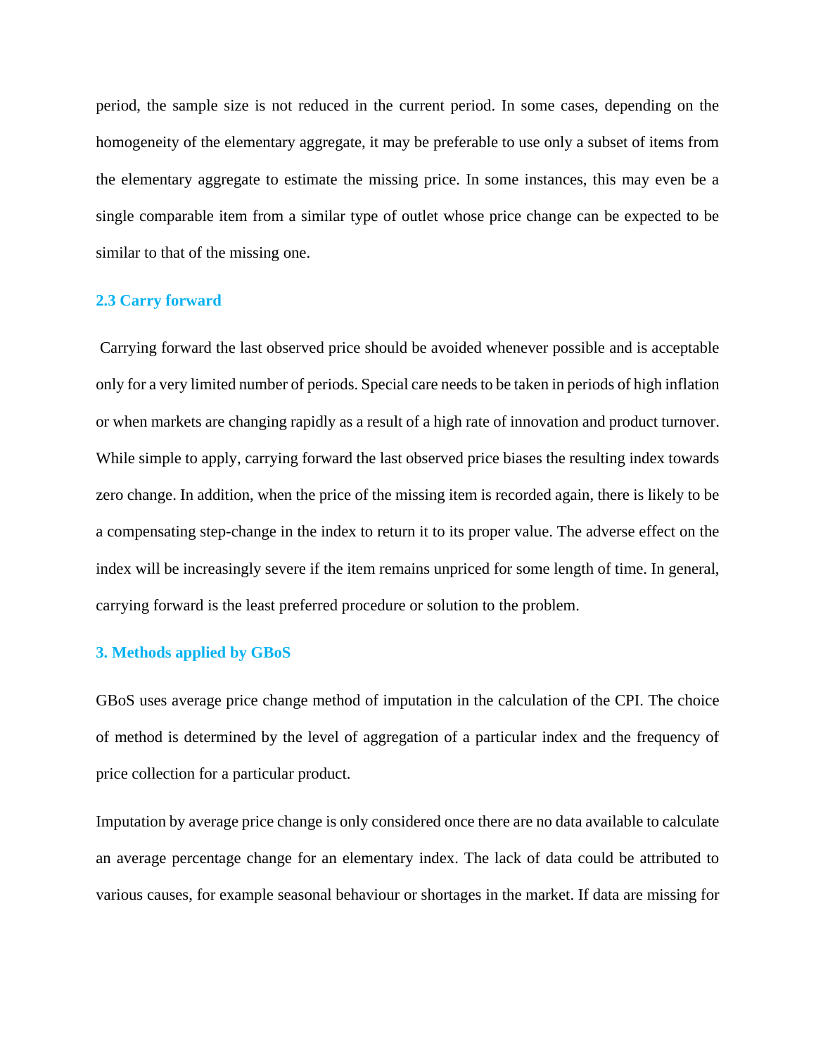period, the sample size is not reduced in the current period. In some cases, depending on the homogeneity of the elementary aggregate, it may be preferable to use only a subset of items from the elementary aggregate to estimate the missing price. In some instances, this may even be a single comparable item from a similar type of outlet whose price change can be expected to be similar to that of the missing one.

### 2.3 Carry forward

Carrying forward the last observed price should be avoided whenever possible and is acceptable only for a very limited number of periods. Special care needs to be taken in periods of high inflation or when markets are changing rapidly as a result of a high rate of innovation and product turnover. While simple to apply, carrying forward the last observed price biases the resulting index towards zero change. In addition, when the price of the missing item is recorded again, there is likely to be a compensating step-change in the index to return it to its proper value. The adverse effect on the index will be increasingly severe if the item remains unpriced for some length of time. In general, carrying forward is the least preferred procedure or solution to the problem.

## 3. Methods applied by GBoS

GBoS uses average price change method of imputation in the calculation of the CPI. The choice of method is determined by the level of aggregation of a particular index and the frequency of price collection for a particular product.

Imputation by average price change is only considered once there are no data available to calculate an average percentage change for an elementary index. The lack of data could be attributed to various causes, for example seasonal behaviour or shortages in the market. If data are missing for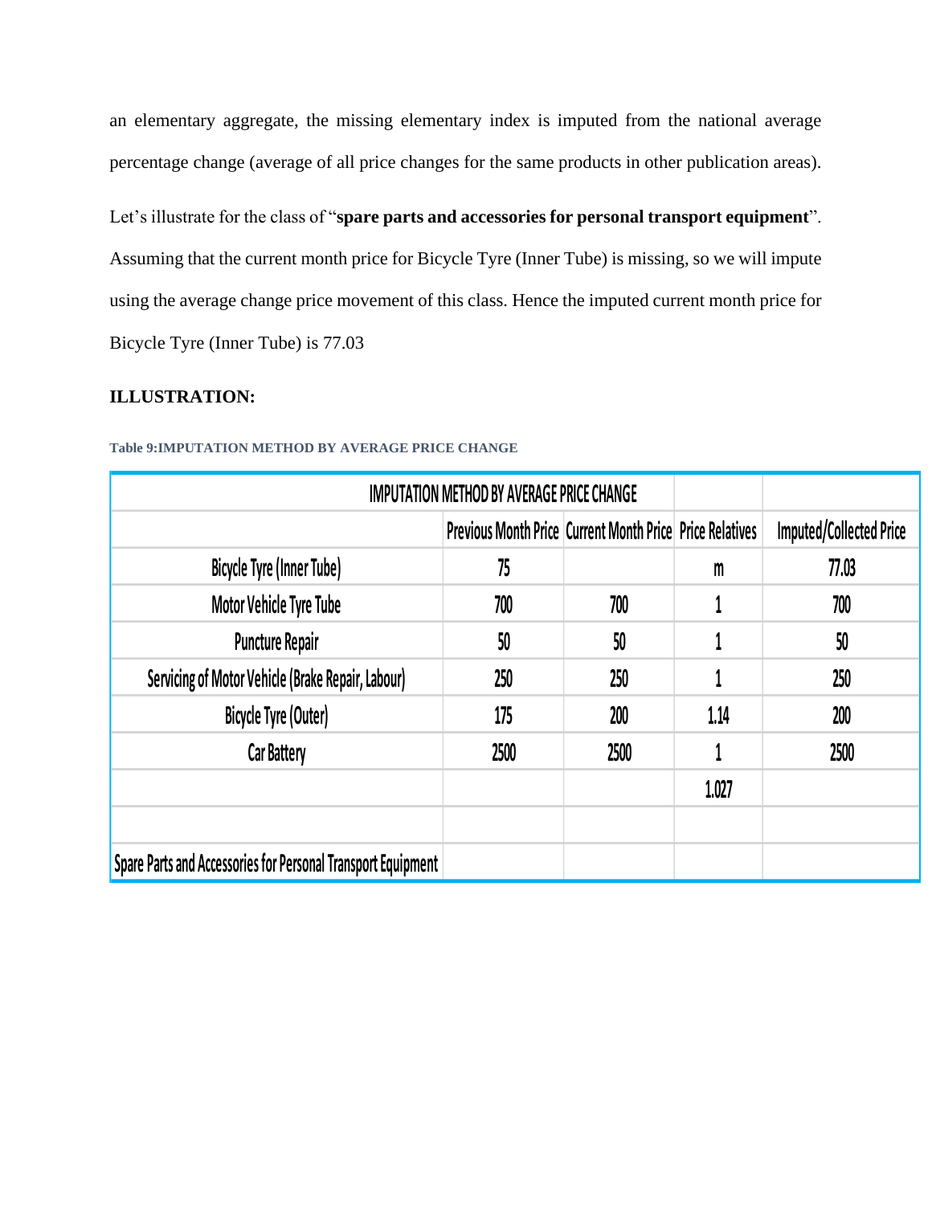an elementary aggregate, the missing elementary index is imputed from the national average percentage change (average of all price changes for the same products in other publication areas).

Let's illustrate for the class of "**spare parts and accessories for personal transport equipment**". Assuming that the current month price for Bicycle Tyre (Inner Tube) is missing, so we will impute using the average change price movement of this class. Hence the imputed current month price for Bicycle Tyre (Inner Tube) is 77.03

**ILLUSTRATION:**

Table 9:IMPUTATION METHOD BY AVERAGE PRICE CHANGE

| IMPUTATION METHOD BY AVERAGE PRICE CHANGE | | | | |
|---|---|---|---|---|
| | Previous Month Price | Current Month Price | Price Relatives | Imputed/Collected Price |
| Bicycle Tyre (Inner Tube) | 75 | | m | 77.03 |
| Motor Vehicle Tyre Tube | 700 | 700 | 1 | 700 |
| Puncture Repair | 50 | 50 | 1 | 50 |
| Servicing of Motor Vehicle (Brake Repair, Labour) | 250 | 250 | 1 | 250 |
| Bicycle Tyre (Outer) | 175 | 200 | 1.14 | 200 |
| Car Battery | 2500 | 2500 | 1 | 2500 |
| | | | 1.027 | |
| | | | | |
| Spare Parts and Accessories for Personal Transport Equipment | | | | |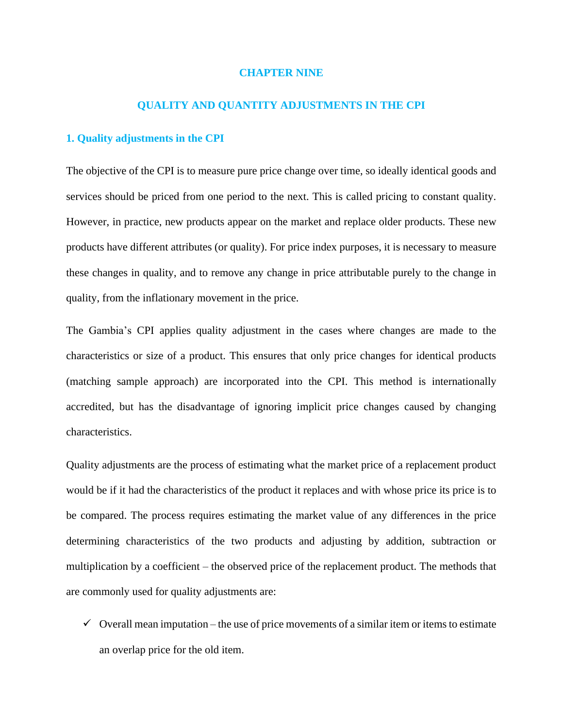# CHAPTER NINE

## QUALITY AND QUANTITY ADJUSTMENTS IN THE CPI

### 1. Quality adjustments in the CPI

The objective of the CPI is to measure pure price change over time, so ideally identical goods and services should be priced from one period to the next. This is called pricing to constant quality. However, in practice, new products appear on the market and replace older products. These new products have different attributes (or quality). For price index purposes, it is necessary to measure these changes in quality, and to remove any change in price attributable purely to the change in quality, from the inflationary movement in the price.

The Gambia's CPI applies quality adjustment in the cases where changes are made to the characteristics or size of a product. This ensures that only price changes for identical products (matching sample approach) are incorporated into the CPI. This method is internationally accredited, but has the disadvantage of ignoring implicit price changes caused by changing characteristics.

Quality adjustments are the process of estimating what the market price of a replacement product would be if it had the characteristics of the product it replaces and with whose price its price is to be compared. The process requires estimating the market value of any differences in the price determining characteristics of the two products and adjusting by addition, subtraction or multiplication by a coefficient – the observed price of the replacement product. The methods that are commonly used for quality adjustments are:

- ✓ Overall mean imputation – the use of price movements of a similar item or items to estimate an overlap price for the old item.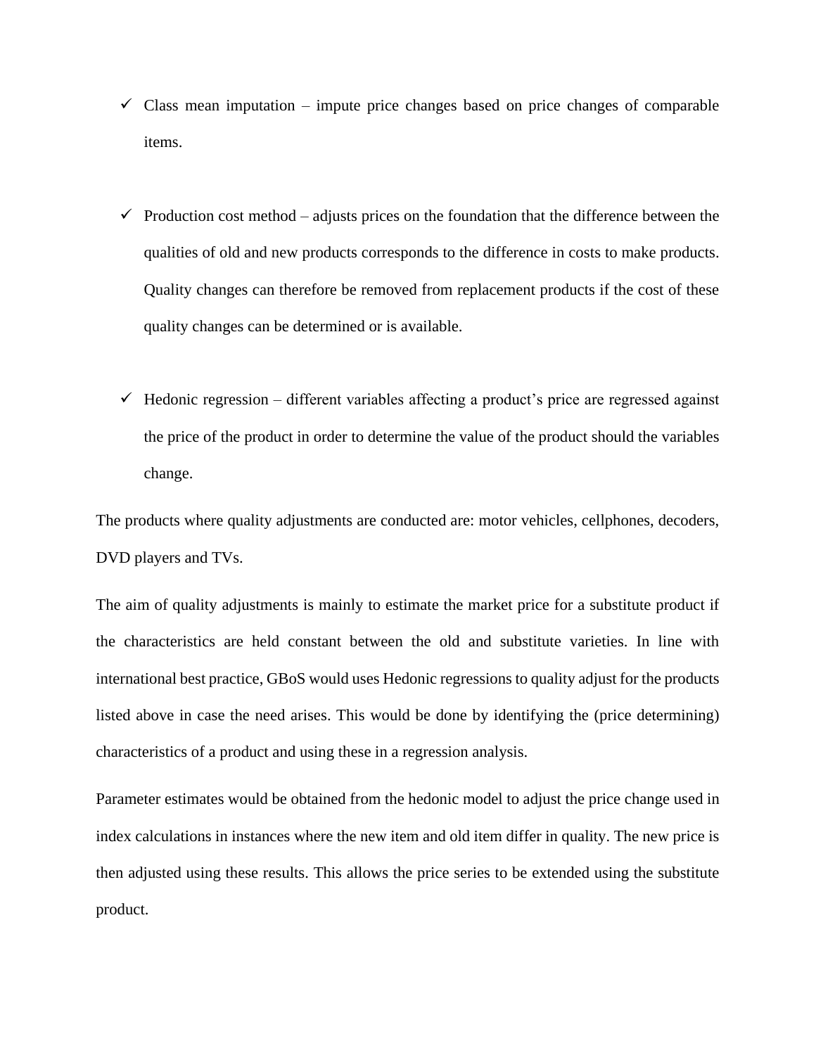- ✓ Class mean imputation – impute price changes based on price changes of comparable items.

- ✓ Production cost method – adjusts prices on the foundation that the difference between the qualities of old and new products corresponds to the difference in costs to make products. Quality changes can therefore be removed from replacement products if the cost of these quality changes can be determined or is available.

- ✓ Hedonic regression – different variables affecting a product's price are regressed against the price of the product in order to determine the value of the product should the variables change.

The products where quality adjustments are conducted are: motor vehicles, cellphones, decoders, DVD players and TVs.

The aim of quality adjustments is mainly to estimate the market price for a substitute product if the characteristics are held constant between the old and substitute varieties. In line with international best practice, GBoS would uses Hedonic regressions to quality adjust for the products listed above in case the need arises. This would be done by identifying the (price determining) characteristics of a product and using these in a regression analysis.

Parameter estimates would be obtained from the hedonic model to adjust the price change used in index calculations in instances where the new item and old item differ in quality. The new price is then adjusted using these results. This allows the price series to be extended using the substitute product.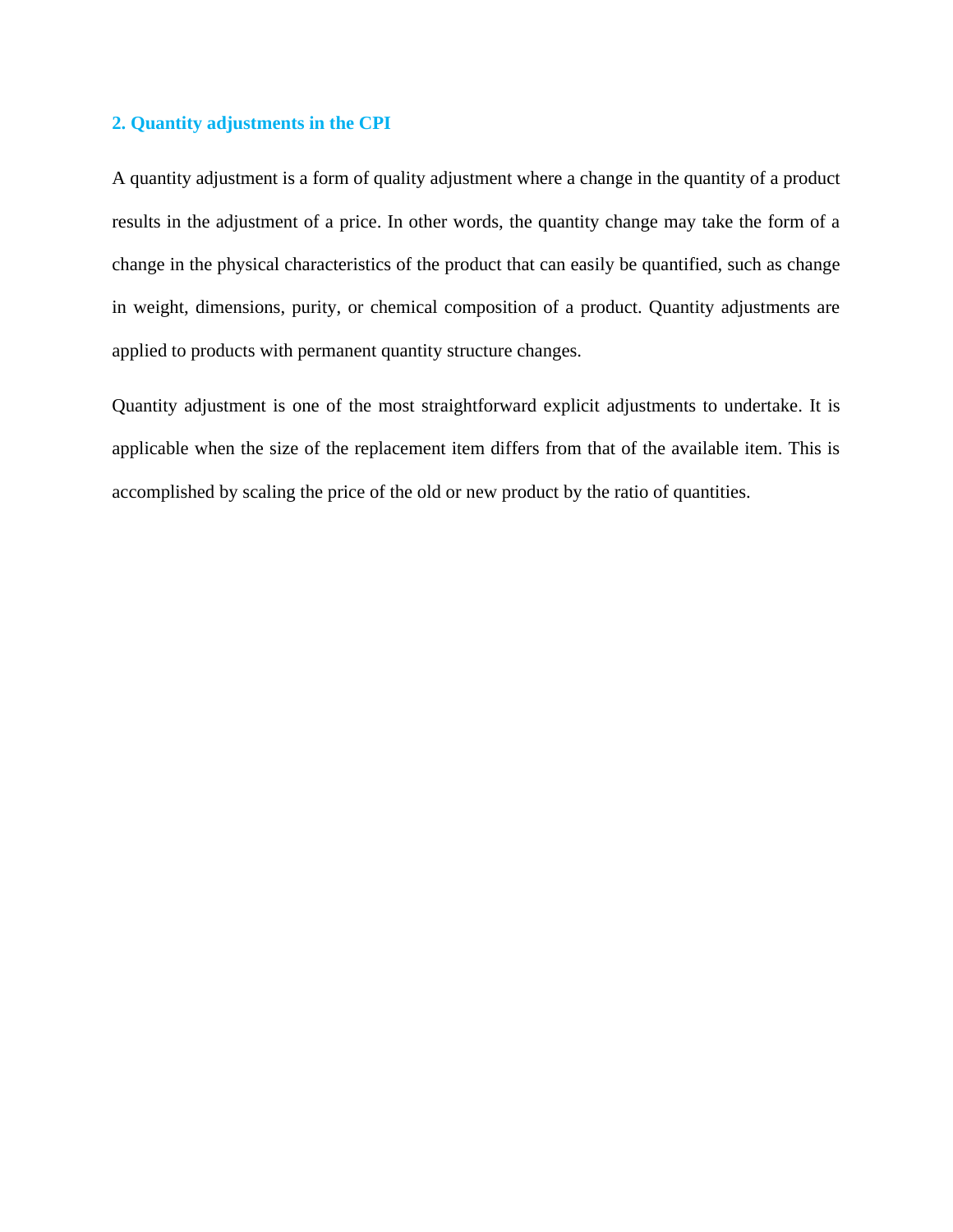## 2. Quantity adjustments in the CPI

A quantity adjustment is a form of quality adjustment where a change in the quantity of a product results in the adjustment of a price. In other words, the quantity change may take the form of a change in the physical characteristics of the product that can easily be quantified, such as change in weight, dimensions, purity, or chemical composition of a product. Quantity adjustments are applied to products with permanent quantity structure changes.

Quantity adjustment is one of the most straightforward explicit adjustments to undertake. It is applicable when the size of the replacement item differs from that of the available item. This is accomplished by scaling the price of the old or new product by the ratio of quantities.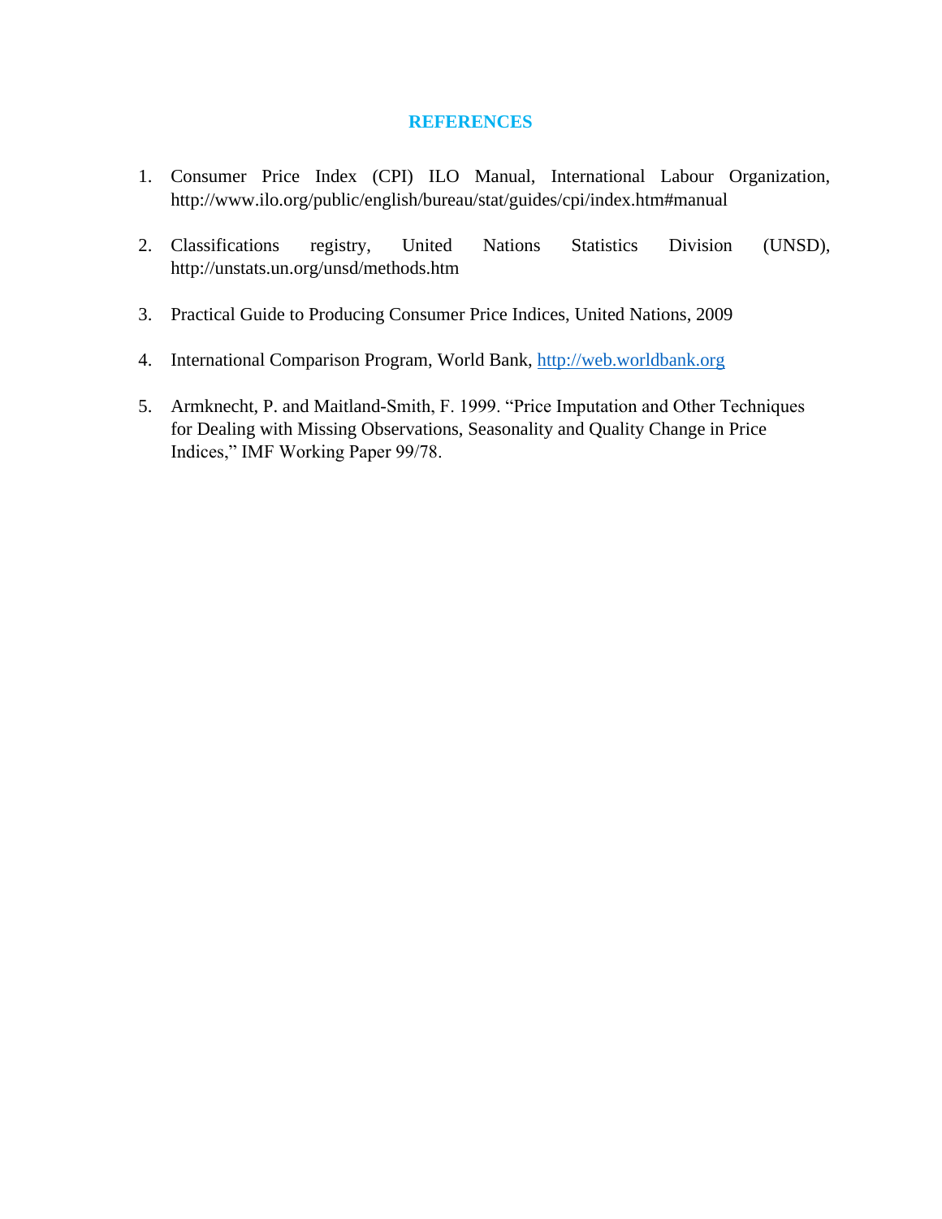## REFERENCES

1. Consumer Price Index (CPI) ILO Manual, International Labour Organization, http://www.ilo.org/public/english/bureau/stat/guides/cpi/index.htm#manual

2. Classifications registry, United Nations Statistics Division (UNSD), http://unstats.un.org/unsd/methods.htm

3. Practical Guide to Producing Consumer Price Indices, United Nations, 2009

4. International Comparison Program, World Bank, http://web.worldbank.org

5. Armknecht, P. and Maitland-Smith, F. 1999. "Price Imputation and Other Techniques for Dealing with Missing Observations, Seasonality and Quality Change in Price Indices," IMF Working Paper 99/78.